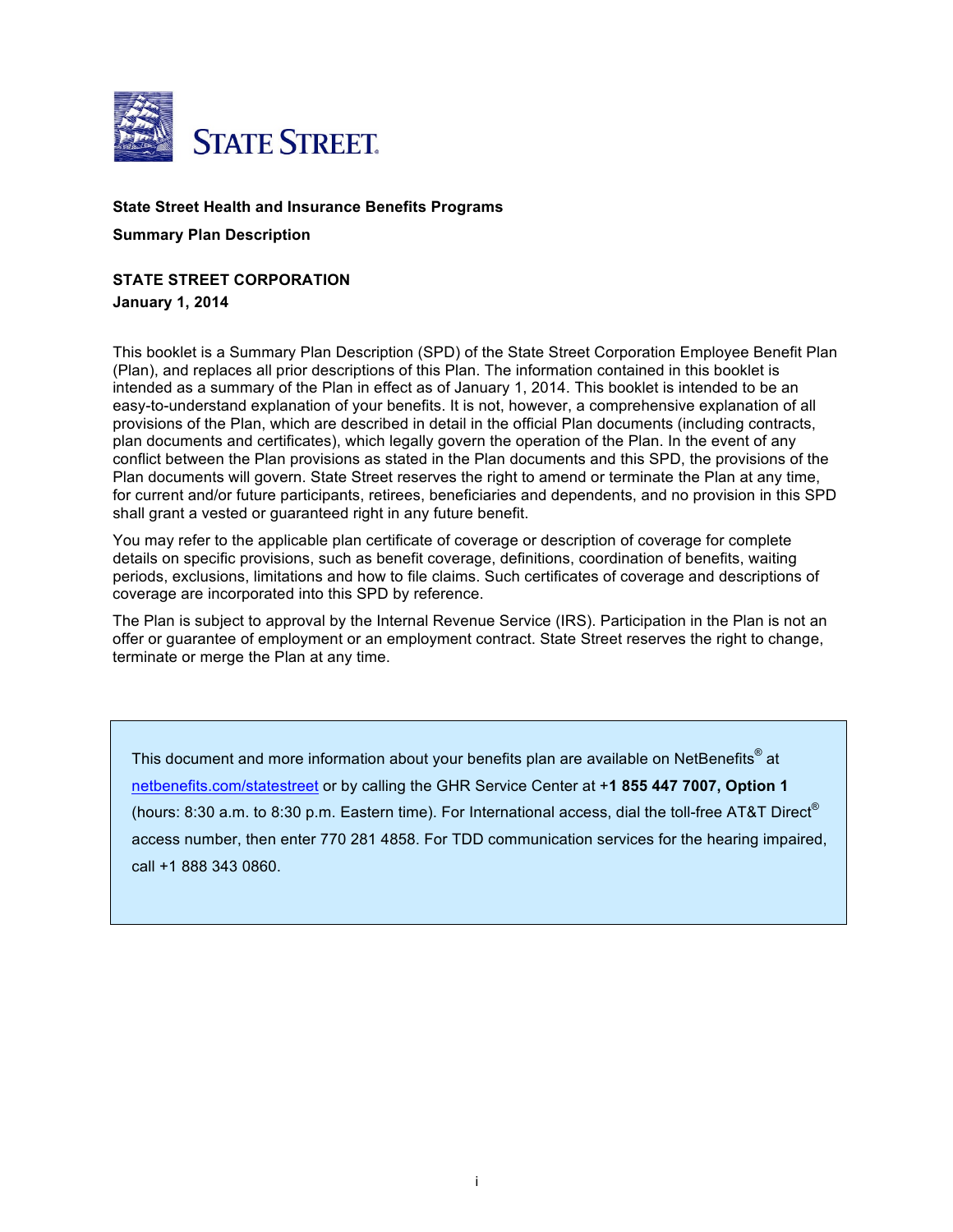STATE STREET

**State Street Health and Insurance Benefits Programs**

**Summary Plan Description**

**STATE STREET CORPORATION**

**January 1, 2014**

This booklet is a Summary Plan Description (SPD) of the State Street Corporation Employee Benefit Plan (Plan), and replaces all prior descriptions of this Plan. The information contained in this booklet is intended as a summary of the Plan in effect as of January 1, 2014. This booklet is intended to be an easy-to-understand explanation of your benefits. It is not, however, a comprehensive explanation of all provisions of the Plan, which are described in detail in the official Plan documents (including contracts, plan documents and certificates), which legally govern the operation of the Plan. In the event of any conflict between the Plan provisions as stated in the Plan documents and this SPD, the provisions of the Plan documents will govern. State Street reserves the right to amend or terminate the Plan at any time, for current and/or future participants, retirees, beneficiaries and dependents, and no provision in this SPD shall grant a vested or guaranteed right in any future benefit.

You may refer to the applicable plan certificate of coverage or description of coverage for complete details on specific provisions, such as benefit coverage, definitions, coordination of benefits, waiting periods, exclusions, limitations and how to file claims. Such certificates of coverage and descriptions of coverage are incorporated into this SPD by reference.

The Plan is subject to approval by the Internal Revenue Service (IRS). Participation in the Plan is not an offer or guarantee of employment or an employment contract. State Street reserves the right to change, terminate or merge the Plan at any time.

This document and more information about your benefits plan are available on NetBenefits® at netbenefits.com/statestreet or by calling the GHR Service Center at +**1 855 447 7007, Option 1** (hours: 8:30 a.m. to 8:30 p.m. Eastern time). For International access, dial the toll-free AT&T Direct® access number, then enter 770 281 4858. For TDD communication services for the hearing impaired, call +1 888 343 0860.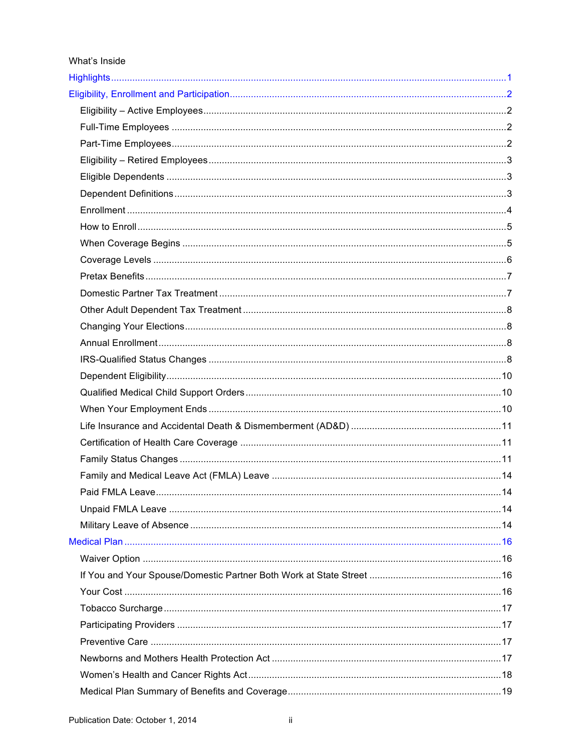What's Inside

Highlights ........................................................................................................................................1

Eligibility, Enrollment and Participation..........................................................................................2

- Eligibility – Active Employees..................................................................................................2
- Full-Time Employees ..............................................................................................................2
- Part-Time Employees..............................................................................................................2
- Eligibility – Retired Employees................................................................................................3
- Eligible Dependents ...............................................................................................................3
- Dependent Definitions.............................................................................................................3
- Enrollment ..............................................................................................................................4
- How to Enroll..........................................................................................................................5
- When Coverage Begins ..........................................................................................................5
- Coverage Levels ....................................................................................................................6
- Pretax Benefits.......................................................................................................................7
- Domestic Partner Tax Treatment............................................................................................7
- Other Adult Dependent Tax Treatment ...................................................................................8
- Changing Your Elections.........................................................................................................8
- Annual Enrollment..................................................................................................................8
- IRS-Qualified Status Changes ................................................................................................8
- Dependent Eligibility..............................................................................................................10
- Qualified Medical Child Support Orders.................................................................................10
- When Your Employment Ends ..............................................................................................10
- Life Insurance and Accidental Death & Dismemberment (AD&D) .........................................11
- Certification of Health Care Coverage ..................................................................................11
- Family Status Changes .........................................................................................................11
- Family and Medical Leave Act (FMLA) Leave ......................................................................14
- Paid FMLA Leave..................................................................................................................14
- Unpaid FMLA Leave .............................................................................................................14
- Military Leave of Absence .....................................................................................................14

Medical Plan ..................................................................................................................................16

- Waiver Option .......................................................................................................................16
- If You and Your Spouse/Domestic Partner Both Work at State Street ..................................16
- Your Cost ..............................................................................................................................16
- Tobacco Surcharge...............................................................................................................17
- Participating Providers .........................................................................................................17
- Preventive Care ....................................................................................................................17
- Newborns and Mothers Health Protection Act ......................................................................17
- Women's Health and Cancer Rights Act...............................................................................18
- Medical Plan Summary of Benefits and Coverage.................................................................19

Publication Date: October 1, 2014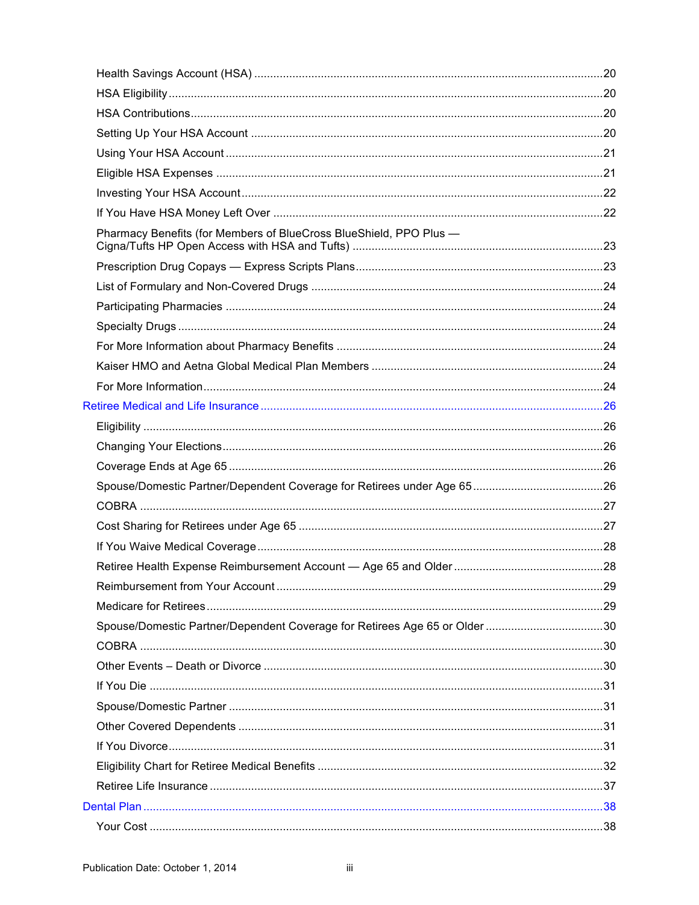- Health Savings Account (HSA) ........ 20
  - HSA Eligibility ........ 20
  - HSA Contributions ........ 20
  - Setting Up Your HSA Account ........ 20
  - Using Your HSA Account ........ 21
  - Eligible HSA Expenses ........ 21
  - Investing Your HSA Account ........ 22
  - If You Have HSA Money Left Over ........ 22
- Pharmacy Benefits (for Members of BlueCross BlueShield, PPO Plus — Cigna/Tufts HP Open Access with HSA and Tufts) ........ 23
  - Prescription Drug Copays — Express Scripts Plans ........ 23
  - List of Formulary and Non-Covered Drugs ........ 24
  - Participating Pharmacies ........ 24
  - Specialty Drugs ........ 24
  - For More Information about Pharmacy Benefits ........ 24
  - Kaiser HMO and Aetna Global Medical Plan Members ........ 24
  - For More Information ........ 24

**Retiree Medical and Life Insurance ........ 26**

- Eligibility ........ 26
- Changing Your Elections ........ 26
- Coverage Ends at Age 65 ........ 26
- Spouse/Domestic Partner/Dependent Coverage for Retirees under Age 65 ........ 26
- COBRA ........ 27
- Cost Sharing for Retirees under Age 65 ........ 27
- If You Waive Medical Coverage ........ 28
- Retiree Health Expense Reimbursement Account — Age 65 and Older ........ 28
- Reimbursement from Your Account ........ 29
- Medicare for Retirees ........ 29
- Spouse/Domestic Partner/Dependent Coverage for Retirees Age 65 or Older ........ 30
- COBRA ........ 30
- Other Events – Death or Divorce ........ 30
- If You Die ........ 31
- Spouse/Domestic Partner ........ 31
- Other Covered Dependents ........ 31
- If You Divorce ........ 31
- Eligibility Chart for Retiree Medical Benefits ........ 32
- Retiree Life Insurance ........ 37

**Dental Plan ........ 38**

- Your Cost ........ 38

Publication Date: October 1, 2014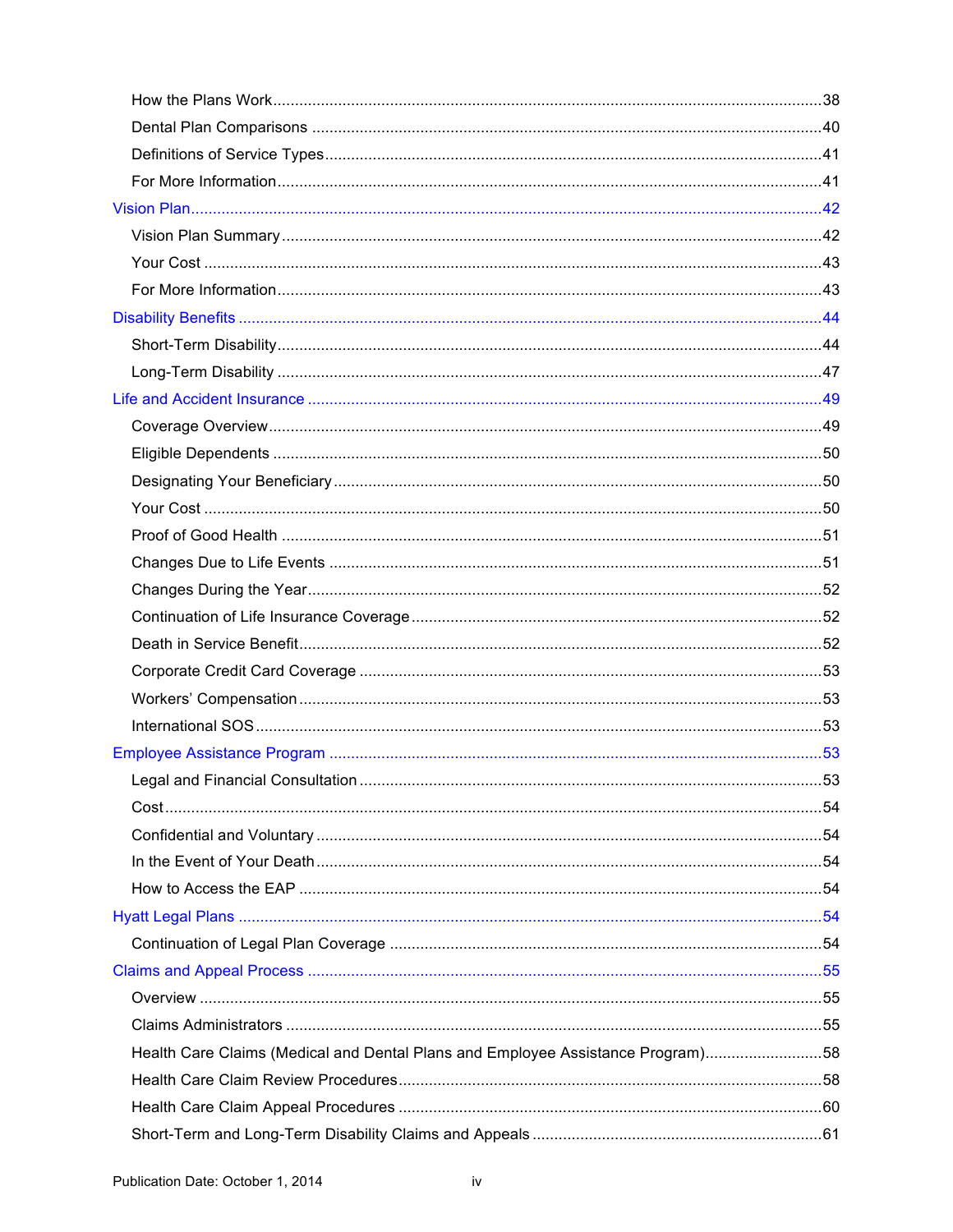- How the Plans Work ..... 38
- Dental Plan Comparisons ..... 40
- Definitions of Service Types ..... 41
- For More Information ..... 41

Vision Plan ..... 42

- Vision Plan Summary ..... 42
- Your Cost ..... 43
- For More Information ..... 43

Disability Benefits ..... 44

- Short-Term Disability ..... 44
- Long-Term Disability ..... 47

Life and Accident Insurance ..... 49

- Coverage Overview ..... 49
- Eligible Dependents ..... 50
- Designating Your Beneficiary ..... 50
- Your Cost ..... 50
- Proof of Good Health ..... 51
- Changes Due to Life Events ..... 51
- Changes During the Year ..... 52
- Continuation of Life Insurance Coverage ..... 52
- Death in Service Benefit ..... 52
- Corporate Credit Card Coverage ..... 53
- Workers' Compensation ..... 53
- International SOS ..... 53

Employee Assistance Program ..... 53

- Legal and Financial Consultation ..... 53
- Cost ..... 54
- Confidential and Voluntary ..... 54
- In the Event of Your Death ..... 54
- How to Access the EAP ..... 54

Hyatt Legal Plans ..... 54

- Continuation of Legal Plan Coverage ..... 54

Claims and Appeal Process ..... 55

- Overview ..... 55
- Claims Administrators ..... 55
- Health Care Claims (Medical and Dental Plans and Employee Assistance Program) ..... 58
- Health Care Claim Review Procedures ..... 58
- Health Care Claim Appeal Procedures ..... 60
- Short-Term and Long-Term Disability Claims and Appeals ..... 61

Publication Date: October 1, 2014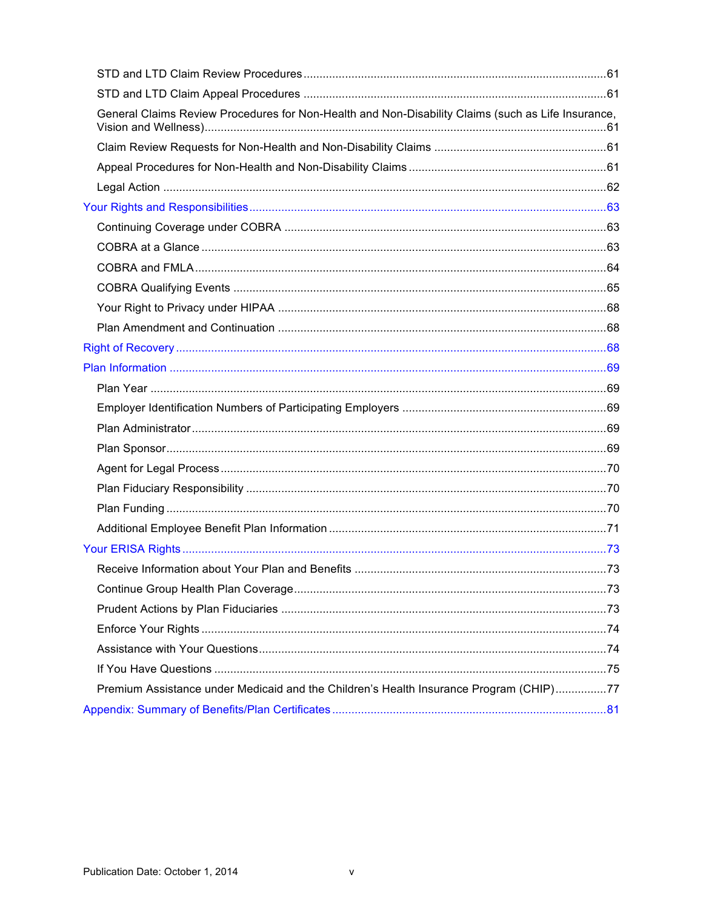- STD and LTD Claim Review Procedures ..... 61
- STD and LTD Claim Appeal Procedures ..... 61
- General Claims Review Procedures for Non-Health and Non-Disability Claims (such as Life Insurance, Vision and Wellness) ..... 61
- Claim Review Requests for Non-Health and Non-Disability Claims ..... 61
- Appeal Procedures for Non-Health and Non-Disability Claims ..... 61
- Legal Action ..... 62

Your Rights and Responsibilities ..... 63

- Continuing Coverage under COBRA ..... 63
- COBRA at a Glance ..... 63
- COBRA and FMLA ..... 64
- COBRA Qualifying Events ..... 65
- Your Right to Privacy under HIPAA ..... 68
- Plan Amendment and Continuation ..... 68

Right of Recovery ..... 68

Plan Information ..... 69

- Plan Year ..... 69
- Employer Identification Numbers of Participating Employers ..... 69
- Plan Administrator ..... 69
- Plan Sponsor ..... 69
- Agent for Legal Process ..... 70
- Plan Fiduciary Responsibility ..... 70
- Plan Funding ..... 70
- Additional Employee Benefit Plan Information ..... 71

Your ERISA Rights ..... 73

- Receive Information about Your Plan and Benefits ..... 73
- Continue Group Health Plan Coverage ..... 73
- Prudent Actions by Plan Fiduciaries ..... 73
- Enforce Your Rights ..... 74
- Assistance with Your Questions ..... 74
- If You Have Questions ..... 75
- Premium Assistance under Medicaid and the Children's Health Insurance Program (CHIP) ..... 77

Appendix: Summary of Benefits/Plan Certificates ..... 81

Publication Date: October 1, 2014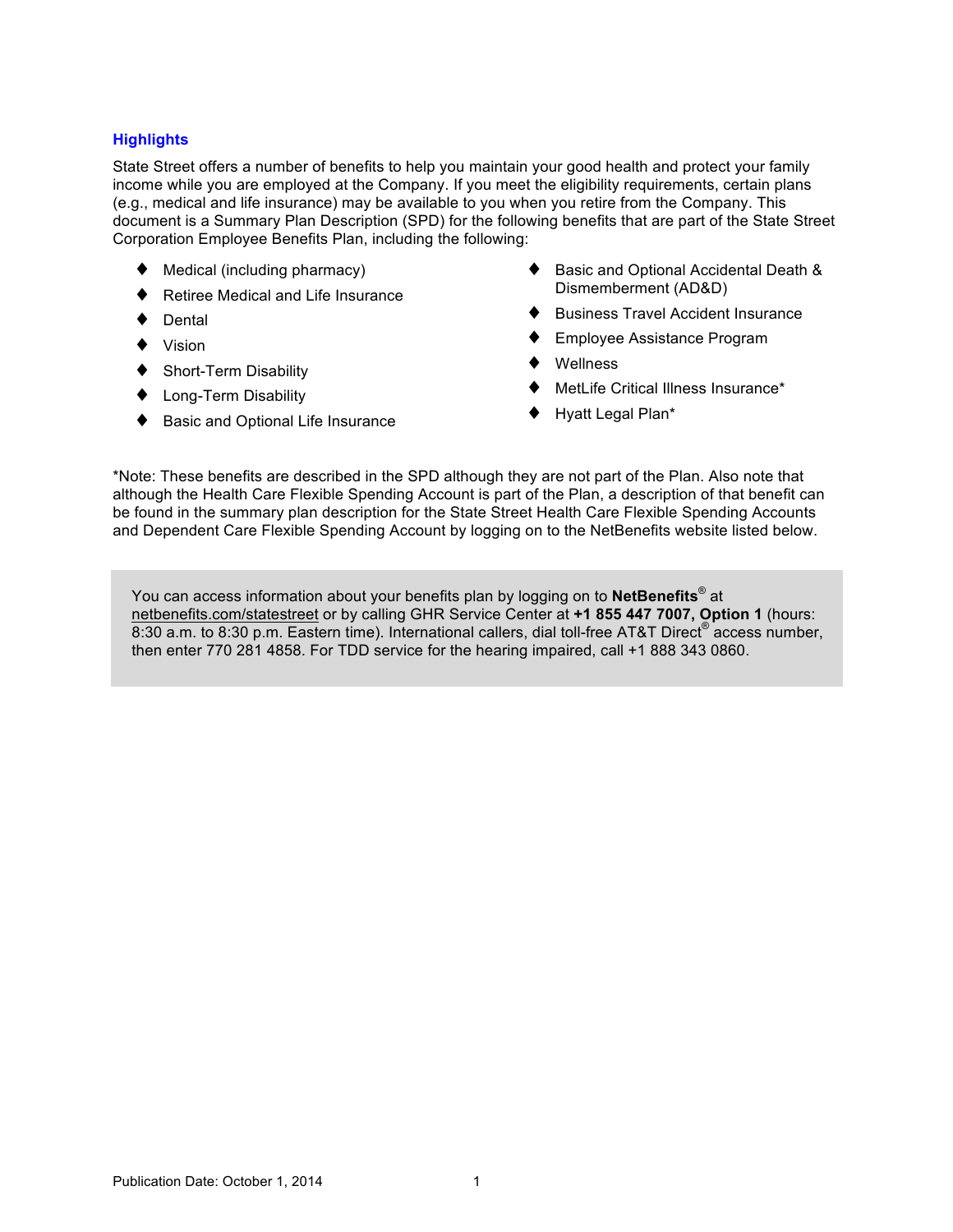## Highlights

State Street offers a number of benefits to help you maintain your good health and protect your family income while you are employed at the Company. If you meet the eligibility requirements, certain plans (e.g., medical and life insurance) may be available to you when you retire from the Company. This document is a Summary Plan Description (SPD) for the following benefits that are part of the State Street Corporation Employee Benefits Plan, including the following:

- Medical (including pharmacy)
- Retiree Medical and Life Insurance
- Dental
- Vision
- Short-Term Disability
- Long-Term Disability
- Basic and Optional Life Insurance
- Basic and Optional Accidental Death & Dismemberment (AD&D)
- Business Travel Accident Insurance
- Employee Assistance Program
- Wellness
- MetLife Critical Illness Insurance*
- Hyatt Legal Plan*

*Note: These benefits are described in the SPD although they are not part of the Plan. Also note that although the Health Care Flexible Spending Account is part of the Plan, a description of that benefit can be found in the summary plan description for the State Street Health Care Flexible Spending Accounts and Dependent Care Flexible Spending Account by logging on to the NetBenefits website listed below.

> You can access information about your benefits plan by logging on to **NetBenefits®** at netbenefits.com/statestreet or by calling GHR Service Center at **+1 855 447 7007, Option 1** (hours: 8:30 a.m. to 8:30 p.m. Eastern time). International callers, dial toll-free AT&T Direct® access number, then enter 770 281 4858. For TDD service for the hearing impaired, call +1 888 343 0860.

Publication Date: October 1, 2014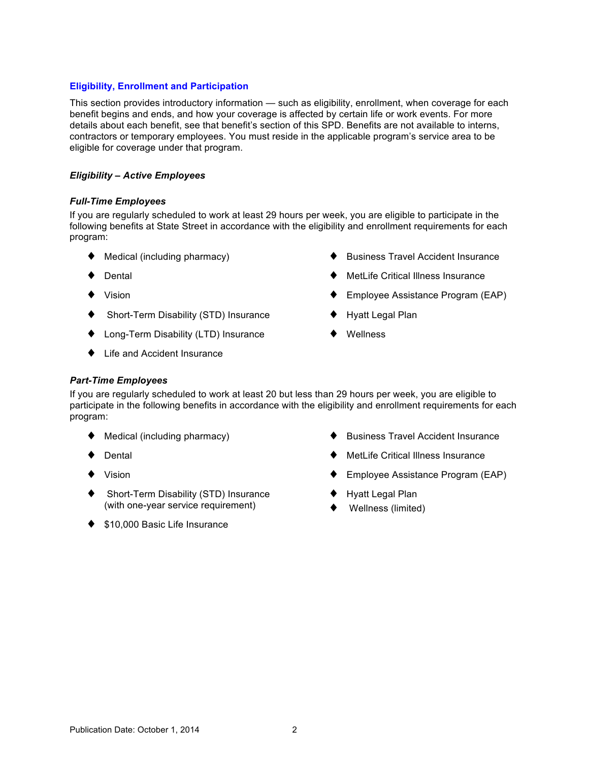## Eligibility, Enrollment and Participation

This section provides introductory information — such as eligibility, enrollment, when coverage for each benefit begins and ends, and how your coverage is affected by certain life or work events. For more details about each benefit, see that benefit's section of this SPD. Benefits are not available to interns, contractors or temporary employees. You must reside in the applicable program's service area to be eligible for coverage under that program.

### *Eligibility – Active Employees*

#### *Full-Time Employees*

If you are regularly scheduled to work at least 29 hours per week, you are eligible to participate in the following benefits at State Street in accordance with the eligibility and enrollment requirements for each program:

- Medical (including pharmacy)
- Dental
- Vision
- Short-Term Disability (STD) Insurance
- Long-Term Disability (LTD) Insurance
- Life and Accident Insurance
- Business Travel Accident Insurance
- MetLife Critical Illness Insurance
- Employee Assistance Program (EAP)
- Hyatt Legal Plan
- Wellness

#### *Part-Time Employees*

If you are regularly scheduled to work at least 20 but less than 29 hours per week, you are eligible to participate in the following benefits in accordance with the eligibility and enrollment requirements for each program:

- Medical (including pharmacy)
- Dental
- Vision
- Short-Term Disability (STD) Insurance (with one-year service requirement)
- $10,000 Basic Life Insurance
- Business Travel Accident Insurance
- MetLife Critical Illness Insurance
- Employee Assistance Program (EAP)
- Hyatt Legal Plan
- Wellness (limited)

Publication Date: October 1, 2014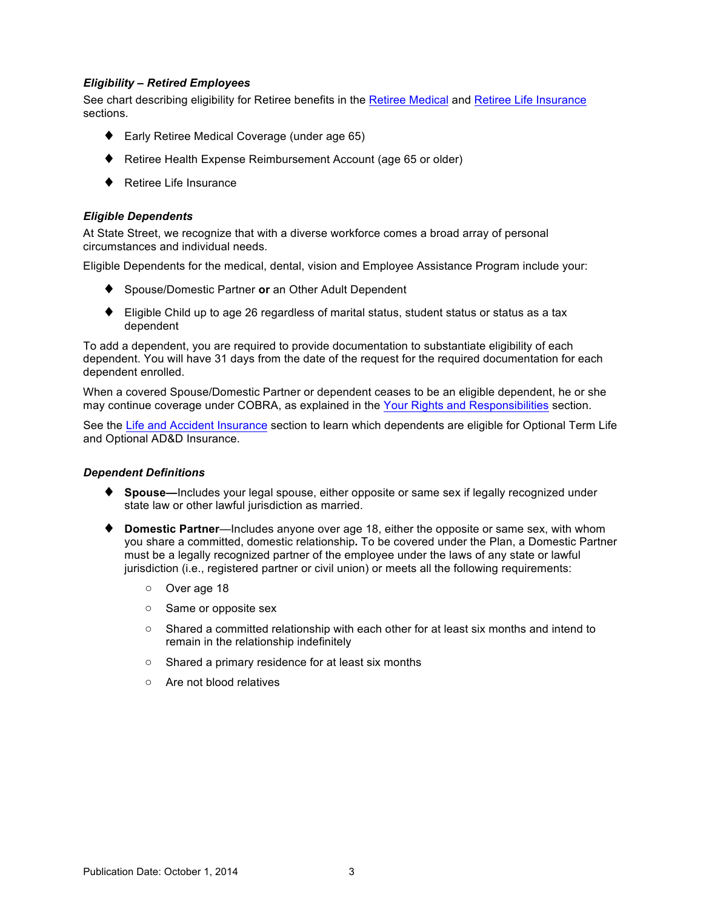### *Eligibility – Retired Employees*

See chart describing eligibility for Retiree benefits in the Retiree Medical and Retiree Life Insurance sections.

- Early Retiree Medical Coverage (under age 65)
- Retiree Health Expense Reimbursement Account (age 65 or older)
- Retiree Life Insurance

### *Eligible Dependents*

At State Street, we recognize that with a diverse workforce comes a broad array of personal circumstances and individual needs.

Eligible Dependents for the medical, dental, vision and Employee Assistance Program include your:

- Spouse/Domestic Partner **or** an Other Adult Dependent
- Eligible Child up to age 26 regardless of marital status, student status or status as a tax dependent

To add a dependent, you are required to provide documentation to substantiate eligibility of each dependent. You will have 31 days from the date of the request for the required documentation for each dependent enrolled.

When a covered Spouse/Domestic Partner or dependent ceases to be an eligible dependent, he or she may continue coverage under COBRA, as explained in the Your Rights and Responsibilities section.

See the Life and Accident Insurance section to learn which dependents are eligible for Optional Term Life and Optional AD&D Insurance.

### *Dependent Definitions*

- **Spouse—**Includes your legal spouse, either opposite or same sex if legally recognized under state law or other lawful jurisdiction as married.
- **Domestic Partner**—Includes anyone over age 18, either the opposite or same sex, with whom you share a committed, domestic relationship**.** To be covered under the Plan, a Domestic Partner must be a legally recognized partner of the employee under the laws of any state or lawful jurisdiction (i.e., registered partner or civil union) or meets all the following requirements:
  - Over age 18
  - Same or opposite sex
  - Shared a committed relationship with each other for at least six months and intend to remain in the relationship indefinitely
  - Shared a primary residence for at least six months
  - Are not blood relatives

Publication Date: October 1, 2014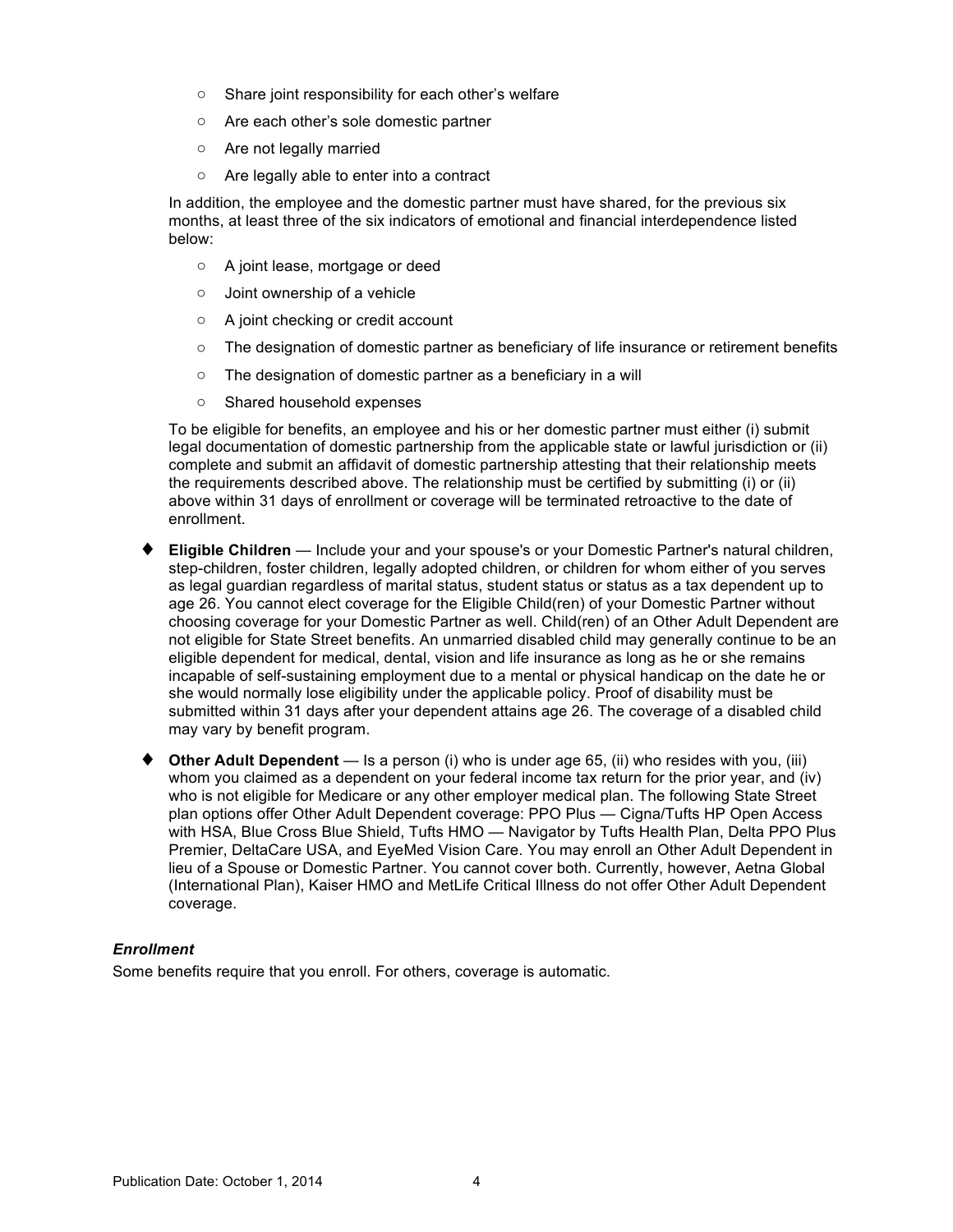- Share joint responsibility for each other's welfare
  - Are each other's sole domestic partner
  - Are not legally married
  - Are legally able to enter into a contract

  In addition, the employee and the domestic partner must have shared, for the previous six months, at least three of the six indicators of emotional and financial interdependence listed below:

  - A joint lease, mortgage or deed
  - Joint ownership of a vehicle
  - A joint checking or credit account
  - The designation of domestic partner as beneficiary of life insurance or retirement benefits
  - The designation of domestic partner as a beneficiary in a will
  - Shared household expenses

  To be eligible for benefits, an employee and his or her domestic partner must either (i) submit legal documentation of domestic partnership from the applicable state or lawful jurisdiction or (ii) complete and submit an affidavit of domestic partnership attesting that their relationship meets the requirements described above. The relationship must be certified by submitting (i) or (ii) above within 31 days of enrollment or coverage will be terminated retroactive to the date of enrollment.

- **Eligible Children** — Include your and your spouse's or your Domestic Partner's natural children, step-children, foster children, legally adopted children, or children for whom either of you serves as legal guardian regardless of marital status, student status or status as a tax dependent up to age 26. You cannot elect coverage for the Eligible Child(ren) of your Domestic Partner without choosing coverage for your Domestic Partner as well. Child(ren) of an Other Adult Dependent are not eligible for State Street benefits. An unmarried disabled child may generally continue to be an eligible dependent for medical, dental, vision and life insurance as long as he or she remains incapable of self-sustaining employment due to a mental or physical handicap on the date he or she would normally lose eligibility under the applicable policy. Proof of disability must be submitted within 31 days after your dependent attains age 26. The coverage of a disabled child may vary by benefit program.
- **Other Adult Dependent** — Is a person (i) who is under age 65, (ii) who resides with you, (iii) whom you claimed as a dependent on your federal income tax return for the prior year, and (iv) who is not eligible for Medicare or any other employer medical plan. The following State Street plan options offer Other Adult Dependent coverage: PPO Plus — Cigna/Tufts HP Open Access with HSA, Blue Cross Blue Shield, Tufts HMO — Navigator by Tufts Health Plan, Delta PPO Plus Premier, DeltaCare USA, and EyeMed Vision Care. You may enroll an Other Adult Dependent in lieu of a Spouse or Domestic Partner. You cannot cover both. Currently, however, Aetna Global (International Plan), Kaiser HMO and MetLife Critical Illness do not offer Other Adult Dependent coverage.

### *Enrollment*

Some benefits require that you enroll. For others, coverage is automatic.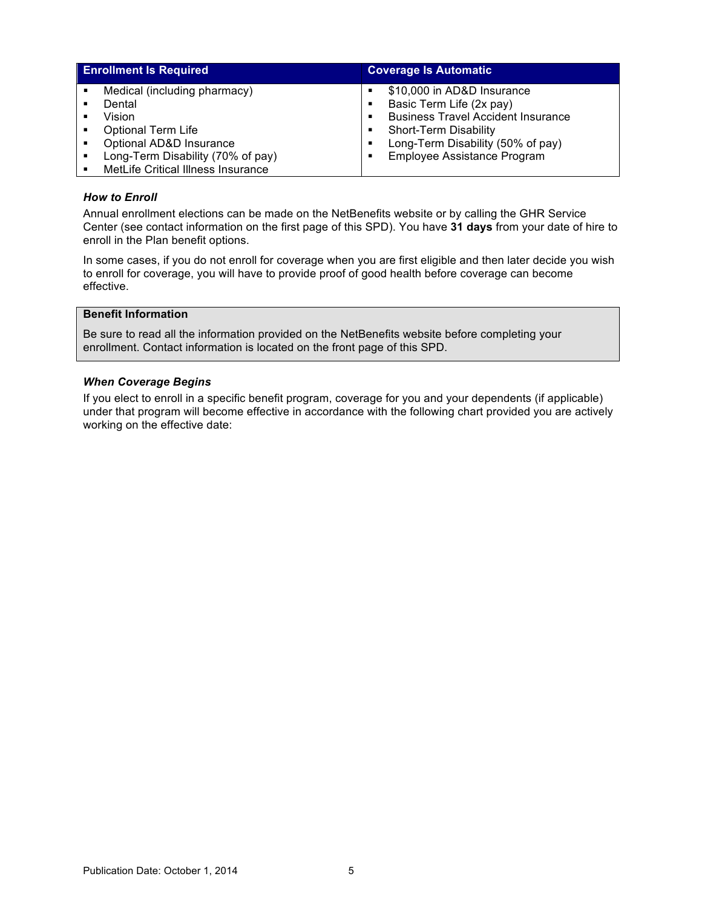| Enrollment Is Required | Coverage Is Automatic |
|---|---|
| ▪ Medical (including pharmacy)<br>▪ Dental<br>▪ Vision<br>▪ Optional Term Life<br>▪ Optional AD&D Insurance<br>▪ Long-Term Disability (70% of pay)<br>▪ MetLife Critical Illness Insurance | ▪ $10,000 in AD&D Insurance<br>▪ Basic Term Life (2x pay)<br>▪ Business Travel Accident Insurance<br>▪ Short-Term Disability<br>▪ Long-Term Disability (50% of pay)<br>▪ Employee Assistance Program |

### *How to Enroll*

Annual enrollment elections can be made on the NetBenefits website or by calling the GHR Service Center (see contact information on the first page of this SPD). You have **31 days** from your date of hire to enroll in the Plan benefit options.

In some cases, if you do not enroll for coverage when you are first eligible and then later decide you wish to enroll for coverage, you will have to provide proof of good health before coverage can become effective.

**Benefit Information**

Be sure to read all the information provided on the NetBenefits website before completing your enrollment. Contact information is located on the front page of this SPD.

### *When Coverage Begins*

If you elect to enroll in a specific benefit program, coverage for you and your dependents (if applicable) under that program will become effective in accordance with the following chart provided you are actively working on the effective date:

Publication Date: October 1, 2014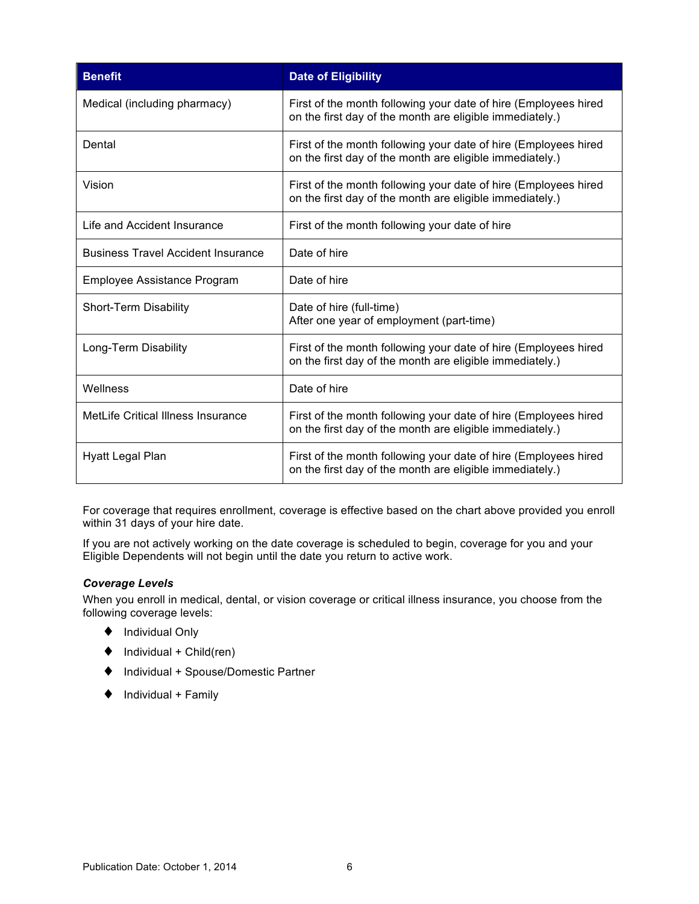| Benefit | Date of Eligibility |
|---|---|
| Medical (including pharmacy) | First of the month following your date of hire (Employees hired on the first day of the month are eligible immediately.) |
| Dental | First of the month following your date of hire (Employees hired on the first day of the month are eligible immediately.) |
| Vision | First of the month following your date of hire (Employees hired on the first day of the month are eligible immediately.) |
| Life and Accident Insurance | First of the month following your date of hire |
| Business Travel Accident Insurance | Date of hire |
| Employee Assistance Program | Date of hire |
| Short-Term Disability | Date of hire (full-time)<br>After one year of employment (part-time) |
| Long-Term Disability | First of the month following your date of hire (Employees hired on the first day of the month are eligible immediately.) |
| Wellness | Date of hire |
| MetLife Critical Illness Insurance | First of the month following your date of hire (Employees hired on the first day of the month are eligible immediately.) |
| Hyatt Legal Plan | First of the month following your date of hire (Employees hired on the first day of the month are eligible immediately.) |

For coverage that requires enrollment, coverage is effective based on the chart above provided you enroll within 31 days of your hire date.

If you are not actively working on the date coverage is scheduled to begin, coverage for you and your Eligible Dependents will not begin until the date you return to active work.

***Coverage Levels***

When you enroll in medical, dental, or vision coverage or critical illness insurance, you choose from the following coverage levels:

- Individual Only
- Individual + Child(ren)
- Individual + Spouse/Domestic Partner
- Individual + Family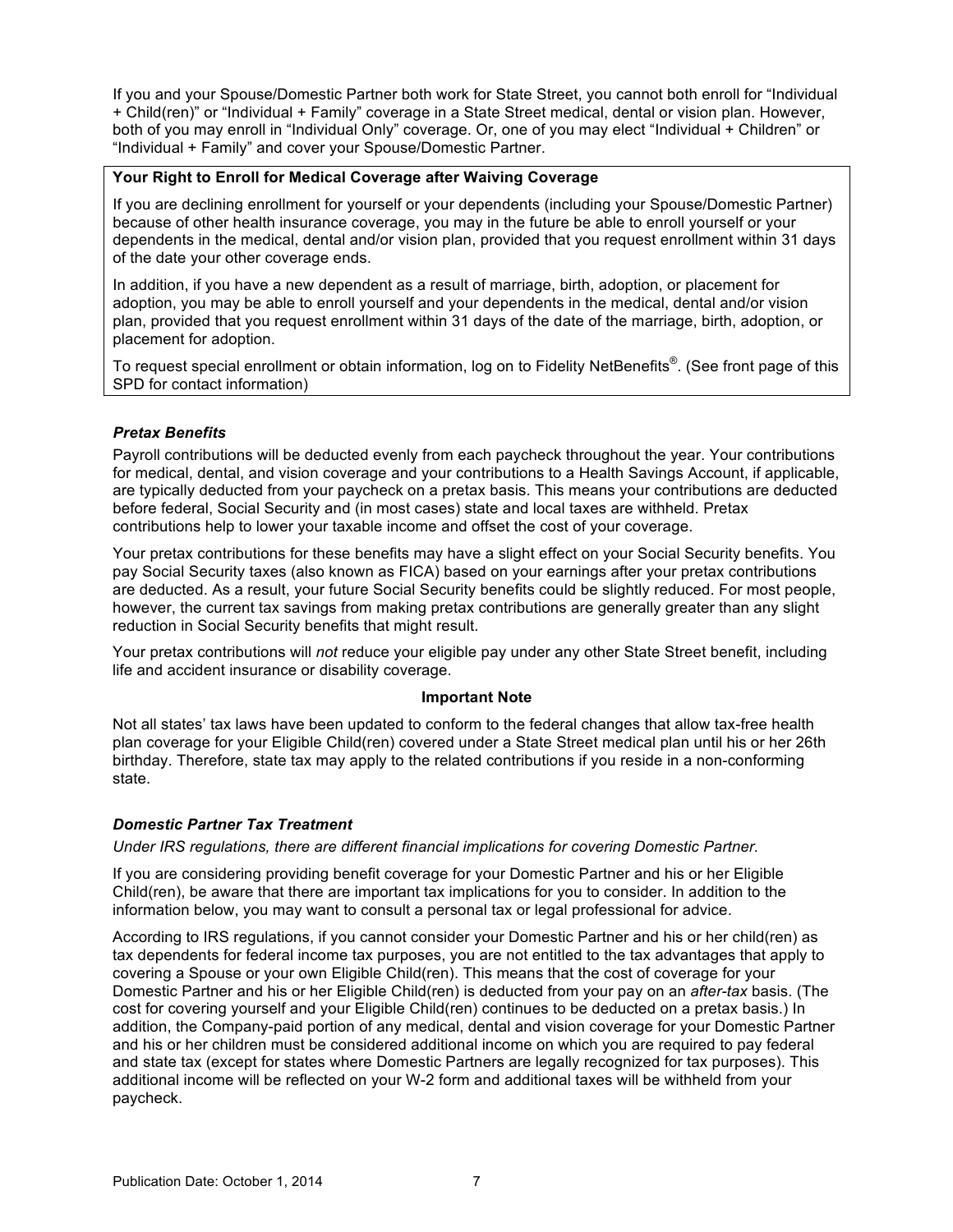If you and your Spouse/Domestic Partner both work for State Street, you cannot both enroll for "Individual + Child(ren)" or "Individual + Family" coverage in a State Street medical, dental or vision plan. However, both of you may enroll in "Individual Only" coverage. Or, one of you may elect "Individual + Children" or "Individual + Family" and cover your Spouse/Domestic Partner.

**Your Right to Enroll for Medical Coverage after Waiving Coverage**

If you are declining enrollment for yourself or your dependents (including your Spouse/Domestic Partner) because of other health insurance coverage, you may in the future be able to enroll yourself or your dependents in the medical, dental and/or vision plan, provided that you request enrollment within 31 days of the date your other coverage ends.

In addition, if you have a new dependent as a result of marriage, birth, adoption, or placement for adoption, you may be able to enroll yourself and your dependents in the medical, dental and/or vision plan, provided that you request enrollment within 31 days of the date of the marriage, birth, adoption, or placement for adoption.

To request special enrollment or obtain information, log on to Fidelity NetBenefits®. (See front page of this SPD for contact information)

### *Pretax Benefits*

Payroll contributions will be deducted evenly from each paycheck throughout the year. Your contributions for medical, dental, and vision coverage and your contributions to a Health Savings Account, if applicable, are typically deducted from your paycheck on a pretax basis. This means your contributions are deducted before federal, Social Security and (in most cases) state and local taxes are withheld. Pretax contributions help to lower your taxable income and offset the cost of your coverage.

Your pretax contributions for these benefits may have a slight effect on your Social Security benefits. You pay Social Security taxes (also known as FICA) based on your earnings after your pretax contributions are deducted. As a result, your future Social Security benefits could be slightly reduced. For most people, however, the current tax savings from making pretax contributions are generally greater than any slight reduction in Social Security benefits that might result.

Your pretax contributions will *not* reduce your eligible pay under any other State Street benefit, including life and accident insurance or disability coverage.

**Important Note**

Not all states' tax laws have been updated to conform to the federal changes that allow tax-free health plan coverage for your Eligible Child(ren) covered under a State Street medical plan until his or her 26th birthday. Therefore, state tax may apply to the related contributions if you reside in a non-conforming state.

### *Domestic Partner Tax Treatment*

*Under IRS regulations, there are different financial implications for covering Domestic Partner.*

If you are considering providing benefit coverage for your Domestic Partner and his or her Eligible Child(ren), be aware that there are important tax implications for you to consider. In addition to the information below, you may want to consult a personal tax or legal professional for advice.

According to IRS regulations, if you cannot consider your Domestic Partner and his or her child(ren) as tax dependents for federal income tax purposes, you are not entitled to the tax advantages that apply to covering a Spouse or your own Eligible Child(ren). This means that the cost of coverage for your Domestic Partner and his or her Eligible Child(ren) is deducted from your pay on an *after-tax* basis. (The cost for covering yourself and your Eligible Child(ren) continues to be deducted on a pretax basis.) In addition, the Company-paid portion of any medical, dental and vision coverage for your Domestic Partner and his or her children must be considered additional income on which you are required to pay federal and state tax (except for states where Domestic Partners are legally recognized for tax purposes). This additional income will be reflected on your W-2 form and additional taxes will be withheld from your paycheck.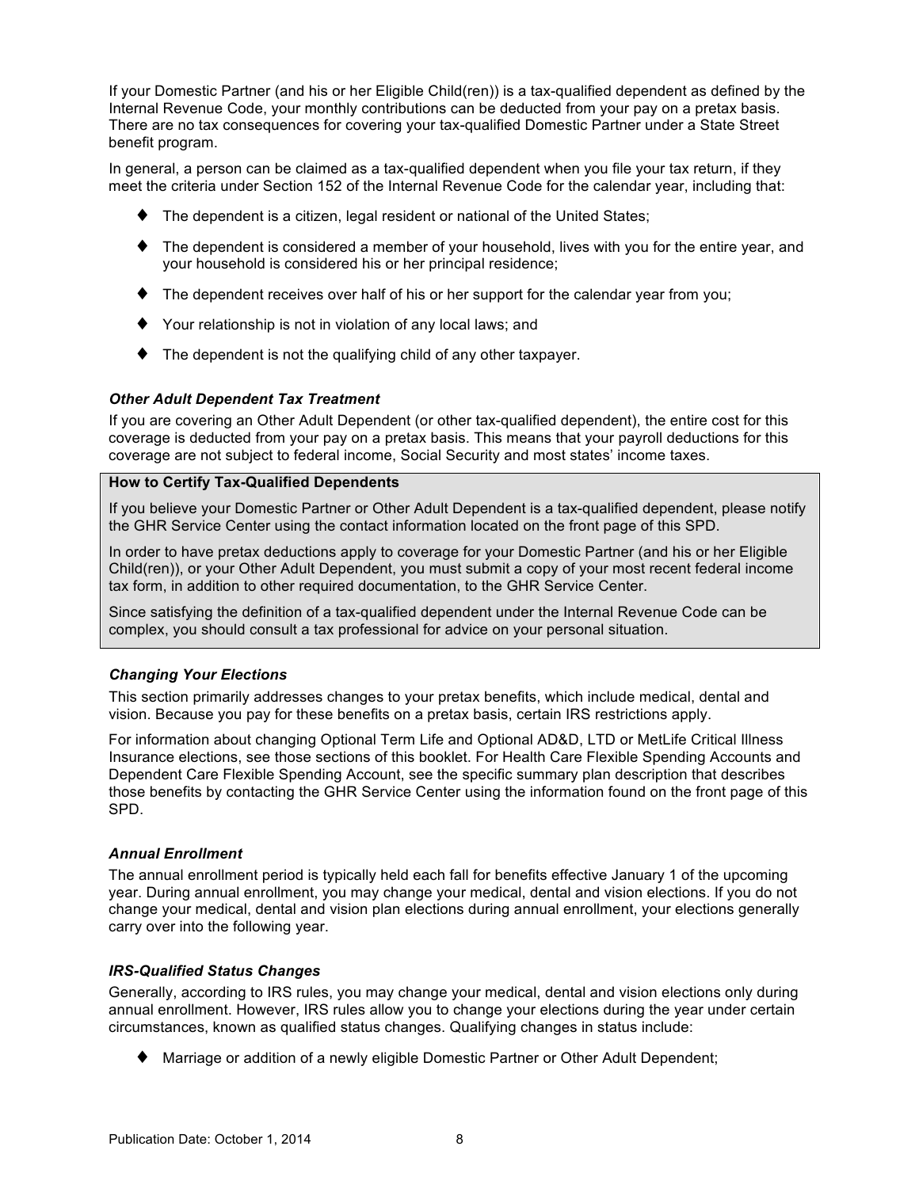If your Domestic Partner (and his or her Eligible Child(ren)) is a tax-qualified dependent as defined by the Internal Revenue Code, your monthly contributions can be deducted from your pay on a pretax basis. There are no tax consequences for covering your tax-qualified Domestic Partner under a State Street benefit program.

In general, a person can be claimed as a tax-qualified dependent when you file your tax return, if they meet the criteria under Section 152 of the Internal Revenue Code for the calendar year, including that:

- The dependent is a citizen, legal resident or national of the United States;
- The dependent is considered a member of your household, lives with you for the entire year, and your household is considered his or her principal residence;
- The dependent receives over half of his or her support for the calendar year from you;
- Your relationship is not in violation of any local laws; and
- The dependent is not the qualifying child of any other taxpayer.

### *Other Adult Dependent Tax Treatment*

If you are covering an Other Adult Dependent (or other tax-qualified dependent), the entire cost for this coverage is deducted from your pay on a pretax basis. This means that your payroll deductions for this coverage are not subject to federal income, Social Security and most states' income taxes.

**How to Certify Tax-Qualified Dependents**

If you believe your Domestic Partner or Other Adult Dependent is a tax-qualified dependent, please notify the GHR Service Center using the contact information located on the front page of this SPD.

In order to have pretax deductions apply to coverage for your Domestic Partner (and his or her Eligible Child(ren)), or your Other Adult Dependent, you must submit a copy of your most recent federal income tax form, in addition to other required documentation, to the GHR Service Center.

Since satisfying the definition of a tax-qualified dependent under the Internal Revenue Code can be complex, you should consult a tax professional for advice on your personal situation.

### *Changing Your Elections*

This section primarily addresses changes to your pretax benefits, which include medical, dental and vision. Because you pay for these benefits on a pretax basis, certain IRS restrictions apply.

For information about changing Optional Term Life and Optional AD&D, LTD or MetLife Critical Illness Insurance elections, see those sections of this booklet. For Health Care Flexible Spending Accounts and Dependent Care Flexible Spending Account, see the specific summary plan description that describes those benefits by contacting the GHR Service Center using the information found on the front page of this SPD.

### *Annual Enrollment*

The annual enrollment period is typically held each fall for benefits effective January 1 of the upcoming year. During annual enrollment, you may change your medical, dental and vision elections. If you do not change your medical, dental and vision plan elections during annual enrollment, your elections generally carry over into the following year.

### *IRS-Qualified Status Changes*

Generally, according to IRS rules, you may change your medical, dental and vision elections only during annual enrollment. However, IRS rules allow you to change your elections during the year under certain circumstances, known as qualified status changes. Qualifying changes in status include:

- Marriage or addition of a newly eligible Domestic Partner or Other Adult Dependent;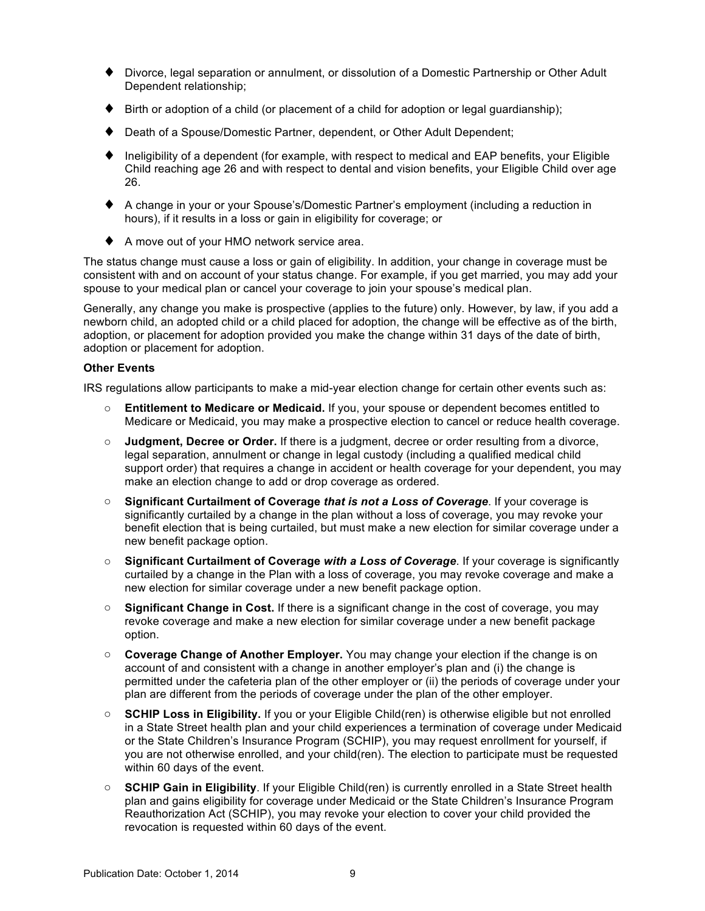- Divorce, legal separation or annulment, or dissolution of a Domestic Partnership or Other Adult Dependent relationship;
- Birth or adoption of a child (or placement of a child for adoption or legal guardianship);
- Death of a Spouse/Domestic Partner, dependent, or Other Adult Dependent;
- Ineligibility of a dependent (for example, with respect to medical and EAP benefits, your Eligible Child reaching age 26 and with respect to dental and vision benefits, your Eligible Child over age 26.
- A change in your or your Spouse's/Domestic Partner's employment (including a reduction in hours), if it results in a loss or gain in eligibility for coverage; or
- A move out of your HMO network service area.

The status change must cause a loss or gain of eligibility. In addition, your change in coverage must be consistent with and on account of your status change. For example, if you get married, you may add your spouse to your medical plan or cancel your coverage to join your spouse's medical plan.

Generally, any change you make is prospective (applies to the future) only. However, by law, if you add a newborn child, an adopted child or a child placed for adoption, the change will be effective as of the birth, adoption, or placement for adoption provided you make the change within 31 days of the date of birth, adoption or placement for adoption.

**Other Events**

IRS regulations allow participants to make a mid-year election change for certain other events such as:

- **Entitlement to Medicare or Medicaid.** If you, your spouse or dependent becomes entitled to Medicare or Medicaid, you may make a prospective election to cancel or reduce health coverage.
- **Judgment, Decree or Order.** If there is a judgment, decree or order resulting from a divorce, legal separation, annulment or change in legal custody (including a qualified medical child support order) that requires a change in accident or health coverage for your dependent, you may make an election change to add or drop coverage as ordered.
- **Significant Curtailment of Coverage *that is not a Loss of Coverage*.** If your coverage is significantly curtailed by a change in the plan without a loss of coverage, you may revoke your benefit election that is being curtailed, but must make a new election for similar coverage under a new benefit package option.
- **Significant Curtailment of Coverage *with a Loss of Coverage*.** If your coverage is significantly curtailed by a change in the Plan with a loss of coverage, you may revoke coverage and make a new election for similar coverage under a new benefit package option.
- **Significant Change in Cost.** If there is a significant change in the cost of coverage, you may revoke coverage and make a new election for similar coverage under a new benefit package option.
- **Coverage Change of Another Employer.** You may change your election if the change is on account of and consistent with a change in another employer's plan and (i) the change is permitted under the cafeteria plan of the other employer or (ii) the periods of coverage under your plan are different from the periods of coverage under the plan of the other employer.
- **SCHIP Loss in Eligibility.** If you or your Eligible Child(ren) is otherwise eligible but not enrolled in a State Street health plan and your child experiences a termination of coverage under Medicaid or the State Children's Insurance Program (SCHIP), you may request enrollment for yourself, if you are not otherwise enrolled, and your child(ren). The election to participate must be requested within 60 days of the event.
- **SCHIP Gain in Eligibility**. If your Eligible Child(ren) is currently enrolled in a State Street health plan and gains eligibility for coverage under Medicaid or the State Children's Insurance Program Reauthorization Act (SCHIP), you may revoke your election to cover your child provided the revocation is requested within 60 days of the event.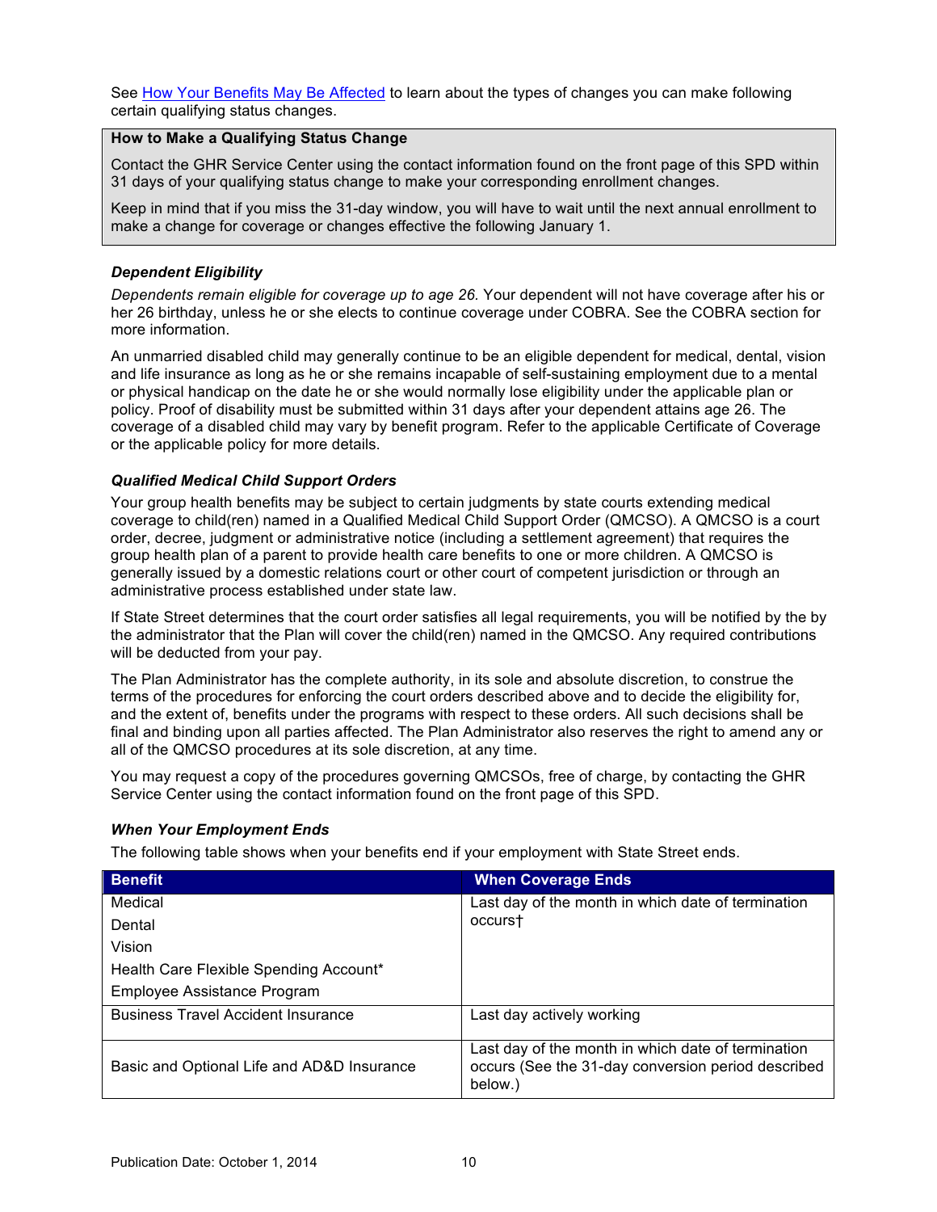See [How Your Benefits May Be Affected](#) to learn about the types of changes you can make following certain qualifying status changes.

> **How to Make a Qualifying Status Change**
>
> Contact the GHR Service Center using the contact information found on the front page of this SPD within 31 days of your qualifying status change to make your corresponding enrollment changes.
>
> Keep in mind that if you miss the 31-day window, you will have to wait until the next annual enrollment to make a change for coverage or changes effective the following January 1.

### *Dependent Eligibility*

*Dependents remain eligible for coverage up to age 26.* Your dependent will not have coverage after his or her 26 birthday, unless he or she elects to continue coverage under COBRA. See the COBRA section for more information.

An unmarried disabled child may generally continue to be an eligible dependent for medical, dental, vision and life insurance as long as he or she remains incapable of self-sustaining employment due to a mental or physical handicap on the date he or she would normally lose eligibility under the applicable plan or policy. Proof of disability must be submitted within 31 days after your dependent attains age 26. The coverage of a disabled child may vary by benefit program. Refer to the applicable Certificate of Coverage or the applicable policy for more details.

### *Qualified Medical Child Support Orders*

Your group health benefits may be subject to certain judgments by state courts extending medical coverage to child(ren) named in a Qualified Medical Child Support Order (QMCSO). A QMCSO is a court order, decree, judgment or administrative notice (including a settlement agreement) that requires the group health plan of a parent to provide health care benefits to one or more children. A QMCSO is generally issued by a domestic relations court or other court of competent jurisdiction or through an administrative process established under state law.

If State Street determines that the court order satisfies all legal requirements, you will be notified by the by the administrator that the Plan will cover the child(ren) named in the QMCSO. Any required contributions will be deducted from your pay.

The Plan Administrator has the complete authority, in its sole and absolute discretion, to construe the terms of the procedures for enforcing the court orders described above and to decide the eligibility for, and the extent of, benefits under the programs with respect to these orders. All such decisions shall be final and binding upon all parties affected. The Plan Administrator also reserves the right to amend any or all of the QMCSO procedures at its sole discretion, at any time.

You may request a copy of the procedures governing QMCSOs, free of charge, by contacting the GHR Service Center using the contact information found on the front page of this SPD.

### *When Your Employment Ends*

The following table shows when your benefits end if your employment with State Street ends.

| Benefit | When Coverage Ends |
|---|---|
| Medical<br>Dental<br>Vision<br>Health Care Flexible Spending Account*<br>Employee Assistance Program | Last day of the month in which date of termination occurs† |
| Business Travel Accident Insurance | Last day actively working |
| Basic and Optional Life and AD&D Insurance | Last day of the month in which date of termination occurs (See the 31-day conversion period described below.) |

Publication Date: October 1, 2014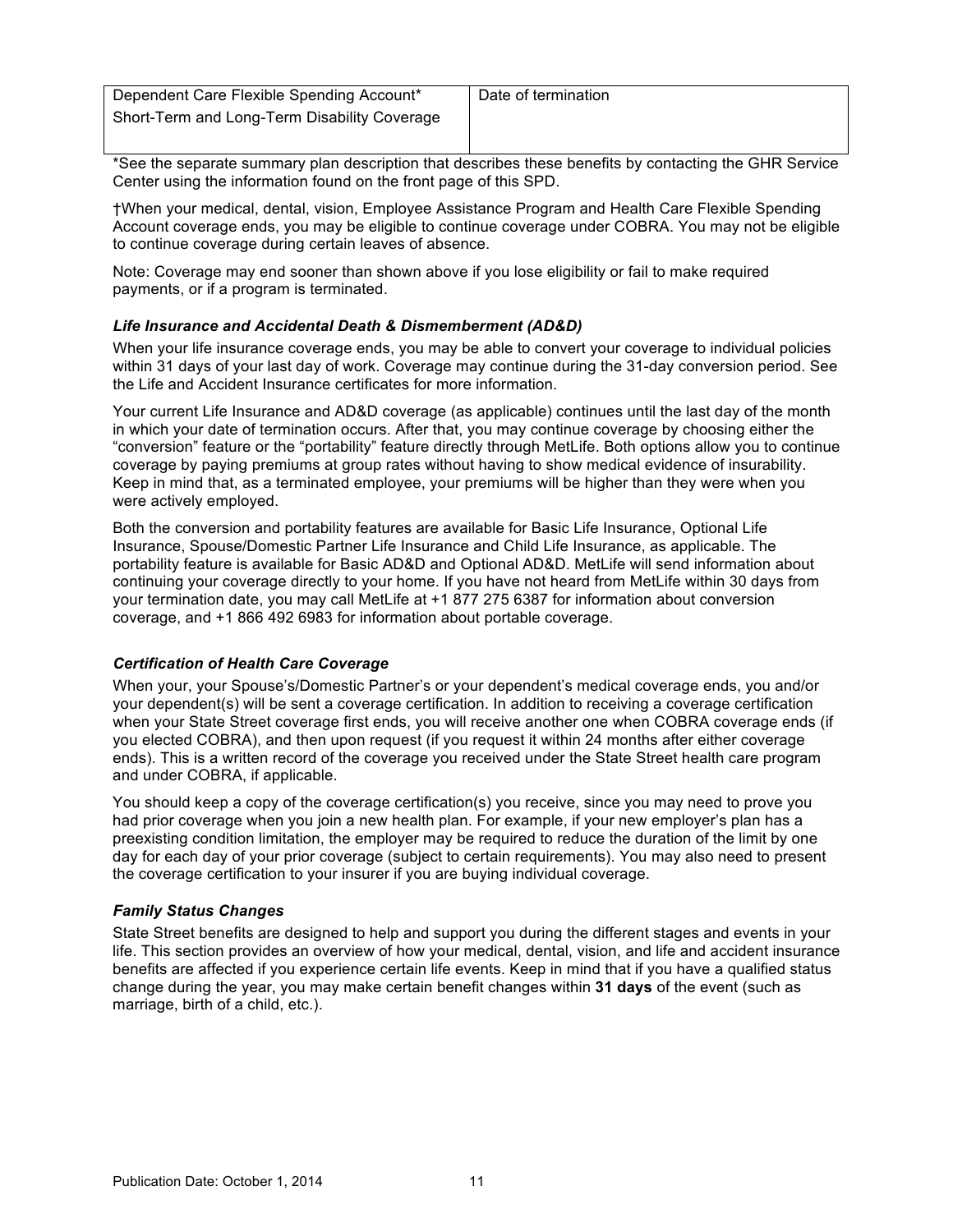| Dependent Care Flexible Spending Account* Short-Term and Long-Term Disability Coverage | Date of termination |
|---|---|

*See the separate summary plan description that describes these benefits by contacting the GHR Service Center using the information found on the front page of this SPD.

†When your medical, dental, vision, Employee Assistance Program and Health Care Flexible Spending Account coverage ends, you may be eligible to continue coverage under COBRA. You may not be eligible to continue coverage during certain leaves of absence.

Note: Coverage may end sooner than shown above if you lose eligibility or fail to make required payments, or if a program is terminated.

### *Life Insurance and Accidental Death & Dismemberment (AD&D)*

When your life insurance coverage ends, you may be able to convert your coverage to individual policies within 31 days of your last day of work. Coverage may continue during the 31-day conversion period. See the Life and Accident Insurance certificates for more information.

Your current Life Insurance and AD&D coverage (as applicable) continues until the last day of the month in which your date of termination occurs. After that, you may continue coverage by choosing either the "conversion" feature or the "portability" feature directly through MetLife. Both options allow you to continue coverage by paying premiums at group rates without having to show medical evidence of insurability. Keep in mind that, as a terminated employee, your premiums will be higher than they were when you were actively employed.

Both the conversion and portability features are available for Basic Life Insurance, Optional Life Insurance, Spouse/Domestic Partner Life Insurance and Child Life Insurance, as applicable. The portability feature is available for Basic AD&D and Optional AD&D. MetLife will send information about continuing your coverage directly to your home. If you have not heard from MetLife within 30 days from your termination date, you may call MetLife at +1 877 275 6387 for information about conversion coverage, and +1 866 492 6983 for information about portable coverage.

### *Certification of Health Care Coverage*

When your, your Spouse's/Domestic Partner's or your dependent's medical coverage ends, you and/or your dependent(s) will be sent a coverage certification. In addition to receiving a coverage certification when your State Street coverage first ends, you will receive another one when COBRA coverage ends (if you elected COBRA), and then upon request (if you request it within 24 months after either coverage ends). This is a written record of the coverage you received under the State Street health care program and under COBRA, if applicable.

You should keep a copy of the coverage certification(s) you receive, since you may need to prove you had prior coverage when you join a new health plan. For example, if your new employer's plan has a preexisting condition limitation, the employer may be required to reduce the duration of the limit by one day for each day of your prior coverage (subject to certain requirements). You may also need to present the coverage certification to your insurer if you are buying individual coverage.

### *Family Status Changes*

State Street benefits are designed to help and support you during the different stages and events in your life. This section provides an overview of how your medical, dental, vision, and life and accident insurance benefits are affected if you experience certain life events. Keep in mind that if you have a qualified status change during the year, you may make certain benefit changes within **31 days** of the event (such as marriage, birth of a child, etc.).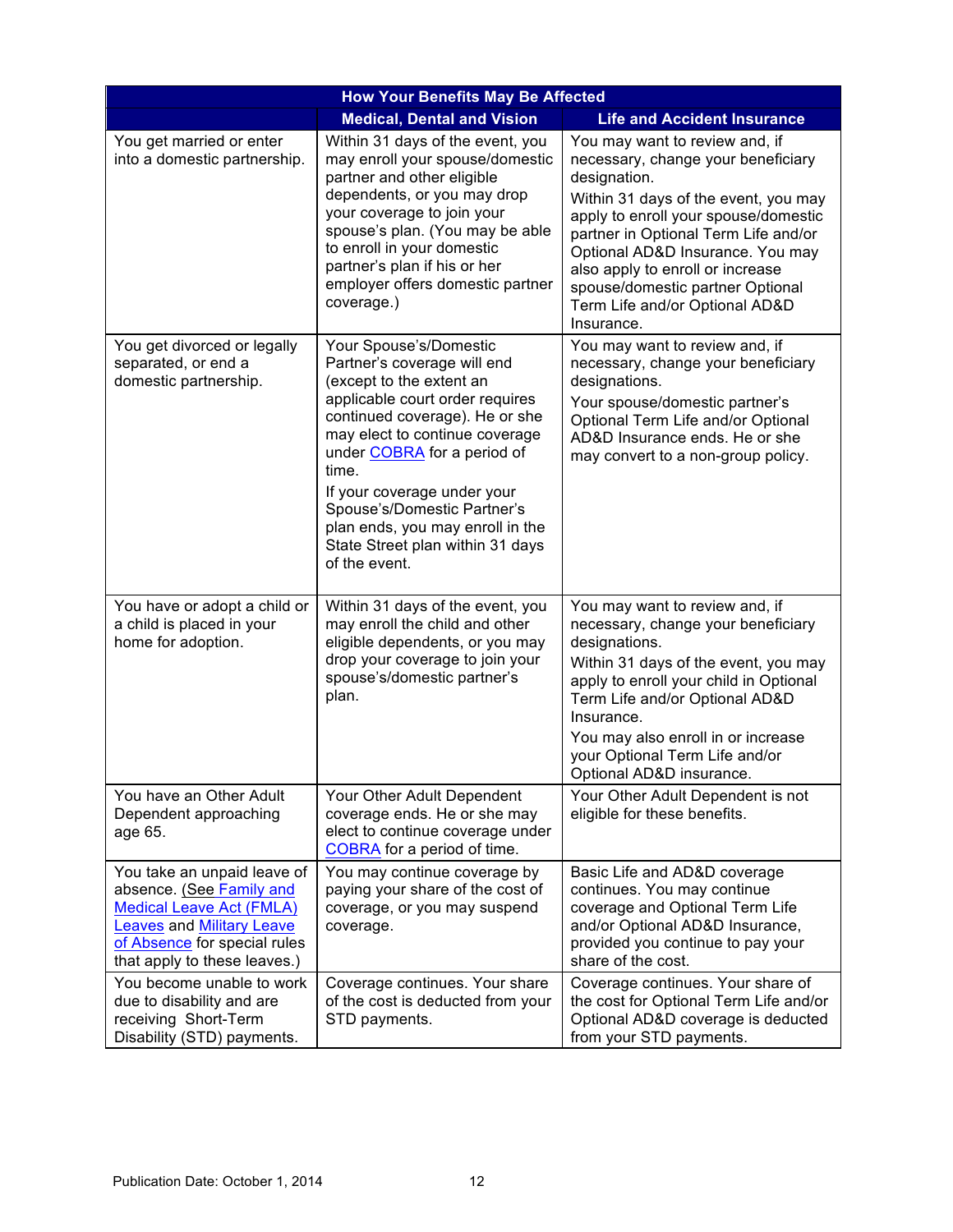| How Your Benefits May Be Affected | | |
|---|---|---|
| | **Medical, Dental and Vision** | **Life and Accident Insurance** |
| You get married or enter into a domestic partnership. | Within 31 days of the event, you may enroll your spouse/domestic partner and other eligible dependents, or you may drop your coverage to join your spouse's plan. (You may be able to enroll in your domestic partner's plan if his or her employer offers domestic partner coverage.) | You may want to review and, if necessary, change your beneficiary designation.<br>Within 31 days of the event, you may apply to enroll your spouse/domestic partner in Optional Term Life and/or Optional AD&D Insurance. You may also apply to enroll or increase spouse/domestic partner Optional Term Life and/or Optional AD&D Insurance. |
| You get divorced or legally separated, or end a domestic partnership. | Your Spouse's/Domestic Partner's coverage will end (except to the extent an applicable court order requires continued coverage). He or she may elect to continue coverage under COBRA for a period of time.<br>If your coverage under your Spouse's/Domestic Partner's plan ends, you may enroll in the State Street plan within 31 days of the event. | You may want to review and, if necessary, change your beneficiary designations.<br>Your spouse/domestic partner's Optional Term Life and/or Optional AD&D Insurance ends. He or she may convert to a non-group policy. |
| You have or adopt a child or a child is placed in your home for adoption. | Within 31 days of the event, you may enroll the child and other eligible dependents, or you may drop your coverage to join your spouse's/domestic partner's plan. | You may want to review and, if necessary, change your beneficiary designations.<br>Within 31 days of the event, you may apply to enroll your child in Optional Term Life and/or Optional AD&D Insurance.<br>You may also enroll in or increase your Optional Term Life and/or Optional AD&D insurance. |
| You have an Other Adult Dependent approaching age 65. | Your Other Adult Dependent coverage ends. He or she may elect to continue coverage under COBRA for a period of time. | Your Other Adult Dependent is not eligible for these benefits. |
| You take an unpaid leave of absence. (See Family and Medical Leave Act (FMLA) Leaves and Military Leave of Absence for special rules that apply to these leaves.) | You may continue coverage by paying your share of the cost of coverage, or you may suspend coverage. | Basic Life and AD&D coverage continues. You may continue coverage and Optional Term Life and/or Optional AD&D Insurance, provided you continue to pay your share of the cost. |
| You become unable to work due to disability and are receiving Short-Term Disability (STD) payments. | Coverage continues. Your share of the cost is deducted from your STD payments. | Coverage continues. Your share of the cost for Optional Term Life and/or Optional AD&D coverage is deducted from your STD payments. |

Publication Date: October 1, 2014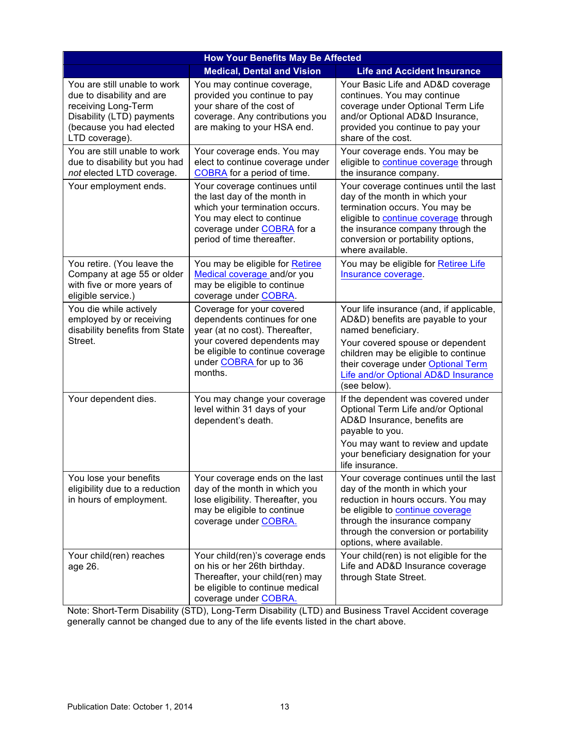| How Your Benefits May Be Affected | | |
|---|---|---|
| | **Medical, Dental and Vision** | **Life and Accident Insurance** |
| You are still unable to work due to disability and are receiving Long-Term Disability (LTD) payments (because you had elected LTD coverage). | You may continue coverage, provided you continue to pay your share of the cost of coverage. Any contributions you are making to your HSA end. | Your Basic Life and AD&D coverage continues. You may continue coverage under Optional Term Life and/or Optional AD&D Insurance, provided you continue to pay your share of the cost. |
| You are still unable to work due to disability but you had *not* elected LTD coverage. | Your coverage ends. You may elect to continue coverage under COBRA for a period of time. | Your coverage ends. You may be eligible to continue coverage through the insurance company. |
| Your employment ends. | Your coverage continues until the last day of the month in which your termination occurs. You may elect to continue coverage under COBRA for a period of time thereafter. | Your coverage continues until the last day of the month in which your termination occurs. You may be eligible to continue coverage through the insurance company through the conversion or portability options, where available. |
| You retire. (You leave the Company at age 55 or older with five or more years of eligible service.) | You may be eligible for Retiree Medical coverage and/or you may be eligible to continue coverage under COBRA. | You may be eligible for Retiree Life Insurance coverage. |
| You die while actively employed by or receiving disability benefits from State Street. | Coverage for your covered dependents continues for one year (at no cost). Thereafter, your covered dependents may be eligible to continue coverage under COBRA for up to 36 months. | Your life insurance (and, if applicable, AD&D) benefits are payable to your named beneficiary.<br>Your covered spouse or dependent children may be eligible to continue their coverage under Optional Term Life and/or Optional AD&D Insurance (see below). |
| Your dependent dies. | You may change your coverage level within 31 days of your dependent's death. | If the dependent was covered under Optional Term Life and/or Optional AD&D Insurance, benefits are payable to you.<br>You may want to review and update your beneficiary designation for your life insurance. |
| You lose your benefits eligibility due to a reduction in hours of employment. | Your coverage ends on the last day of the month in which you lose eligibility. Thereafter, you may be eligible to continue coverage under COBRA. | Your coverage continues until the last day of the month in which your reduction in hours occurs. You may be eligible to continue coverage through the insurance company through the conversion or portability options, where available. |
| Your child(ren) reaches age 26. | Your child(ren)'s coverage ends on his or her 26th birthday. Thereafter, your child(ren) may be eligible to continue medical coverage under COBRA. | Your child(ren) is not eligible for the Life and AD&D Insurance coverage through State Street. |

Note: Short-Term Disability (STD), Long-Term Disability (LTD) and Business Travel Accident coverage generally cannot be changed due to any of the life events listed in the chart above.

Publication Date: October 1, 2014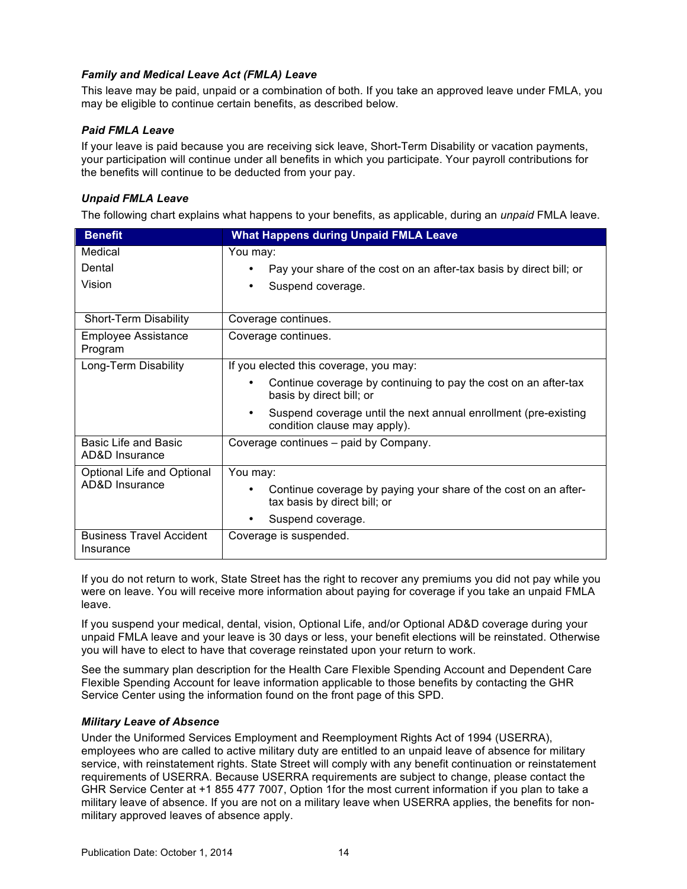### *Family and Medical Leave Act (FMLA) Leave*

This leave may be paid, unpaid or a combination of both. If you take an approved leave under FMLA, you may be eligible to continue certain benefits, as described below.

### *Paid FMLA Leave*

If your leave is paid because you are receiving sick leave, Short-Term Disability or vacation payments, your participation will continue under all benefits in which you participate. Your payroll contributions for the benefits will continue to be deducted from your pay.

### *Unpaid FMLA Leave*

The following chart explains what happens to your benefits, as applicable, during an *unpaid* FMLA leave.

| Benefit | What Happens during Unpaid FMLA Leave |
|---|---|
| Medical<br>Dental<br>Vision | You may:<br>• Pay your share of the cost on an after-tax basis by direct bill; or<br>• Suspend coverage. |
| Short-Term Disability | Coverage continues. |
| Employee Assistance Program | Coverage continues. |
| Long-Term Disability | If you elected this coverage, you may:<br>• Continue coverage by continuing to pay the cost on an after-tax basis by direct bill; or<br>• Suspend coverage until the next annual enrollment (pre-existing condition clause may apply). |
| Basic Life and Basic AD&D Insurance | Coverage continues – paid by Company. |
| Optional Life and Optional AD&D Insurance | You may:<br>• Continue coverage by paying your share of the cost on an after-tax basis by direct bill; or<br>• Suspend coverage. |
| Business Travel Accident Insurance | Coverage is suspended. |

If you do not return to work, State Street has the right to recover any premiums you did not pay while you were on leave. You will receive more information about paying for coverage if you take an unpaid FMLA leave.

If you suspend your medical, dental, vision, Optional Life, and/or Optional AD&D coverage during your unpaid FMLA leave and your leave is 30 days or less, your benefit elections will be reinstated. Otherwise you will have to elect to have that coverage reinstated upon your return to work.

See the summary plan description for the Health Care Flexible Spending Account and Dependent Care Flexible Spending Account for leave information applicable to those benefits by contacting the GHR Service Center using the information found on the front page of this SPD.

### *Military Leave of Absence*

Under the Uniformed Services Employment and Reemployment Rights Act of 1994 (USERRA), employees who are called to active military duty are entitled to an unpaid leave of absence for military service, with reinstatement rights. State Street will comply with any benefit continuation or reinstatement requirements of USERRA. Because USERRA requirements are subject to change, please contact the GHR Service Center at +1 855 477 7007, Option 1for the most current information if you plan to take a military leave of absence. If you are not on a military leave when USERRA applies, the benefits for non-military approved leaves of absence apply.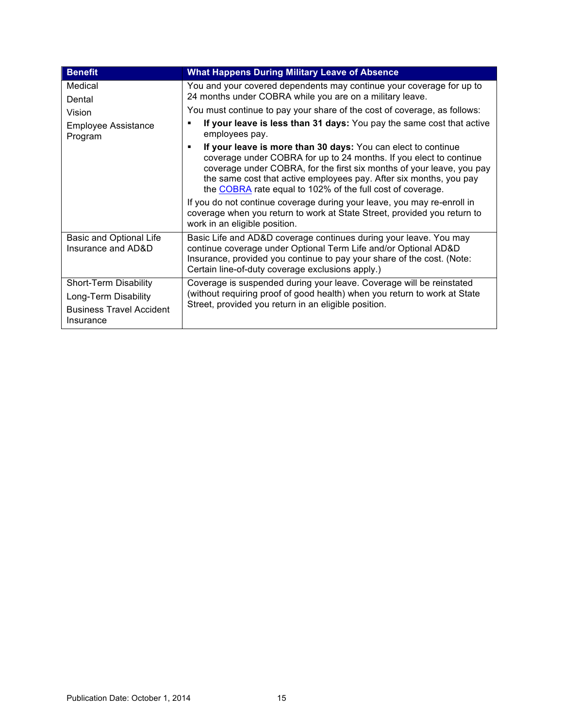| Benefit | What Happens During Military Leave of Absence |
|---|---|
| Medical<br>Dental<br>Vision<br>Employee Assistance Program | You and your covered dependents may continue your coverage for up to 24 months under COBRA while you are on a military leave.<br>You must continue to pay your share of the cost of coverage, as follows:<br>▪ **If your leave is less than 31 days:** You pay the same cost that active employees pay.<br>▪ **If your leave is more than 30 days:** You can elect to continue coverage under COBRA for up to 24 months. If you elect to continue coverage under COBRA, for the first six months of your leave, you pay the same cost that active employees pay. After six months, you pay the COBRA rate equal to 102% of the full cost of coverage.<br>If you do not continue coverage during your leave, you may re-enroll in coverage when you return to work at State Street, provided you return to work in an eligible position. |
| Basic and Optional Life Insurance and AD&D | Basic Life and AD&D coverage continues during your leave. You may continue coverage under Optional Term Life and/or Optional AD&D Insurance, provided you continue to pay your share of the cost. (Note: Certain line-of-duty coverage exclusions apply.) |
| Short-Term Disability<br>Long-Term Disability<br>Business Travel Accident Insurance | Coverage is suspended during your leave. Coverage will be reinstated (without requiring proof of good health) when you return to work at State Street, provided you return in an eligible position. |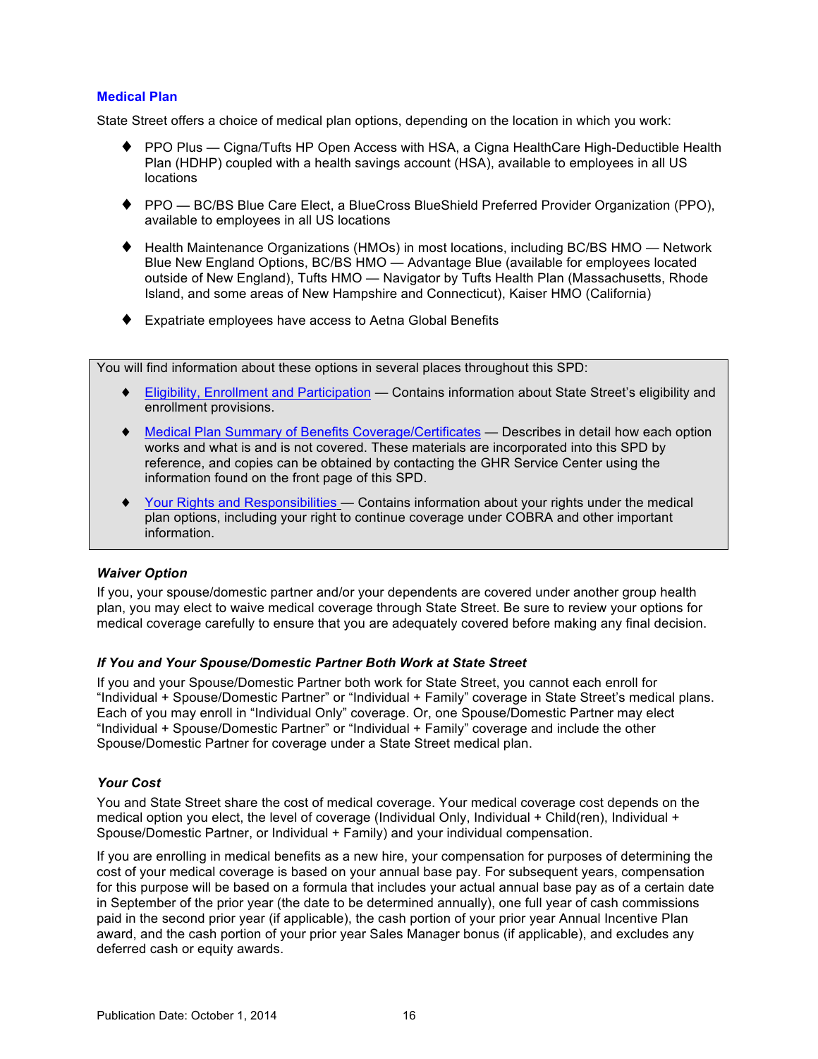## Medical Plan

State Street offers a choice of medical plan options, depending on the location in which you work:

- PPO Plus — Cigna/Tufts HP Open Access with HSA, a Cigna HealthCare High-Deductible Health Plan (HDHP) coupled with a health savings account (HSA), available to employees in all US locations
- PPO — BC/BS Blue Care Elect, a BlueCross BlueShield Preferred Provider Organization (PPO), available to employees in all US locations
- Health Maintenance Organizations (HMOs) in most locations, including BC/BS HMO — Network Blue New England Options, BC/BS HMO — Advantage Blue (available for employees located outside of New England), Tufts HMO — Navigator by Tufts Health Plan (Massachusetts, Rhode Island, and some areas of New Hampshire and Connecticut), Kaiser HMO (California)
- Expatriate employees have access to Aetna Global Benefits

> You will find information about these options in several places throughout this SPD:
>
> - Eligibility, Enrollment and Participation — Contains information about State Street's eligibility and enrollment provisions.
> - Medical Plan Summary of Benefits Coverage/Certificates — Describes in detail how each option works and what is and is not covered. These materials are incorporated into this SPD by reference, and copies can be obtained by contacting the GHR Service Center using the information found on the front page of this SPD.
> - Your Rights and Responsibilities — Contains information about your rights under the medical plan options, including your right to continue coverage under COBRA and other important information.

### *Waiver Option*

If you, your spouse/domestic partner and/or your dependents are covered under another group health plan, you may elect to waive medical coverage through State Street. Be sure to review your options for medical coverage carefully to ensure that you are adequately covered before making any final decision.

### *If You and Your Spouse/Domestic Partner Both Work at State Street*

If you and your Spouse/Domestic Partner both work for State Street, you cannot each enroll for "Individual + Spouse/Domestic Partner" or "Individual + Family" coverage in State Street's medical plans. Each of you may enroll in "Individual Only" coverage. Or, one Spouse/Domestic Partner may elect "Individual + Spouse/Domestic Partner" or "Individual + Family" coverage and include the other Spouse/Domestic Partner for coverage under a State Street medical plan.

### *Your Cost*

You and State Street share the cost of medical coverage. Your medical coverage cost depends on the medical option you elect, the level of coverage (Individual Only, Individual + Child(ren), Individual + Spouse/Domestic Partner, or Individual + Family) and your individual compensation.

If you are enrolling in medical benefits as a new hire, your compensation for purposes of determining the cost of your medical coverage is based on your annual base pay. For subsequent years, compensation for this purpose will be based on a formula that includes your actual annual base pay as of a certain date in September of the prior year (the date to be determined annually), one full year of cash commissions paid in the second prior year (if applicable), the cash portion of your prior year Annual Incentive Plan award, and the cash portion of your prior year Sales Manager bonus (if applicable), and excludes any deferred cash or equity awards.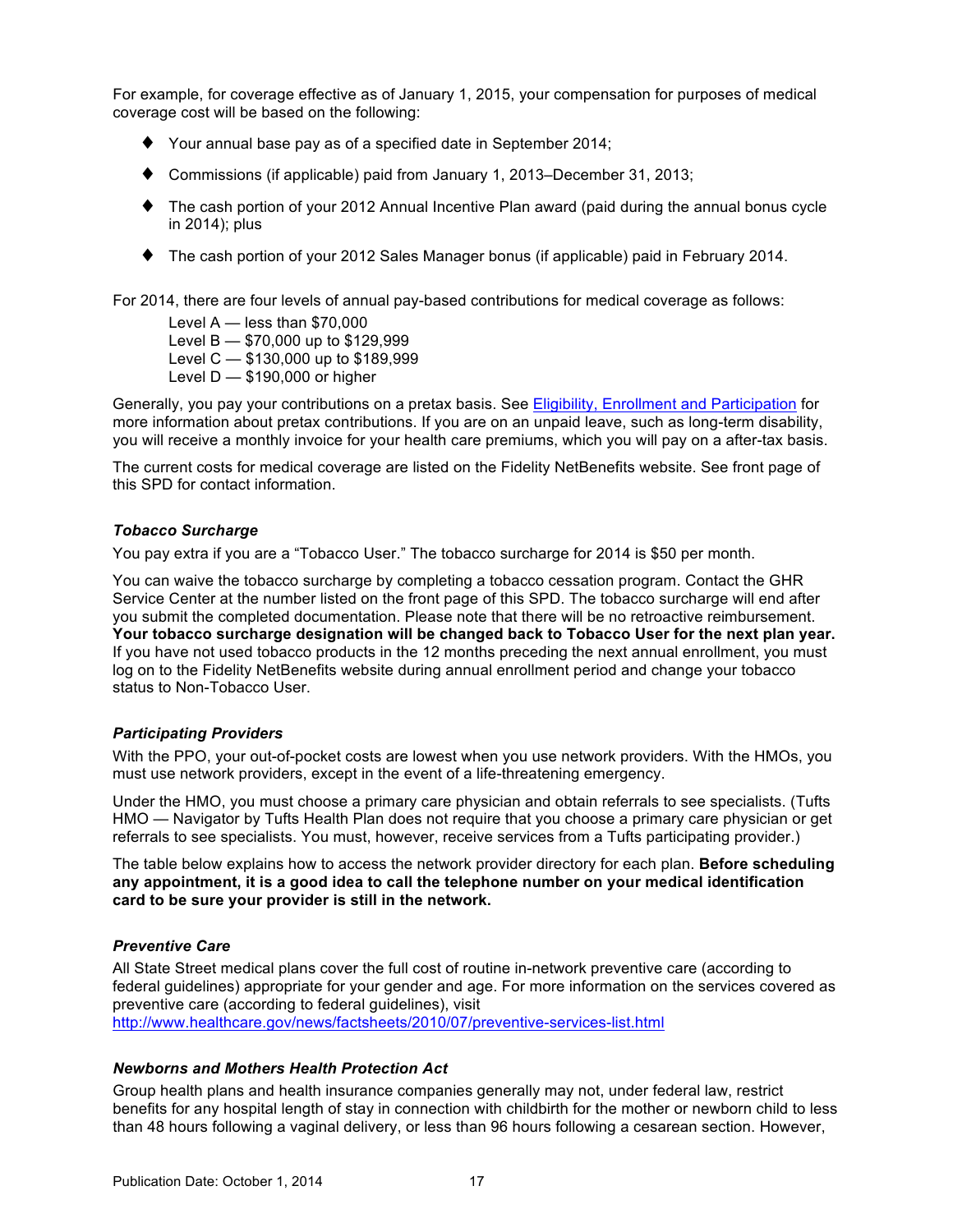For example, for coverage effective as of January 1, 2015, your compensation for purposes of medical coverage cost will be based on the following:

- Your annual base pay as of a specified date in September 2014;
- Commissions (if applicable) paid from January 1, 2013–December 31, 2013;
- The cash portion of your 2012 Annual Incentive Plan award (paid during the annual bonus cycle in 2014); plus
- The cash portion of your 2012 Sales Manager bonus (if applicable) paid in February 2014.

For 2014, there are four levels of annual pay-based contributions for medical coverage as follows:

Level A — less than $70,000
Level B — $70,000 up to $129,999
Level C — $130,000 up to $189,999
Level D — $190,000 or higher

Generally, you pay your contributions on a pretax basis. See [Eligibility, Enrollment and Participation](#) for more information about pretax contributions. If you are on an unpaid leave, such as long-term disability, you will receive a monthly invoice for your health care premiums, which you will pay on a after-tax basis.

The current costs for medical coverage are listed on the Fidelity NetBenefits website. See front page of this SPD for contact information.

### *Tobacco Surcharge*

You pay extra if you are a "Tobacco User." The tobacco surcharge for 2014 is $50 per month.

You can waive the tobacco surcharge by completing a tobacco cessation program. Contact the GHR Service Center at the number listed on the front page of this SPD. The tobacco surcharge will end after you submit the completed documentation. Please note that there will be no retroactive reimbursement. **Your tobacco surcharge designation will be changed back to Tobacco User for the next plan year.** If you have not used tobacco products in the 12 months preceding the next annual enrollment, you must log on to the Fidelity NetBenefits website during annual enrollment period and change your tobacco status to Non-Tobacco User.

### *Participating Providers*

With the PPO, your out-of-pocket costs are lowest when you use network providers. With the HMOs, you must use network providers, except in the event of a life-threatening emergency.

Under the HMO, you must choose a primary care physician and obtain referrals to see specialists. (Tufts HMO — Navigator by Tufts Health Plan does not require that you choose a primary care physician or get referrals to see specialists. You must, however, receive services from a Tufts participating provider.)

The table below explains how to access the network provider directory for each plan. **Before scheduling any appointment, it is a good idea to call the telephone number on your medical identification card to be sure your provider is still in the network.**

### *Preventive Care*

All State Street medical plans cover the full cost of routine in-network preventive care (according to federal guidelines) appropriate for your gender and age. For more information on the services covered as preventive care (according to federal guidelines), visit
[http://www.healthcare.gov/news/factsheets/2010/07/preventive-services-list.html](http://www.healthcare.gov/news/factsheets/2010/07/preventive-services-list.html)

### *Newborns and Mothers Health Protection Act*

Group health plans and health insurance companies generally may not, under federal law, restrict benefits for any hospital length of stay in connection with childbirth for the mother or newborn child to less than 48 hours following a vaginal delivery, or less than 96 hours following a cesarean section. However,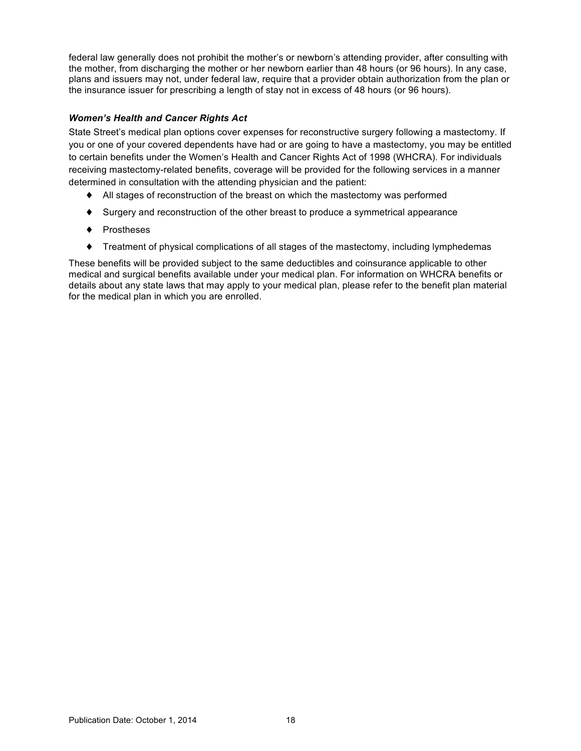federal law generally does not prohibit the mother's or newborn's attending provider, after consulting with the mother, from discharging the mother or her newborn earlier than 48 hours (or 96 hours). In any case, plans and issuers may not, under federal law, require that a provider obtain authorization from the plan or the insurance issuer for prescribing a length of stay not in excess of 48 hours (or 96 hours).

***Women's Health and Cancer Rights Act***

State Street's medical plan options cover expenses for reconstructive surgery following a mastectomy. If you or one of your covered dependents have had or are going to have a mastectomy, you may be entitled to certain benefits under the Women's Health and Cancer Rights Act of 1998 (WHCRA). For individuals receiving mastectomy-related benefits, coverage will be provided for the following services in a manner determined in consultation with the attending physician and the patient:

- All stages of reconstruction of the breast on which the mastectomy was performed
- Surgery and reconstruction of the other breast to produce a symmetrical appearance
- Prostheses
- Treatment of physical complications of all stages of the mastectomy, including lymphedemas

These benefits will be provided subject to the same deductibles and coinsurance applicable to other medical and surgical benefits available under your medical plan. For information on WHCRA benefits or details about any state laws that may apply to your medical plan, please refer to the benefit plan material for the medical plan in which you are enrolled.

Publication Date: October 1, 2014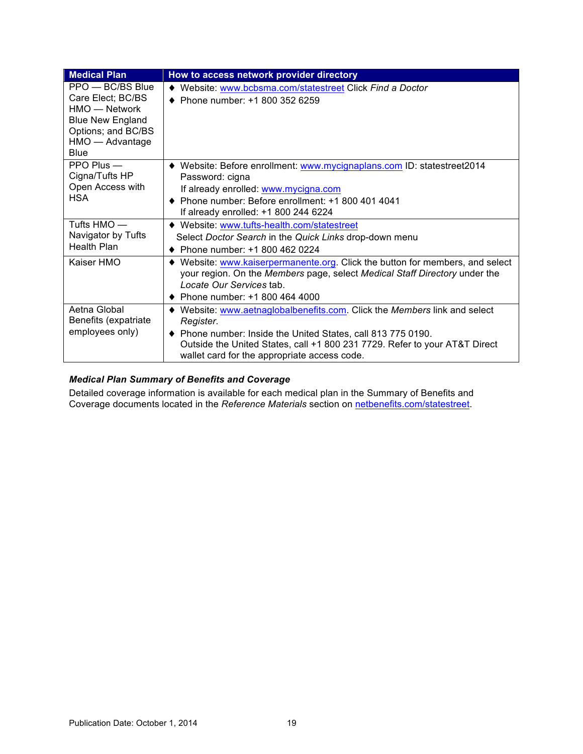| Medical Plan | How to access network provider directory |
|---|---|
| PPO — BC/BS Blue Care Elect; BC/BS HMO — Network Blue New England Options; and BC/BS HMO — Advantage Blue | ♦ Website: www.bcbsma.com/statestreet Click *Find a Doctor*<br>♦ Phone number: +1 800 352 6259 |
| PPO Plus — Cigna/Tufts HP Open Access with HSA | ♦ Website: Before enrollment: www.mycignaplans.com ID: statestreet2014 Password: cigna<br>If already enrolled: www.mycigna.com<br>♦ Phone number: Before enrollment: +1 800 401 4041<br>If already enrolled: +1 800 244 6224 |
| Tufts HMO — Navigator by Tufts Health Plan | ♦ Website: www.tufts-health.com/statestreet<br>Select *Doctor Search* in the *Quick Links* drop-down menu<br>♦ Phone number: +1 800 462 0224 |
| Kaiser HMO | ♦ Website: www.kaiserpermanente.org. Click the button for members, and select your region. On the *Members* page, select *Medical Staff Directory* under the *Locate Our Services* tab.<br>♦ Phone number: +1 800 464 4000 |
| Aetna Global Benefits (expatriate employees only) | ♦ Website: www.aetnaglobalbenefits.com. Click the *Members* link and select *Register*.<br>♦ Phone number: Inside the United States, call 813 775 0190.<br>Outside the United States, call +1 800 231 7729. Refer to your AT&T Direct wallet card for the appropriate access code. |

***Medical Plan Summary of Benefits and Coverage***

Detailed coverage information is available for each medical plan in the Summary of Benefits and Coverage documents located in the *Reference Materials* section on netbenefits.com/statestreet.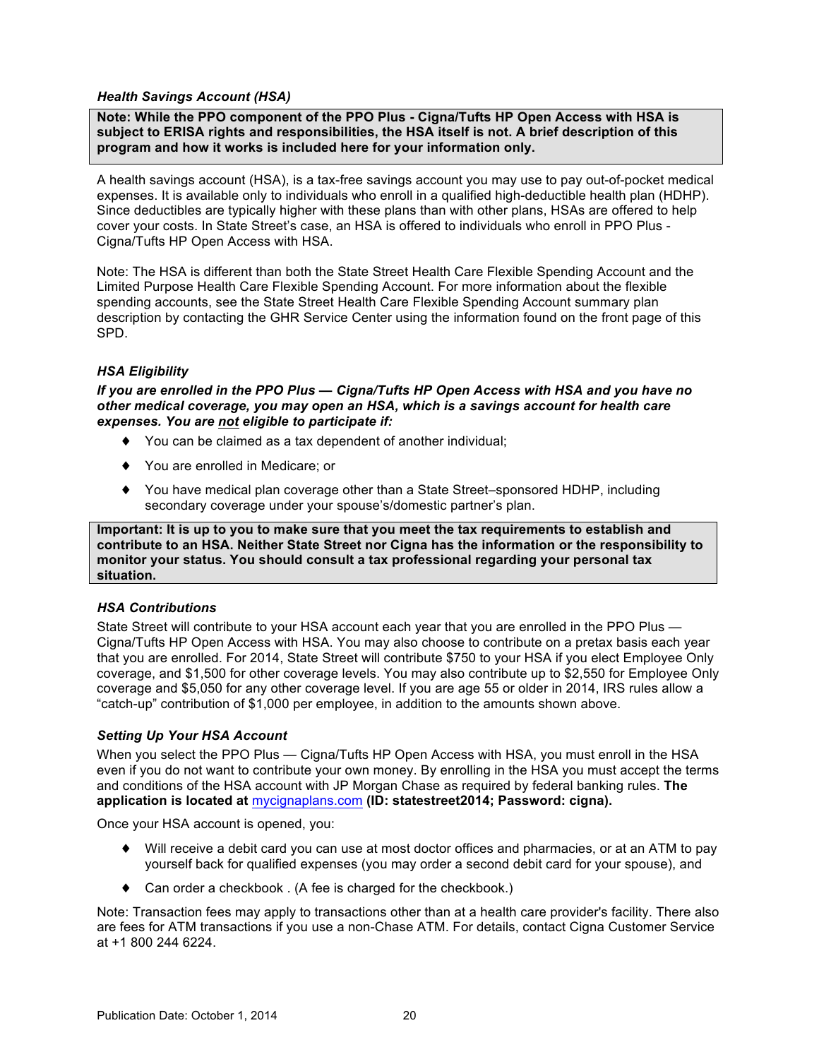### *Health Savings Account (HSA)*

**Note: While the PPO component of the PPO Plus - Cigna/Tufts HP Open Access with HSA is subject to ERISA rights and responsibilities, the HSA itself is not. A brief description of this program and how it works is included here for your information only.**

A health savings account (HSA), is a tax-free savings account you may use to pay out-of-pocket medical expenses. It is available only to individuals who enroll in a qualified high-deductible health plan (HDHP). Since deductibles are typically higher with these plans than with other plans, HSAs are offered to help cover your costs. In State Street's case, an HSA is offered to individuals who enroll in PPO Plus - Cigna/Tufts HP Open Access with HSA.

Note: The HSA is different than both the State Street Health Care Flexible Spending Account and the Limited Purpose Health Care Flexible Spending Account. For more information about the flexible spending accounts, see the State Street Health Care Flexible Spending Account summary plan description by contacting the GHR Service Center using the information found on the front page of this SPD.

### *HSA Eligibility*

***If you are enrolled in the PPO Plus — Cigna/Tufts HP Open Access with HSA and you have no other medical coverage, you may open an HSA, which is a savings account for health care expenses. You are <u>not</u> eligible to participate if:***

- You can be claimed as a tax dependent of another individual;
- You are enrolled in Medicare; or
- You have medical plan coverage other than a State Street–sponsored HDHP, including secondary coverage under your spouse's/domestic partner's plan.

**Important: It is up to you to make sure that you meet the tax requirements to establish and contribute to an HSA. Neither State Street nor Cigna has the information or the responsibility to monitor your status. You should consult a tax professional regarding your personal tax situation.**

### *HSA Contributions*

State Street will contribute to your HSA account each year that you are enrolled in the PPO Plus — Cigna/Tufts HP Open Access with HSA. You may also choose to contribute on a pretax basis each year that you are enrolled. For 2014, State Street will contribute $750 to your HSA if you elect Employee Only coverage, and $1,500 for other coverage levels. You may also contribute up to $2,550 for Employee Only coverage and $5,050 for any other coverage level. If you are age 55 or older in 2014, IRS rules allow a "catch-up" contribution of $1,000 per employee, in addition to the amounts shown above.

### *Setting Up Your HSA Account*

When you select the PPO Plus — Cigna/Tufts HP Open Access with HSA, you must enroll in the HSA even if you do not want to contribute your own money. By enrolling in the HSA you must accept the terms and conditions of the HSA account with JP Morgan Chase as required by federal banking rules. **The application is located at** mycignaplans.com **(ID: statestreet2014; Password: cigna).**

Once your HSA account is opened, you:

- Will receive a debit card you can use at most doctor offices and pharmacies, or at an ATM to pay yourself back for qualified expenses (you may order a second debit card for your spouse), and
- Can order a checkbook . (A fee is charged for the checkbook.)

Note: Transaction fees may apply to transactions other than at a health care provider's facility. There also are fees for ATM transactions if you use a non-Chase ATM. For details, contact Cigna Customer Service at +1 800 244 6224.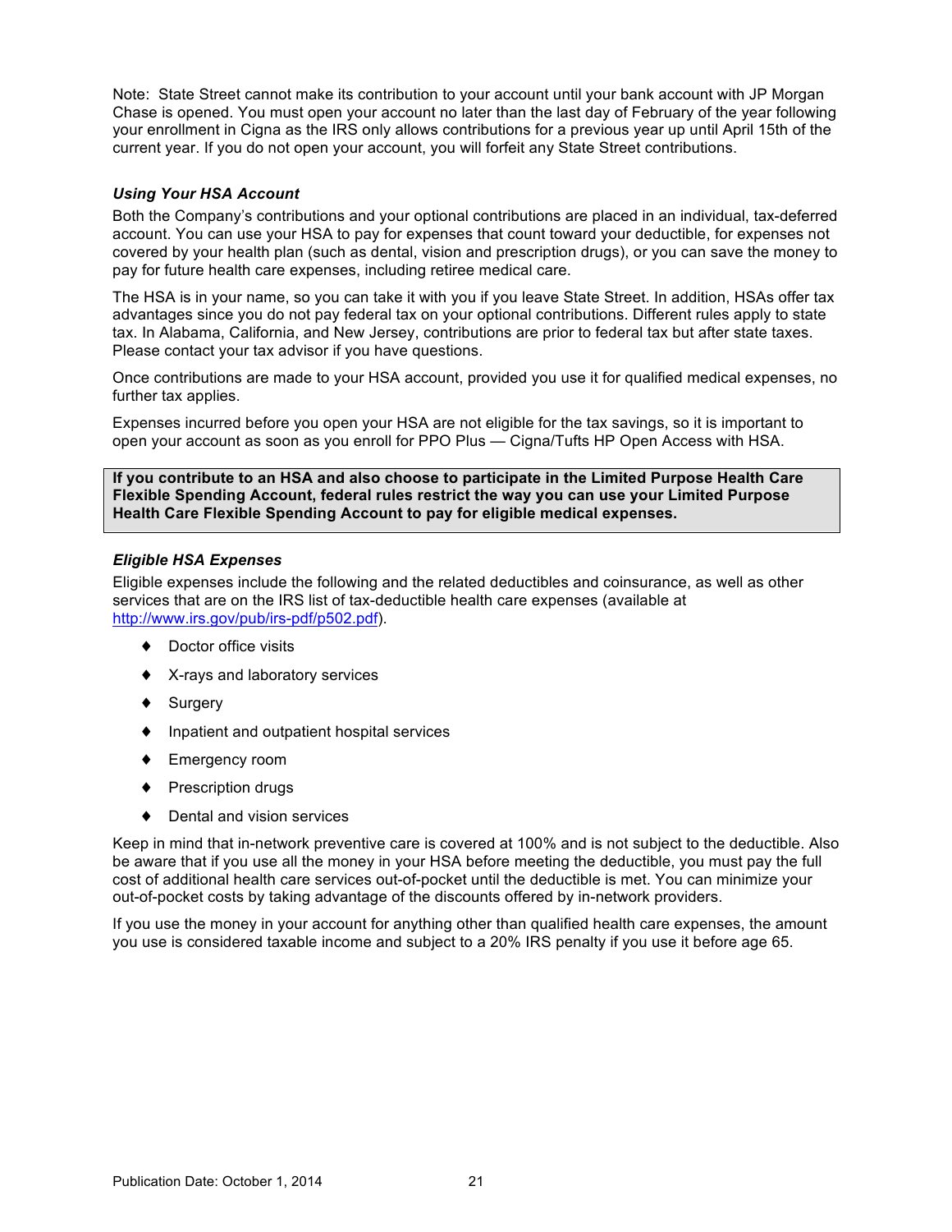Note: State Street cannot make its contribution to your account until your bank account with JP Morgan Chase is opened. You must open your account no later than the last day of February of the year following your enrollment in Cigna as the IRS only allows contributions for a previous year up until April 15th of the current year. If you do not open your account, you will forfeit any State Street contributions.

### *Using Your HSA Account*

Both the Company's contributions and your optional contributions are placed in an individual, tax-deferred account. You can use your HSA to pay for expenses that count toward your deductible, for expenses not covered by your health plan (such as dental, vision and prescription drugs), or you can save the money to pay for future health care expenses, including retiree medical care.

The HSA is in your name, so you can take it with you if you leave State Street. In addition, HSAs offer tax advantages since you do not pay federal tax on your optional contributions. Different rules apply to state tax. In Alabama, California, and New Jersey, contributions are prior to federal tax but after state taxes. Please contact your tax advisor if you have questions.

Once contributions are made to your HSA account, provided you use it for qualified medical expenses, no further tax applies.

Expenses incurred before you open your HSA are not eligible for the tax savings, so it is important to open your account as soon as you enroll for PPO Plus — Cigna/Tufts HP Open Access with HSA.

**If you contribute to an HSA and also choose to participate in the Limited Purpose Health Care Flexible Spending Account, federal rules restrict the way you can use your Limited Purpose Health Care Flexible Spending Account to pay for eligible medical expenses.**

### *Eligible HSA Expenses*

Eligible expenses include the following and the related deductibles and coinsurance, as well as other services that are on the IRS list of tax-deductible health care expenses (available at http://www.irs.gov/pub/irs-pdf/p502.pdf).

- Doctor office visits
- X-rays and laboratory services
- Surgery
- Inpatient and outpatient hospital services
- Emergency room
- Prescription drugs
- Dental and vision services

Keep in mind that in-network preventive care is covered at 100% and is not subject to the deductible. Also be aware that if you use all the money in your HSA before meeting the deductible, you must pay the full cost of additional health care services out-of-pocket until the deductible is met. You can minimize your out-of-pocket costs by taking advantage of the discounts offered by in-network providers.

If you use the money in your account for anything other than qualified health care expenses, the amount you use is considered taxable income and subject to a 20% IRS penalty if you use it before age 65.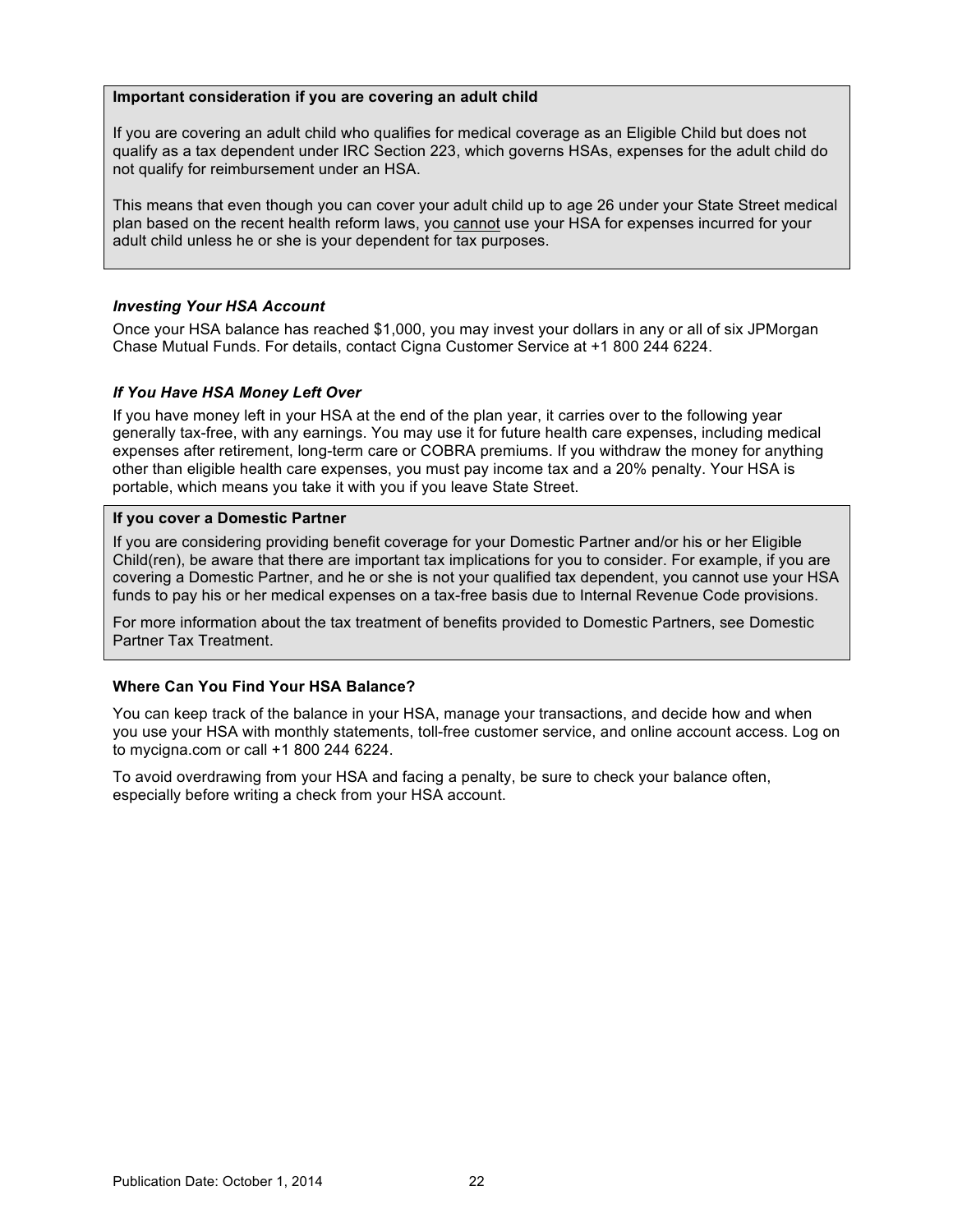**Important consideration if you are covering an adult child**

If you are covering an adult child who qualifies for medical coverage as an Eligible Child but does not qualify as a tax dependent under IRC Section 223, which governs HSAs, expenses for the adult child do not qualify for reimbursement under an HSA.

This means that even though you can cover your adult child up to age 26 under your State Street medical plan based on the recent health reform laws, you <u>cannot</u> use your HSA for expenses incurred for your adult child unless he or she is your dependent for tax purposes.

### *Investing Your HSA Account*

Once your HSA balance has reached $1,000, you may invest your dollars in any or all of six JPMorgan Chase Mutual Funds. For details, contact Cigna Customer Service at +1 800 244 6224.

### *If You Have HSA Money Left Over*

If you have money left in your HSA at the end of the plan year, it carries over to the following year generally tax-free, with any earnings. You may use it for future health care expenses, including medical expenses after retirement, long-term care or COBRA premiums. If you withdraw the money for anything other than eligible health care expenses, you must pay income tax and a 20% penalty. Your HSA is portable, which means you take it with you if you leave State Street.

**If you cover a Domestic Partner**

If you are considering providing benefit coverage for your Domestic Partner and/or his or her Eligible Child(ren), be aware that there are important tax implications for you to consider. For example, if you are covering a Domestic Partner, and he or she is not your qualified tax dependent, you cannot use your HSA funds to pay his or her medical expenses on a tax-free basis due to Internal Revenue Code provisions.

For more information about the tax treatment of benefits provided to Domestic Partners, see Domestic Partner Tax Treatment.

### Where Can You Find Your HSA Balance?

You can keep track of the balance in your HSA, manage your transactions, and decide how and when you use your HSA with monthly statements, toll-free customer service, and online account access. Log on to mycigna.com or call +1 800 244 6224.

To avoid overdrawing from your HSA and facing a penalty, be sure to check your balance often, especially before writing a check from your HSA account.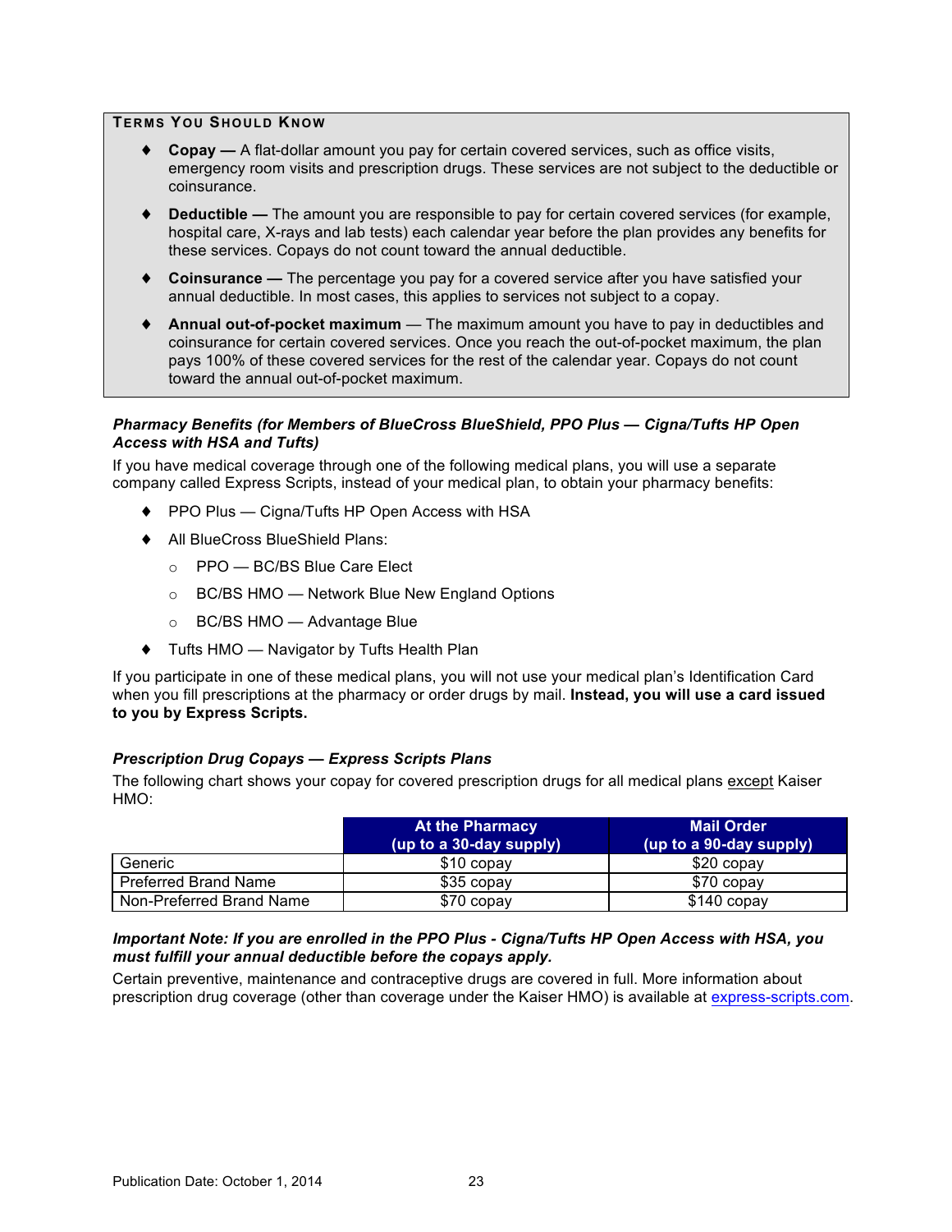**TERMS YOU SHOULD KNOW**

- **Copay —** A flat-dollar amount you pay for certain covered services, such as office visits, emergency room visits and prescription drugs. These services are not subject to the deductible or coinsurance.
- **Deductible —** The amount you are responsible to pay for certain covered services (for example, hospital care, X-rays and lab tests) each calendar year before the plan provides any benefits for these services. Copays do not count toward the annual deductible.
- **Coinsurance —** The percentage you pay for a covered service after you have satisfied your annual deductible. In most cases, this applies to services not subject to a copay.
- **Annual out-of-pocket maximum** — The maximum amount you have to pay in deductibles and coinsurance for certain covered services. Once you reach the out-of-pocket maximum, the plan pays 100% of these covered services for the rest of the calendar year. Copays do not count toward the annual out-of-pocket maximum.

***Pharmacy Benefits (for Members of BlueCross BlueShield, PPO Plus — Cigna/Tufts HP Open Access with HSA and Tufts)***

If you have medical coverage through one of the following medical plans, you will use a separate company called Express Scripts, instead of your medical plan, to obtain your pharmacy benefits:

- PPO Plus — Cigna/Tufts HP Open Access with HSA
- All BlueCross BlueShield Plans:
  - PPO — BC/BS Blue Care Elect
  - BC/BS HMO — Network Blue New England Options
  - BC/BS HMO — Advantage Blue
- Tufts HMO — Navigator by Tufts Health Plan

If you participate in one of these medical plans, you will not use your medical plan's Identification Card when you fill prescriptions at the pharmacy or order drugs by mail. **Instead, you will use a card issued to you by Express Scripts.**

***Prescription Drug Copays — Express Scripts Plans***

The following chart shows your copay for covered prescription drugs for all medical plans except Kaiser HMO:

| | At the Pharmacy (up to a 30-day supply) | Mail Order (up to a 90-day supply) |
|---|---|---|
| Generic | $10 copay | $20 copay |
| Preferred Brand Name | $35 copay | $70 copay |
| Non-Preferred Brand Name | $70 copay | $140 copay |

***Important Note: If you are enrolled in the PPO Plus - Cigna/Tufts HP Open Access with HSA, you must fulfill your annual deductible before the copays apply.***

Certain preventive, maintenance and contraceptive drugs are covered in full. More information about prescription drug coverage (other than coverage under the Kaiser HMO) is available at express-scripts.com.

Publication Date: October 1, 2014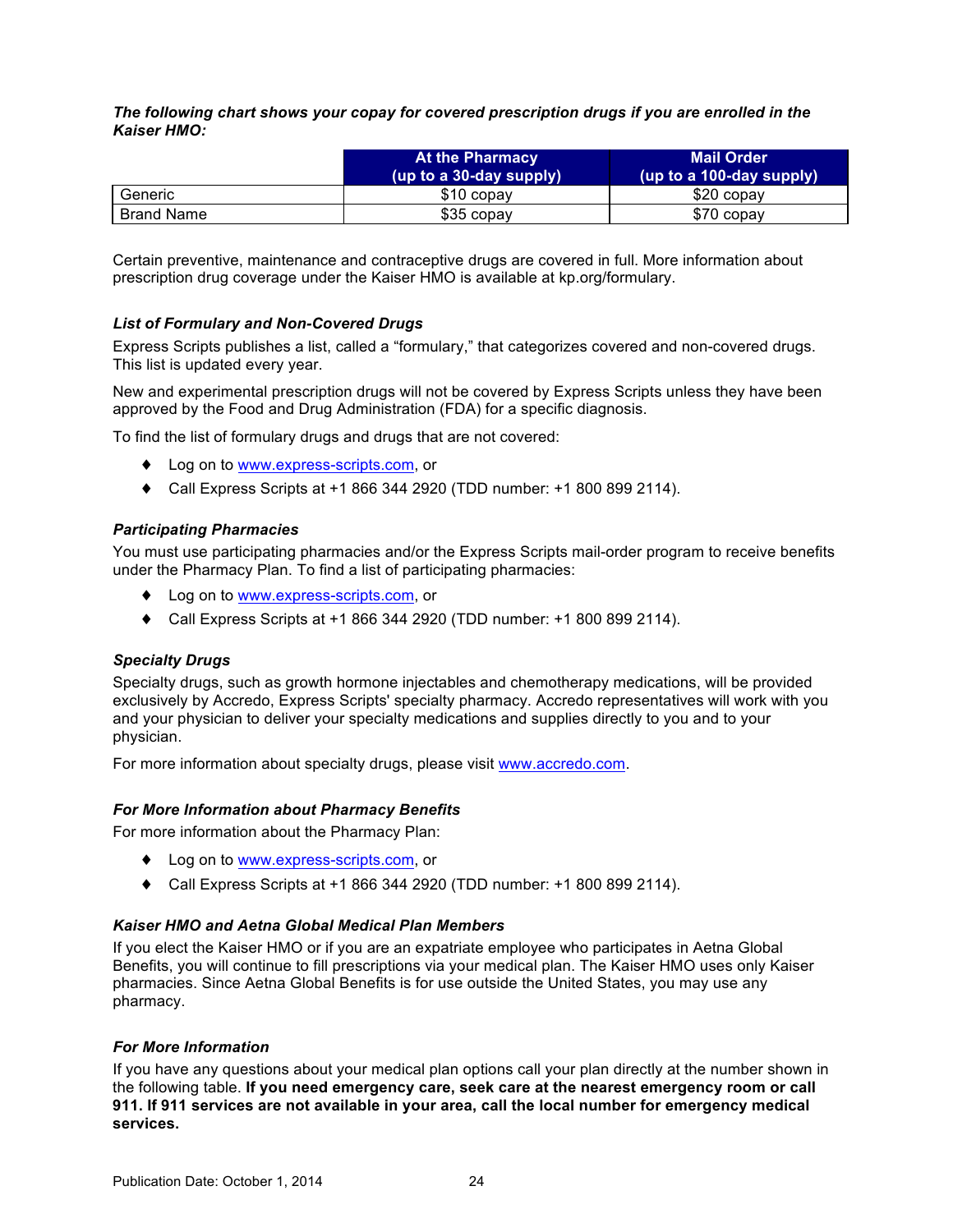***The following chart shows your copay for covered prescription drugs if you are enrolled in the Kaiser HMO:***

| | At the Pharmacy (up to a 30-day supply) | Mail Order (up to a 100-day supply) |
|---|---|---|
| Generic | $10 copay | $20 copay |
| Brand Name | $35 copay | $70 copay |

Certain preventive, maintenance and contraceptive drugs are covered in full. More information about prescription drug coverage under the Kaiser HMO is available at kp.org/formulary.

### *List of Formulary and Non-Covered Drugs*

Express Scripts publishes a list, called a "formulary," that categorizes covered and non-covered drugs. This list is updated every year.

New and experimental prescription drugs will not be covered by Express Scripts unless they have been approved by the Food and Drug Administration (FDA) for a specific diagnosis.

To find the list of formulary drugs and drugs that are not covered:

- Log on to www.express-scripts.com, or
- Call Express Scripts at +1 866 344 2920 (TDD number: +1 800 899 2114).

### *Participating Pharmacies*

You must use participating pharmacies and/or the Express Scripts mail-order program to receive benefits under the Pharmacy Plan. To find a list of participating pharmacies:

- Log on to www.express-scripts.com, or
- Call Express Scripts at +1 866 344 2920 (TDD number: +1 800 899 2114).

### *Specialty Drugs*

Specialty drugs, such as growth hormone injectables and chemotherapy medications, will be provided exclusively by Accredo, Express Scripts' specialty pharmacy. Accredo representatives will work with you and your physician to deliver your specialty medications and supplies directly to you and to your physician.

For more information about specialty drugs, please visit www.accredo.com.

### *For More Information about Pharmacy Benefits*

For more information about the Pharmacy Plan:

- Log on to www.express-scripts.com, or
- Call Express Scripts at +1 866 344 2920 (TDD number: +1 800 899 2114).

### *Kaiser HMO and Aetna Global Medical Plan Members*

If you elect the Kaiser HMO or if you are an expatriate employee who participates in Aetna Global Benefits, you will continue to fill prescriptions via your medical plan. The Kaiser HMO uses only Kaiser pharmacies. Since Aetna Global Benefits is for use outside the United States, you may use any pharmacy.

### *For More Information*

If you have any questions about your medical plan options call your plan directly at the number shown in the following table. **If you need emergency care, seek care at the nearest emergency room or call 911. If 911 services are not available in your area, call the local number for emergency medical services.**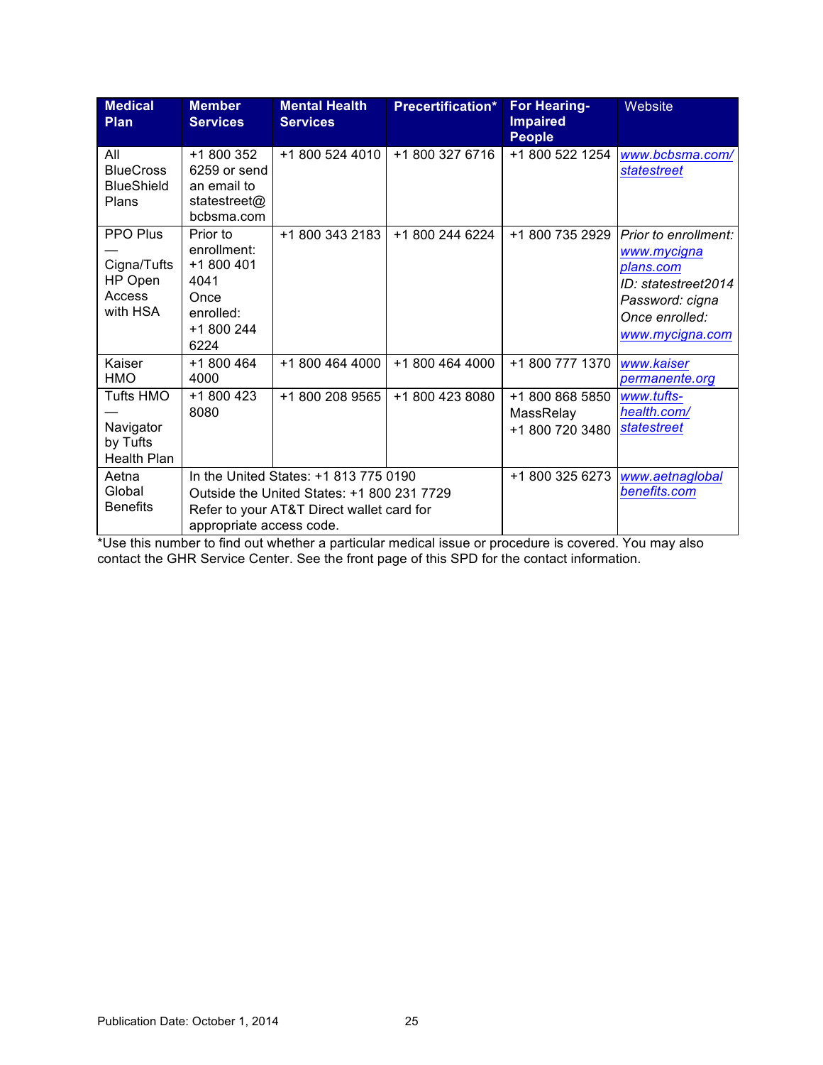| Medical Plan | Member Services | Mental Health Services | Precertification* | For Hearing-Impaired People | Website |
|---|---|---|---|---|---|
| All BlueCross BlueShield Plans | +1 800 352 6259 or send an email to statestreet@bcbsma.com | +1 800 524 4010 | +1 800 327 6716 | +1 800 522 1254 | www.bcbsma.com/statestreet |
| PPO Plus — Cigna/Tufts HP Open Access with HSA | Prior to enrollment: +1 800 401 4041 Once enrolled: +1 800 244 6224 | +1 800 343 2183 | +1 800 244 6224 | +1 800 735 2929 | *Prior to enrollment:* *www.mycignaplans.com* *ID: statestreet2014* *Password: cigna* *Once enrolled:* *www.mycigna.com* |
| Kaiser HMO | +1 800 464 4000 | +1 800 464 4000 | +1 800 464 4000 | +1 800 777 1370 | www.kaiserpermanente.org |
| Tufts HMO — Navigator by Tufts Health Plan | +1 800 423 8080 | +1 800 208 9565 | +1 800 423 8080 | +1 800 868 5850 MassRelay +1 800 720 3480 | www.tufts-health.com/statestreet |
| Aetna Global Benefits | In the United States: +1 813 775 0190 Outside the United States: +1 800 231 7729 Refer to your AT&T Direct wallet card for appropriate access code. | | | +1 800 325 6273 | www.aetnaglobalbenefits.com |

*Use this number to find out whether a particular medical issue or procedure is covered. You may also contact the GHR Service Center. See the front page of this SPD for the contact information.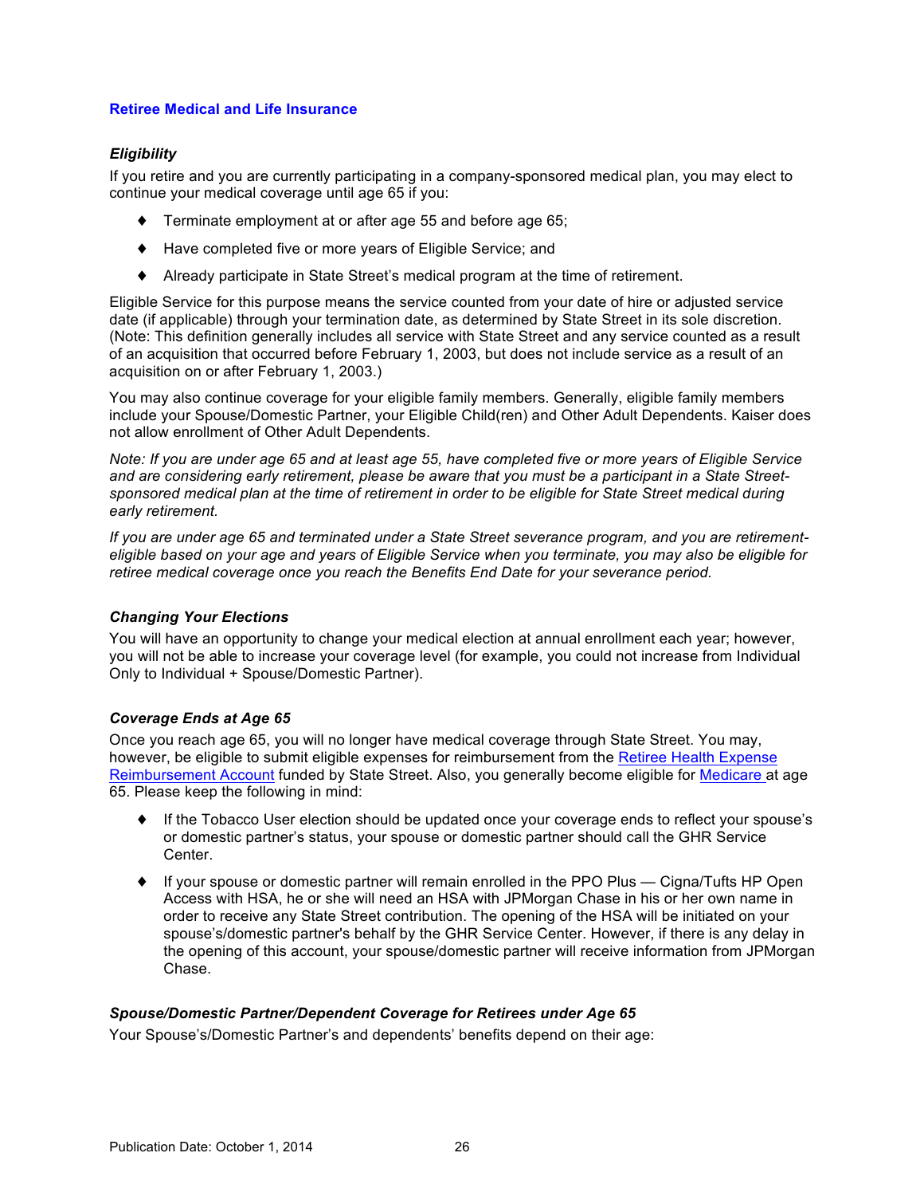## Retiree Medical and Life Insurance

### *Eligibility*

If you retire and you are currently participating in a company-sponsored medical plan, you may elect to continue your medical coverage until age 65 if you:

- Terminate employment at or after age 55 and before age 65;
- Have completed five or more years of Eligible Service; and
- Already participate in State Street's medical program at the time of retirement.

Eligible Service for this purpose means the service counted from your date of hire or adjusted service date (if applicable) through your termination date, as determined by State Street in its sole discretion. (Note: This definition generally includes all service with State Street and any service counted as a result of an acquisition that occurred before February 1, 2003, but does not include service as a result of an acquisition on or after February 1, 2003.)

You may also continue coverage for your eligible family members. Generally, eligible family members include your Spouse/Domestic Partner, your Eligible Child(ren) and Other Adult Dependents. Kaiser does not allow enrollment of Other Adult Dependents.

*Note: If you are under age 65 and at least age 55, have completed five or more years of Eligible Service and are considering early retirement, please be aware that you must be a participant in a State Street-sponsored medical plan at the time of retirement in order to be eligible for State Street medical during early retirement.*

*If you are under age 65 and terminated under a State Street severance program, and you are retirement-eligible based on your age and years of Eligible Service when you terminate, you may also be eligible for retiree medical coverage once you reach the Benefits End Date for your severance period.*

### *Changing Your Elections*

You will have an opportunity to change your medical election at annual enrollment each year; however, you will not be able to increase your coverage level (for example, you could not increase from Individual Only to Individual + Spouse/Domestic Partner).

### *Coverage Ends at Age 65*

Once you reach age 65, you will no longer have medical coverage through State Street. You may, however, be eligible to submit eligible expenses for reimbursement from the Retiree Health Expense Reimbursement Account funded by State Street. Also, you generally become eligible for Medicare at age 65. Please keep the following in mind:

- If the Tobacco User election should be updated once your coverage ends to reflect your spouse's or domestic partner's status, your spouse or domestic partner should call the GHR Service Center.
- If your spouse or domestic partner will remain enrolled in the PPO Plus — Cigna/Tufts HP Open Access with HSA, he or she will need an HSA with JPMorgan Chase in his or her own name in order to receive any State Street contribution. The opening of the HSA will be initiated on your spouse's/domestic partner's behalf by the GHR Service Center. However, if there is any delay in the opening of this account, your spouse/domestic partner will receive information from JPMorgan Chase.

### *Spouse/Domestic Partner/Dependent Coverage for Retirees under Age 65*

Your Spouse's/Domestic Partner's and dependents' benefits depend on their age: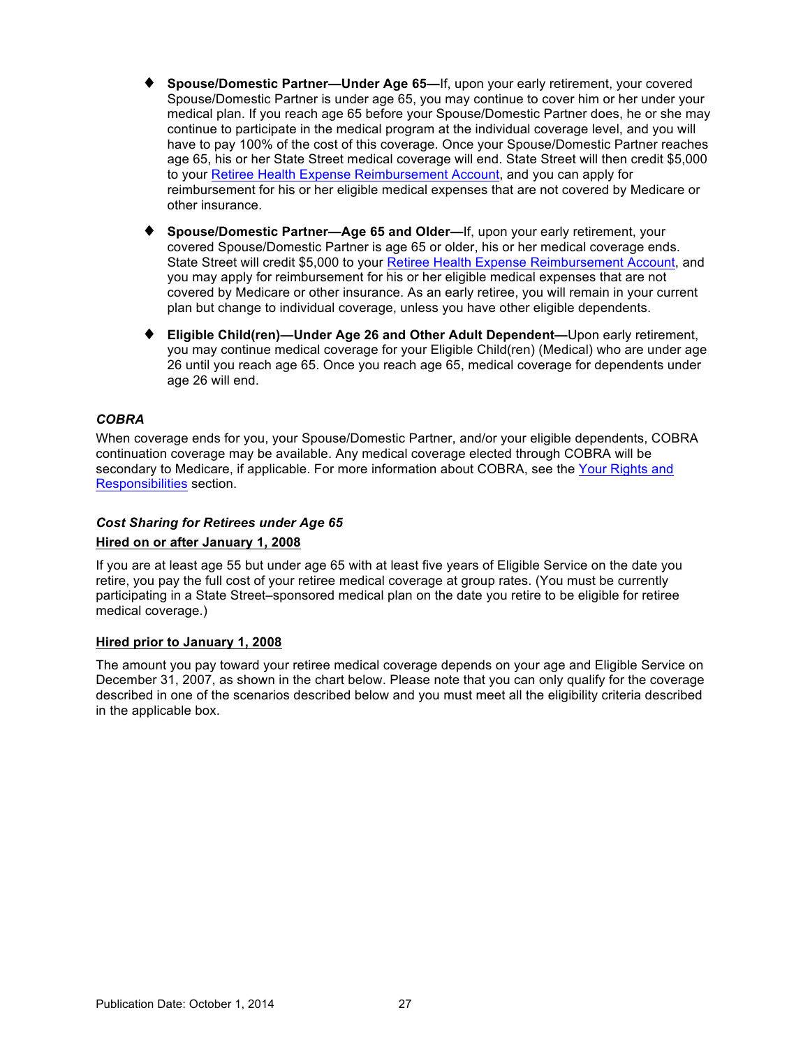- **Spouse/Domestic Partner—Under Age 65—**If, upon your early retirement, your covered Spouse/Domestic Partner is under age 65, you may continue to cover him or her under your medical plan. If you reach age 65 before your Spouse/Domestic Partner does, he or she may continue to participate in the medical program at the individual coverage level, and you will have to pay 100% of the cost of this coverage. Once your Spouse/Domestic Partner reaches age 65, his or her State Street medical coverage will end. State Street will then credit $5,000 to your Retiree Health Expense Reimbursement Account, and you can apply for reimbursement for his or her eligible medical expenses that are not covered by Medicare or other insurance.

- **Spouse/Domestic Partner—Age 65 and Older—**If, upon your early retirement, your covered Spouse/Domestic Partner is age 65 or older, his or her medical coverage ends. State Street will credit $5,000 to your Retiree Health Expense Reimbursement Account, and you may apply for reimbursement for his or her eligible medical expenses that are not covered by Medicare or other insurance. As an early retiree, you will remain in your current plan but change to individual coverage, unless you have other eligible dependents.

- **Eligible Child(ren)—Under Age 26 and Other Adult Dependent—**Upon early retirement, you may continue medical coverage for your Eligible Child(ren) (Medical) who are under age 26 until you reach age 65. Once you reach age 65, medical coverage for dependents under age 26 will end.

### *COBRA*

When coverage ends for you, your Spouse/Domestic Partner, and/or your eligible dependents, COBRA continuation coverage may be available. Any medical coverage elected through COBRA will be secondary to Medicare, if applicable. For more information about COBRA, see the Your Rights and Responsibilities section.

### *Cost Sharing for Retirees under Age 65*

#### Hired on or after January 1, 2008

If you are at least age 55 but under age 65 with at least five years of Eligible Service on the date you retire, you pay the full cost of your retiree medical coverage at group rates. (You must be currently participating in a State Street–sponsored medical plan on the date you retire to be eligible for retiree medical coverage.)

#### Hired prior to January 1, 2008

The amount you pay toward your retiree medical coverage depends on your age and Eligible Service on December 31, 2007, as shown in the chart below. Please note that you can only qualify for the coverage described in one of the scenarios described below and you must meet all the eligibility criteria described in the applicable box.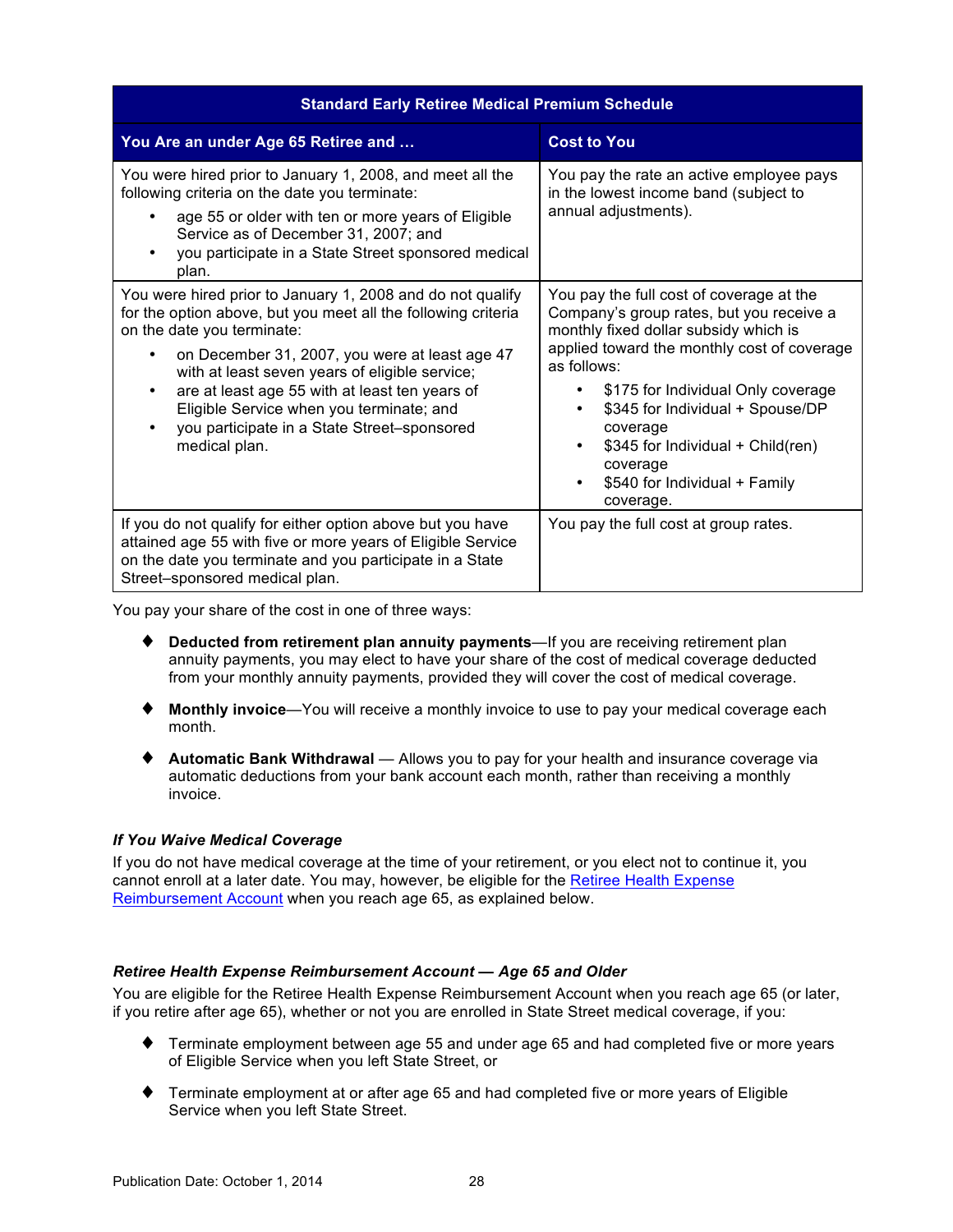| Standard Early Retiree Medical Premium Schedule | |
|---|---|
| **You Are an under Age 65 Retiree and …** | **Cost to You** |
| You were hired prior to January 1, 2008, and meet all the following criteria on the date you terminate:<br>• age 55 or older with ten or more years of Eligible Service as of December 31, 2007; and<br>• you participate in a State Street sponsored medical plan. | You pay the rate an active employee pays in the lowest income band (subject to annual adjustments). |
| You were hired prior to January 1, 2008 and do not qualify for the option above, but you meet all the following criteria on the date you terminate:<br>• on December 31, 2007, you were at least age 47 with at least seven years of eligible service;<br>• are at least age 55 with at least ten years of Eligible Service when you terminate; and<br>• you participate in a State Street–sponsored medical plan. | You pay the full cost of coverage at the Company's group rates, but you receive a monthly fixed dollar subsidy which is applied toward the monthly cost of coverage as follows:<br>• $175 for Individual Only coverage<br>• $345 for Individual + Spouse/DP coverage<br>• $345 for Individual + Child(ren) coverage<br>• $540 for Individual + Family coverage. |
| If you do not qualify for either option above but you have attained age 55 with five or more years of Eligible Service on the date you terminate and you participate in a State Street–sponsored medical plan. | You pay the full cost at group rates. |

You pay your share of the cost in one of three ways:

- **Deducted from retirement plan annuity payments**—If you are receiving retirement plan annuity payments, you may elect to have your share of the cost of medical coverage deducted from your monthly annuity payments, provided they will cover the cost of medical coverage.
- **Monthly invoice**—You will receive a monthly invoice to use to pay your medical coverage each month.
- **Automatic Bank Withdrawal** — Allows you to pay for your health and insurance coverage via automatic deductions from your bank account each month, rather than receiving a monthly invoice.

### *If You Waive Medical Coverage*

If you do not have medical coverage at the time of your retirement, or you elect not to continue it, you cannot enroll at a later date. You may, however, be eligible for the Retiree Health Expense Reimbursement Account when you reach age 65, as explained below.

### *Retiree Health Expense Reimbursement Account — Age 65 and Older*

You are eligible for the Retiree Health Expense Reimbursement Account when you reach age 65 (or later, if you retire after age 65), whether or not you are enrolled in State Street medical coverage, if you:

- Terminate employment between age 55 and under age 65 and had completed five or more years of Eligible Service when you left State Street, or
- Terminate employment at or after age 65 and had completed five or more years of Eligible Service when you left State Street.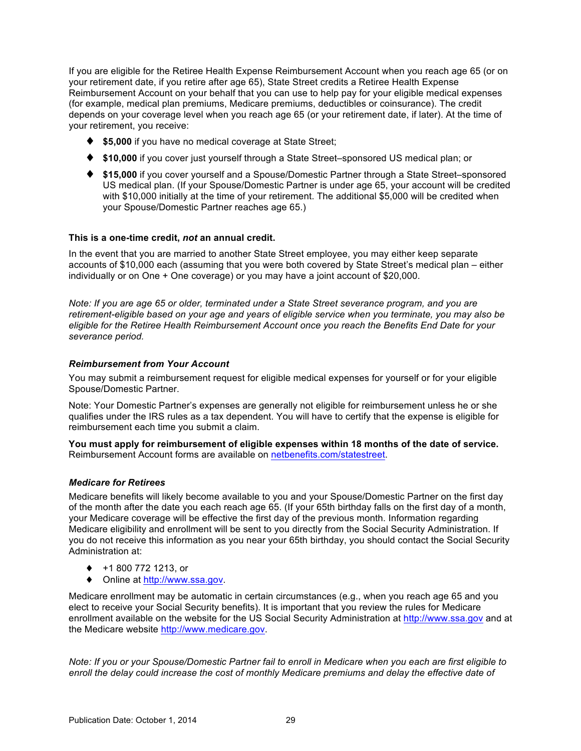If you are eligible for the Retiree Health Expense Reimbursement Account when you reach age 65 (or on your retirement date, if you retire after age 65), State Street credits a Retiree Health Expense Reimbursement Account on your behalf that you can use to help pay for your eligible medical expenses (for example, medical plan premiums, Medicare premiums, deductibles or coinsurance). The credit depends on your coverage level when you reach age 65 (or your retirement date, if later). At the time of your retirement, you receive:

- **$5,000** if you have no medical coverage at State Street;
- **$10,000** if you cover just yourself through a State Street–sponsored US medical plan; or
- **$15,000** if you cover yourself and a Spouse/Domestic Partner through a State Street–sponsored US medical plan. (If your Spouse/Domestic Partner is under age 65, your account will be credited with $10,000 initially at the time of your retirement. The additional $5,000 will be credited when your Spouse/Domestic Partner reaches age 65.)

**This is a one-time credit, *not* an annual credit.**

In the event that you are married to another State Street employee, you may either keep separate accounts of $10,000 each (assuming that you were both covered by State Street's medical plan – either individually or on One + One coverage) or you may have a joint account of $20,000.

*Note: If you are age 65 or older, terminated under a State Street severance program, and you are retirement-eligible based on your age and years of eligible service when you terminate, you may also be eligible for the Retiree Health Reimbursement Account once you reach the Benefits End Date for your severance period.*

***Reimbursement from Your Account***

You may submit a reimbursement request for eligible medical expenses for yourself or for your eligible Spouse/Domestic Partner.

Note: Your Domestic Partner's expenses are generally not eligible for reimbursement unless he or she qualifies under the IRS rules as a tax dependent. You will have to certify that the expense is eligible for reimbursement each time you submit a claim.

**You must apply for reimbursement of eligible expenses within 18 months of the date of service.** Reimbursement Account forms are available on netbenefits.com/statestreet.

***Medicare for Retirees***

Medicare benefits will likely become available to you and your Spouse/Domestic Partner on the first day of the month after the date you each reach age 65. (If your 65th birthday falls on the first day of a month, your Medicare coverage will be effective the first day of the previous month. Information regarding Medicare eligibility and enrollment will be sent to you directly from the Social Security Administration. If you do not receive this information as you near your 65th birthday, you should contact the Social Security Administration at:

- +1 800 772 1213, or
- Online at http://www.ssa.gov.

Medicare enrollment may be automatic in certain circumstances (e.g., when you reach age 65 and you elect to receive your Social Security benefits). It is important that you review the rules for Medicare enrollment available on the website for the US Social Security Administration at http://www.ssa.gov and at the Medicare website http://www.medicare.gov.

*Note: If you or your Spouse/Domestic Partner fail to enroll in Medicare when you each are first eligible to enroll the delay could increase the cost of monthly Medicare premiums and delay the effective date of*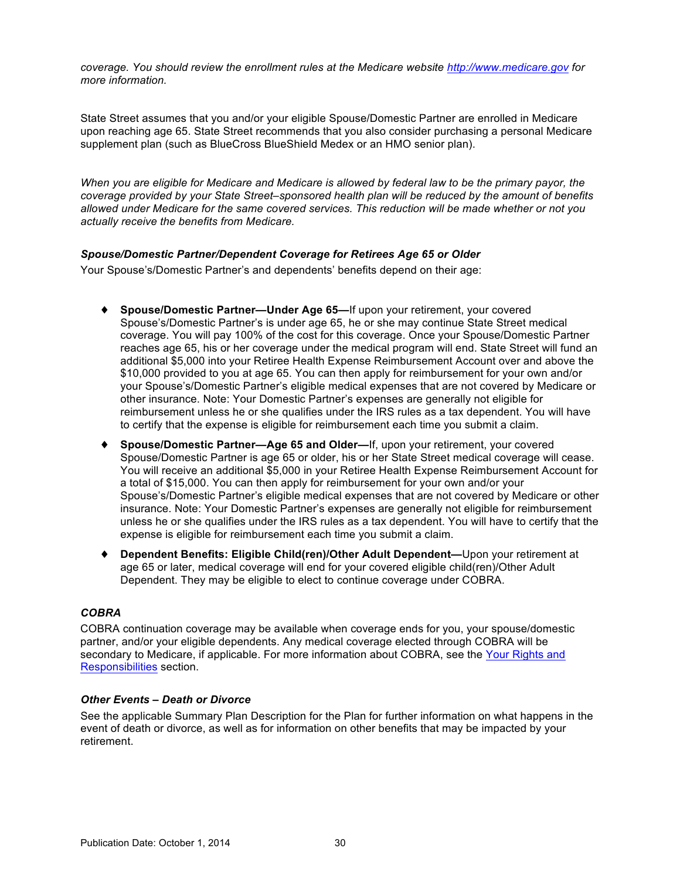*coverage. You should review the enrollment rules at the Medicare website [http://www.medicare.gov](http://www.medicare.gov) for more information.*

State Street assumes that you and/or your eligible Spouse/Domestic Partner are enrolled in Medicare upon reaching age 65. State Street recommends that you also consider purchasing a personal Medicare supplement plan (such as BlueCross BlueShield Medex or an HMO senior plan).

*When you are eligible for Medicare and Medicare is allowed by federal law to be the primary payor, the coverage provided by your State Street–sponsored health plan will be reduced by the amount of benefits allowed under Medicare for the same covered services. This reduction will be made whether or not you actually receive the benefits from Medicare.*

#### *Spouse/Domestic Partner/Dependent Coverage for Retirees Age 65 or Older*

Your Spouse's/Domestic Partner's and dependents' benefits depend on their age:

- **Spouse/Domestic Partner—Under Age 65—**If upon your retirement, your covered Spouse's/Domestic Partner's is under age 65, he or she may continue State Street medical coverage. You will pay 100% of the cost for this coverage. Once your Spouse/Domestic Partner reaches age 65, his or her coverage under the medical program will end. State Street will fund an additional $5,000 into your Retiree Health Expense Reimbursement Account over and above the $10,000 provided to you at age 65. You can then apply for reimbursement for your own and/or your Spouse's/Domestic Partner's eligible medical expenses that are not covered by Medicare or other insurance. Note: Your Domestic Partner's expenses are generally not eligible for reimbursement unless he or she qualifies under the IRS rules as a tax dependent. You will have to certify that the expense is eligible for reimbursement each time you submit a claim.
- **Spouse/Domestic Partner—Age 65 and Older—**If, upon your retirement, your covered Spouse/Domestic Partner is age 65 or older, his or her State Street medical coverage will cease. You will receive an additional $5,000 in your Retiree Health Expense Reimbursement Account for a total of $15,000. You can then apply for reimbursement for your own and/or your Spouse's/Domestic Partner's eligible medical expenses that are not covered by Medicare or other insurance. Note: Your Domestic Partner's expenses are generally not eligible for reimbursement unless he or she qualifies under the IRS rules as a tax dependent. You will have to certify that the expense is eligible for reimbursement each time you submit a claim.
- **Dependent Benefits: Eligible Child(ren)/Other Adult Dependent—**Upon your retirement at age 65 or later, medical coverage will end for your covered eligible child(ren)/Other Adult Dependent. They may be eligible to elect to continue coverage under COBRA.

#### *COBRA*

COBRA continuation coverage may be available when coverage ends for you, your spouse/domestic partner, and/or your eligible dependents. Any medical coverage elected through COBRA will be secondary to Medicare, if applicable. For more information about COBRA, see the Your Rights and Responsibilities section.

#### *Other Events – Death or Divorce*

See the applicable Summary Plan Description for the Plan for further information on what happens in the event of death or divorce, as well as for information on other benefits that may be impacted by your retirement.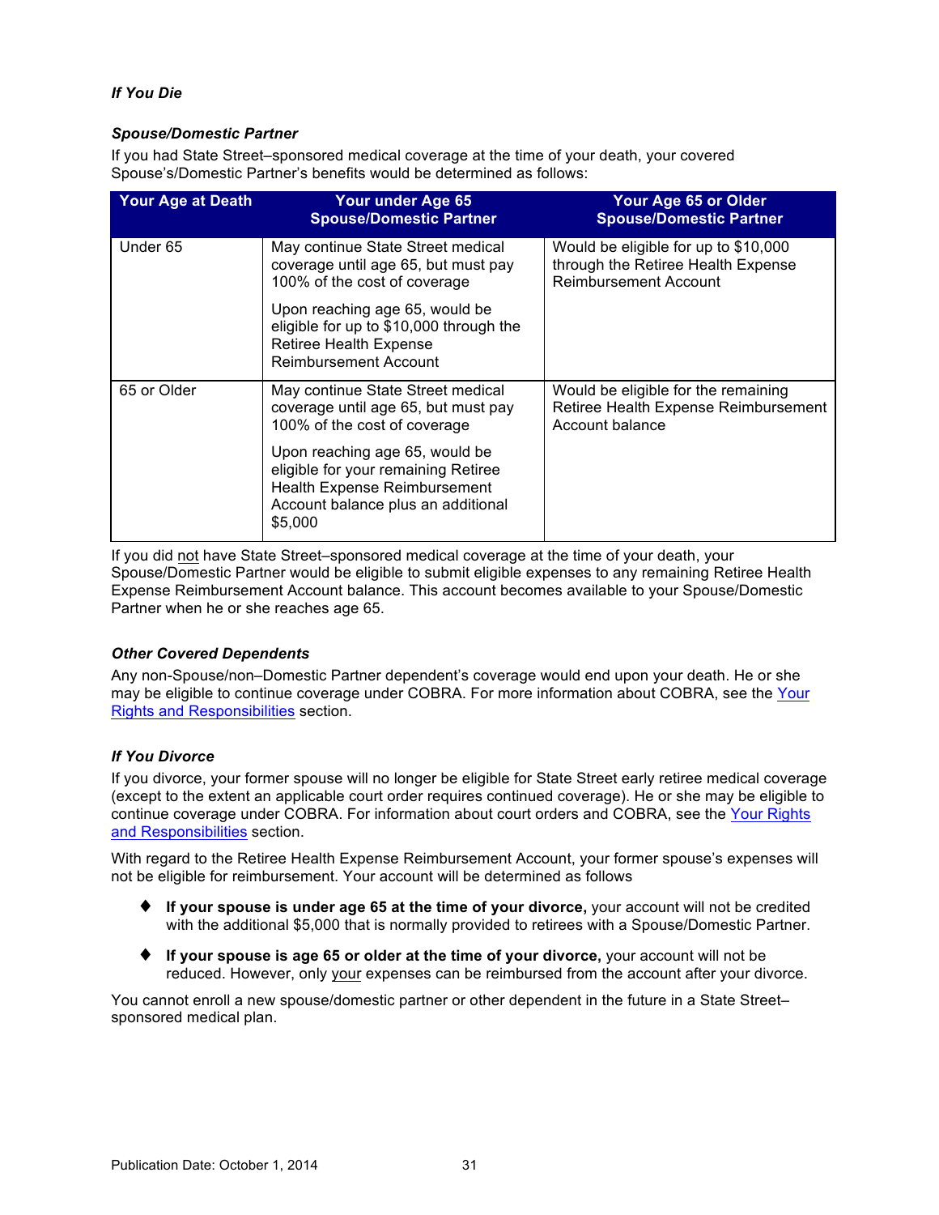***If You Die***

***Spouse/Domestic Partner***

If you had State Street–sponsored medical coverage at the time of your death, your covered Spouse's/Domestic Partner's benefits would be determined as follows:

| Your Age at Death | Your under Age 65 Spouse/Domestic Partner | Your Age 65 or Older Spouse/Domestic Partner |
|---|---|---|
| Under 65 | May continue State Street medical coverage until age 65, but must pay 100% of the cost of coverage<br><br>Upon reaching age 65, would be eligible for up to $10,000 through the Retiree Health Expense Reimbursement Account | Would be eligible for up to $10,000 through the Retiree Health Expense Reimbursement Account |
| 65 or Older | May continue State Street medical coverage until age 65, but must pay 100% of the cost of coverage<br><br>Upon reaching age 65, would be eligible for your remaining Retiree Health Expense Reimbursement Account balance plus an additional $5,000 | Would be eligible for the remaining Retiree Health Expense Reimbursement Account balance |

If you did not have State Street–sponsored medical coverage at the time of your death, your Spouse/Domestic Partner would be eligible to submit eligible expenses to any remaining Retiree Health Expense Reimbursement Account balance. This account becomes available to your Spouse/Domestic Partner when he or she reaches age 65.

***Other Covered Dependents***

Any non-Spouse/non–Domestic Partner dependent's coverage would end upon your death. He or she may be eligible to continue coverage under COBRA. For more information about COBRA, see the Your Rights and Responsibilities section.

***If You Divorce***

If you divorce, your former spouse will no longer be eligible for State Street early retiree medical coverage (except to the extent an applicable court order requires continued coverage). He or she may be eligible to continue coverage under COBRA. For information about court orders and COBRA, see the Your Rights and Responsibilities section.

With regard to the Retiree Health Expense Reimbursement Account, your former spouse's expenses will not be eligible for reimbursement. Your account will be determined as follows

- **If your spouse is under age 65 at the time of your divorce,** your account will not be credited with the additional $5,000 that is normally provided to retirees with a Spouse/Domestic Partner.
- **If your spouse is age 65 or older at the time of your divorce,** your account will not be reduced. However, only your expenses can be reimbursed from the account after your divorce.

You cannot enroll a new spouse/domestic partner or other dependent in the future in a State Street–sponsored medical plan.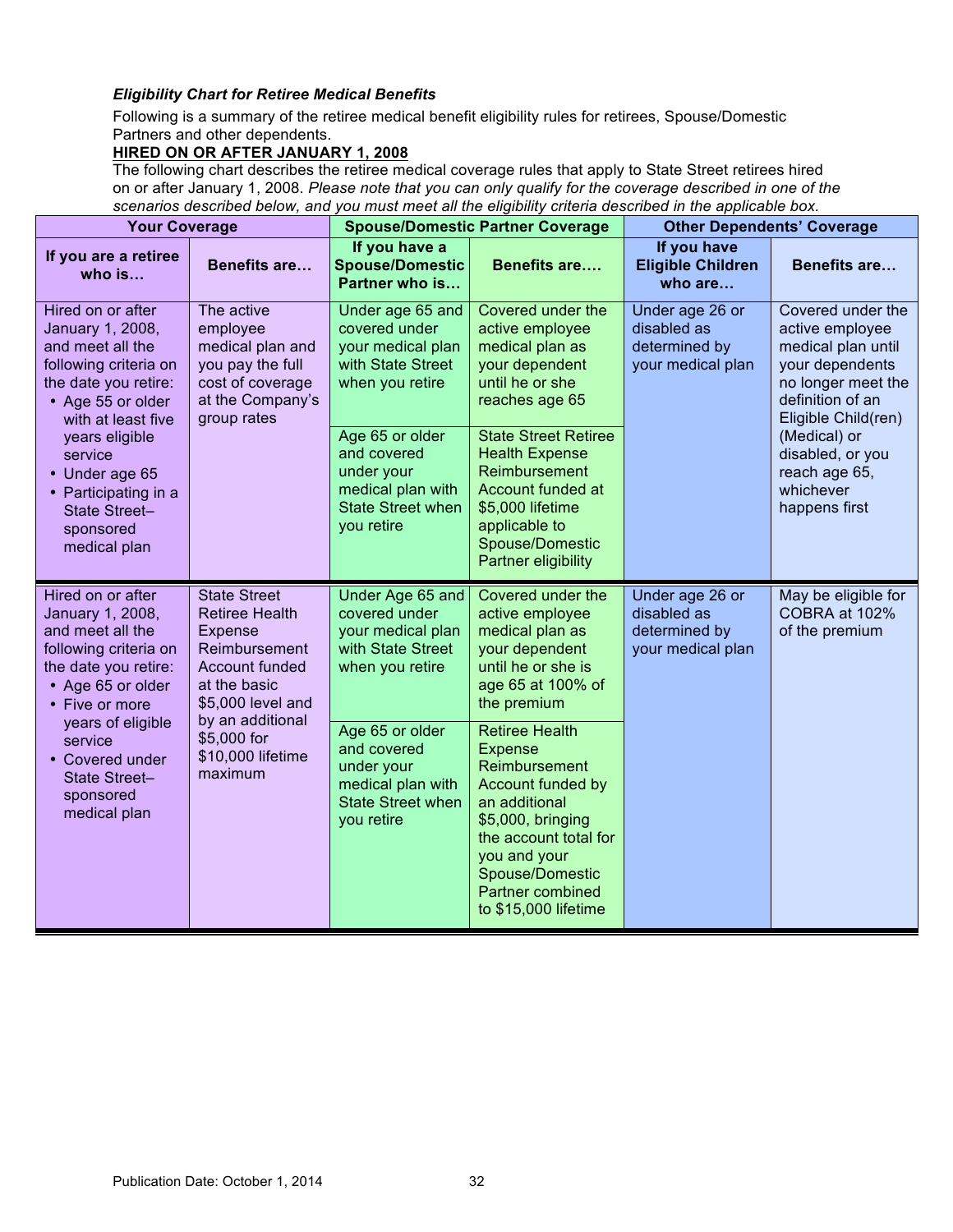***Eligibility Chart for Retiree Medical Benefits***

Following is a summary of the retiree medical benefit eligibility rules for retirees, Spouse/Domestic Partners and other dependents.

**HIRED ON OR AFTER JANUARY 1, 2008**

The following chart describes the retiree medical coverage rules that apply to State Street retirees hired on or after January 1, 2008. *Please note that you can only qualify for the coverage described in one of the scenarios described below, and you must meet all the eligibility criteria described in the applicable box.*

| Your Coverage | | Spouse/Domestic Partner Coverage | | Other Dependents' Coverage | |
|---|---|---|---|---|---|
| **If you are a retiree who is…** | **Benefits are…** | **If you have a Spouse/Domestic Partner who is…** | **Benefits are….** | **If you have Eligible Children who are…** | **Benefits are…** |
| Hired on or after January 1, 2008, and meet all the following criteria on the date you retire:<br>• Age 55 or older with at least five years eligible service<br>• Under age 65<br>• Participating in a State Street–sponsored medical plan | The active employee medical plan and you pay the full cost of coverage at the Company's group rates | Under age 65 and covered under your medical plan with State Street when you retire | Covered under the active employee medical plan as your dependent until he or she reaches age 65 | Under age 26 or disabled as determined by your medical plan | Covered under the active employee medical plan until your dependents no longer meet the definition of an Eligible Child(ren) (Medical) or disabled, or you reach age 65, whichever happens first |
| | | Age 65 or older and covered under your medical plan with State Street when you retire | State Street Retiree Health Expense Reimbursement Account funded at $5,000 lifetime applicable to Spouse/Domestic Partner eligibility | | |
| Hired on or after January 1, 2008, and meet all the following criteria on the date you retire:<br>• Age 65 or older<br>• Five or more years of eligible service<br>• Covered under State Street–sponsored medical plan | State Street Retiree Health Expense Reimbursement Account funded at the basic $5,000 level and by an additional $5,000 for $10,000 lifetime maximum | Under Age 65 and covered under your medical plan with State Street when you retire | Covered under the active employee medical plan as your dependent until he or she is age 65 at 100% of the premium | Under age 26 or disabled as determined by your medical plan | May be eligible for COBRA at 102% of the premium |
| | | Age 65 or older and covered under your medical plan with State Street when you retire | Retiree Health Expense Reimbursement Account funded by an additional $5,000, bringing the account total for you and your Spouse/Domestic Partner combined to $15,000 lifetime | | |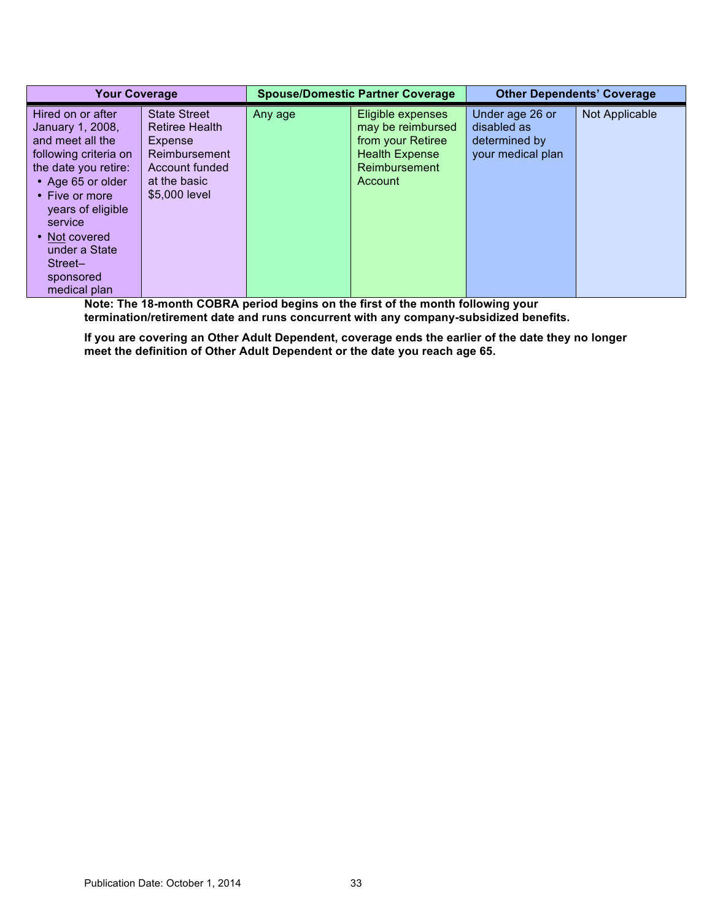| Your Coverage | | Spouse/Domestic Partner Coverage | | Other Dependents' Coverage | |
|---|---|---|---|---|---|
| Hired on or after January 1, 2008, and meet all the following criteria on the date you retire:<br>• Age 65 or older<br>• Five or more years of eligible service<br>• Not covered under a State Street–sponsored medical plan | State Street Retiree Health Expense Reimbursement Account funded at the basic $5,000 level | Any age | Eligible expenses may be reimbursed from your Retiree Health Expense Reimbursement Account | Under age 26 or disabled as determined by your medical plan | Not Applicable |

**Note: The 18-month COBRA period begins on the first of the month following your termination/retirement date and runs concurrent with any company-subsidized benefits.**

**If you are covering an Other Adult Dependent, coverage ends the earlier of the date they no longer meet the definition of Other Adult Dependent or the date you reach age 65.**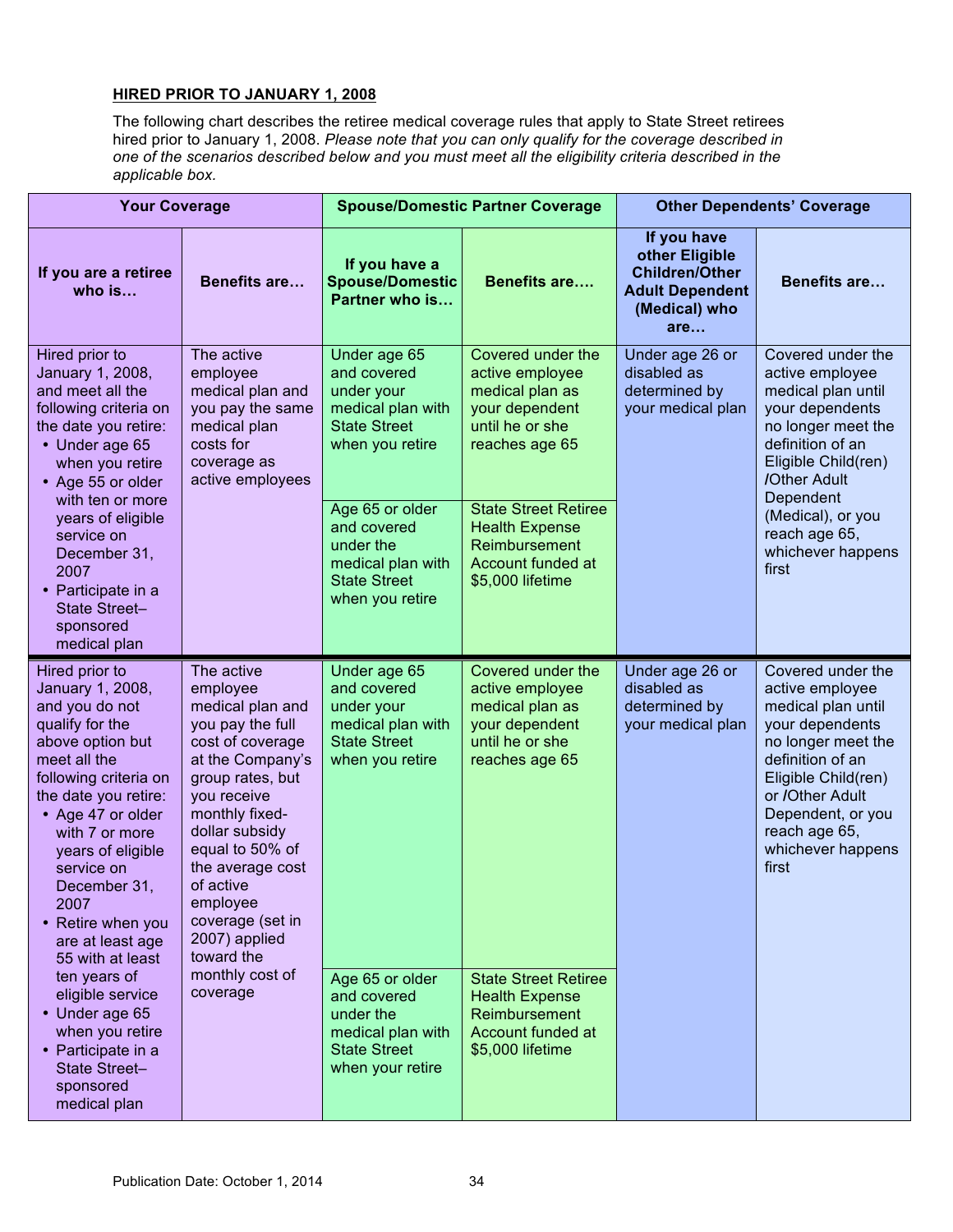**HIRED PRIOR TO JANUARY 1, 2008**

The following chart describes the retiree medical coverage rules that apply to State Street retirees hired prior to January 1, 2008. *Please note that you can only qualify for the coverage described in one of the scenarios described below and you must meet all the eligibility criteria described in the applicable box.*

| Your Coverage | | Spouse/Domestic Partner Coverage | | Other Dependents' Coverage | |
|---|---|---|---|---|---|
| **If you are a retiree who is…** | **Benefits are…** | **If you have a Spouse/Domestic Partner who is…** | **Benefits are….** | **If you have other Eligible Children/Other Adult Dependent (Medical) who are…** | **Benefits are…** |
| Hired prior to January 1, 2008, and meet all the following criteria on the date you retire:<br>• Under age 65 when you retire<br>• Age 55 or older with ten or more years of eligible service on December 31, 2007<br>• Participate in a State Street–sponsored medical plan | The active employee medical plan and you pay the same medical plan costs for coverage as active employees | Under age 65 and covered under your medical plan with State Street when you retire | Covered under the active employee medical plan as your dependent until he or she reaches age 65 | Under age 26 or disabled as determined by your medical plan | Covered under the active employee medical plan until your dependents no longer meet the definition of an Eligible Child(ren) /Other Adult Dependent (Medical), or you reach age 65, whichever happens first |
| | | Age 65 or older and covered under the medical plan with State Street when you retire | State Street Retiree Health Expense Reimbursement Account funded at $5,000 lifetime | | |
| Hired prior to January 1, 2008, and you do not qualify for the above option but meet all the following criteria on the date you retire:<br>• Age 47 or older with 7 or more years of eligible service on December 31, 2007<br>• Retire when you are at least age 55 with at least ten years of eligible service<br>• Under age 65 when you retire<br>• Participate in a State Street–sponsored medical plan | The active employee medical plan and you pay the full cost of coverage at the Company's group rates, but you receive monthly fixed-dollar subsidy equal to 50% of the average cost of active employee coverage (set in 2007) applied toward the monthly cost of coverage | Under age 65 and covered under your medical plan with State Street when you retire | Covered under the active employee medical plan as your dependent until he or she reaches age 65 | Under age 26 or disabled as determined by your medical plan | Covered under the active employee medical plan until your dependents no longer meet the definition of an Eligible Child(ren) or /Other Adult Dependent, or you reach age 65, whichever happens first |
| | | Age 65 or older and covered under the medical plan with State Street when your retire | State Street Retiree Health Expense Reimbursement Account funded at $5,000 lifetime | | |

Publication Date: October 1, 2014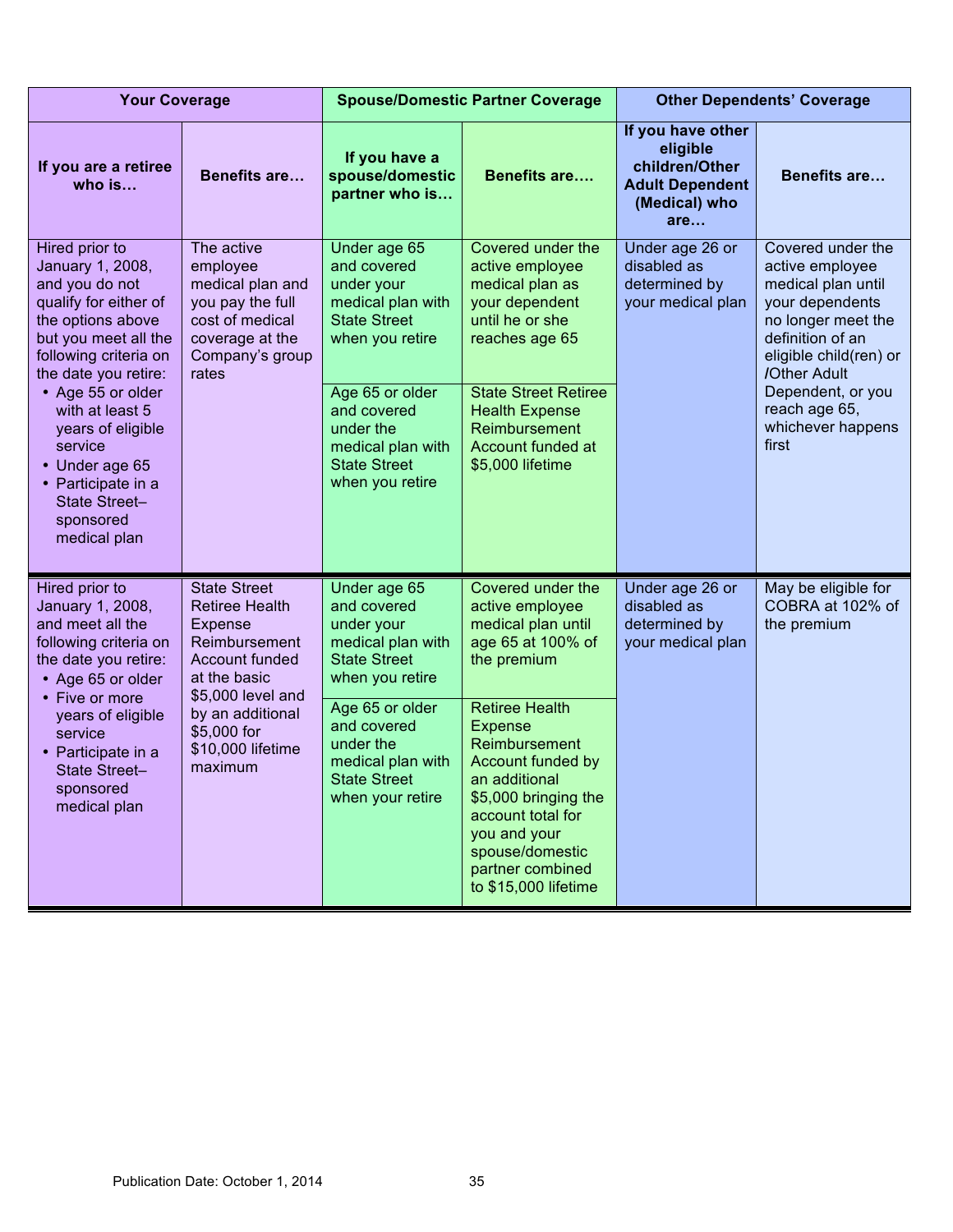| Your Coverage | | Spouse/Domestic Partner Coverage | | Other Dependents' Coverage | |
|---|---|---|---|---|---|
| **If you are a retiree who is…** | **Benefits are…** | **If you have a spouse/domestic partner who is…** | **Benefits are….** | **If you have other eligible children/Other Adult Dependent (Medical) who are…** | **Benefits are…** |
| Hired prior to January 1, 2008, and you do not qualify for either of the options above but you meet all the following criteria on the date you retire: <br>• Age 55 or older with at least 5 years of eligible service <br>• Under age 65 <br>• Participate in a State Street–sponsored medical plan | The active employee medical plan and you pay the full cost of medical coverage at the Company's group rates | Under age 65 and covered under your medical plan with State Street when you retire | Covered under the active employee medical plan as your dependent until he or she reaches age 65 | Under age 26 or disabled as determined by your medical plan | Covered under the active employee medical plan until your dependents no longer meet the definition of an eligible child(ren) or /Other Adult Dependent, or you reach age 65, whichever happens first |
| | | Age 65 or older and covered under the medical plan with State Street when you retire | State Street Retiree Health Expense Reimbursement Account funded at $5,000 lifetime | | |
| Hired prior to January 1, 2008, and meet all the following criteria on the date you retire: <br>• Age 65 or older <br>• Five or more years of eligible service <br>• Participate in a State Street–sponsored medical plan | State Street Retiree Health Expense Reimbursement Account funded at the basic $5,000 level and by an additional $5,000 for $10,000 lifetime maximum | Under age 65 and covered under your medical plan with State Street when you retire | Covered under the active employee medical plan until age 65 at 100% of the premium | Under age 26 or disabled as determined by your medical plan | May be eligible for COBRA at 102% of the premium |
| | | Age 65 or older and covered under the medical plan with State Street when your retire | Retiree Health Expense Reimbursement Account funded by an additional $5,000 bringing the account total for you and your spouse/domestic partner combined to $15,000 lifetime | | |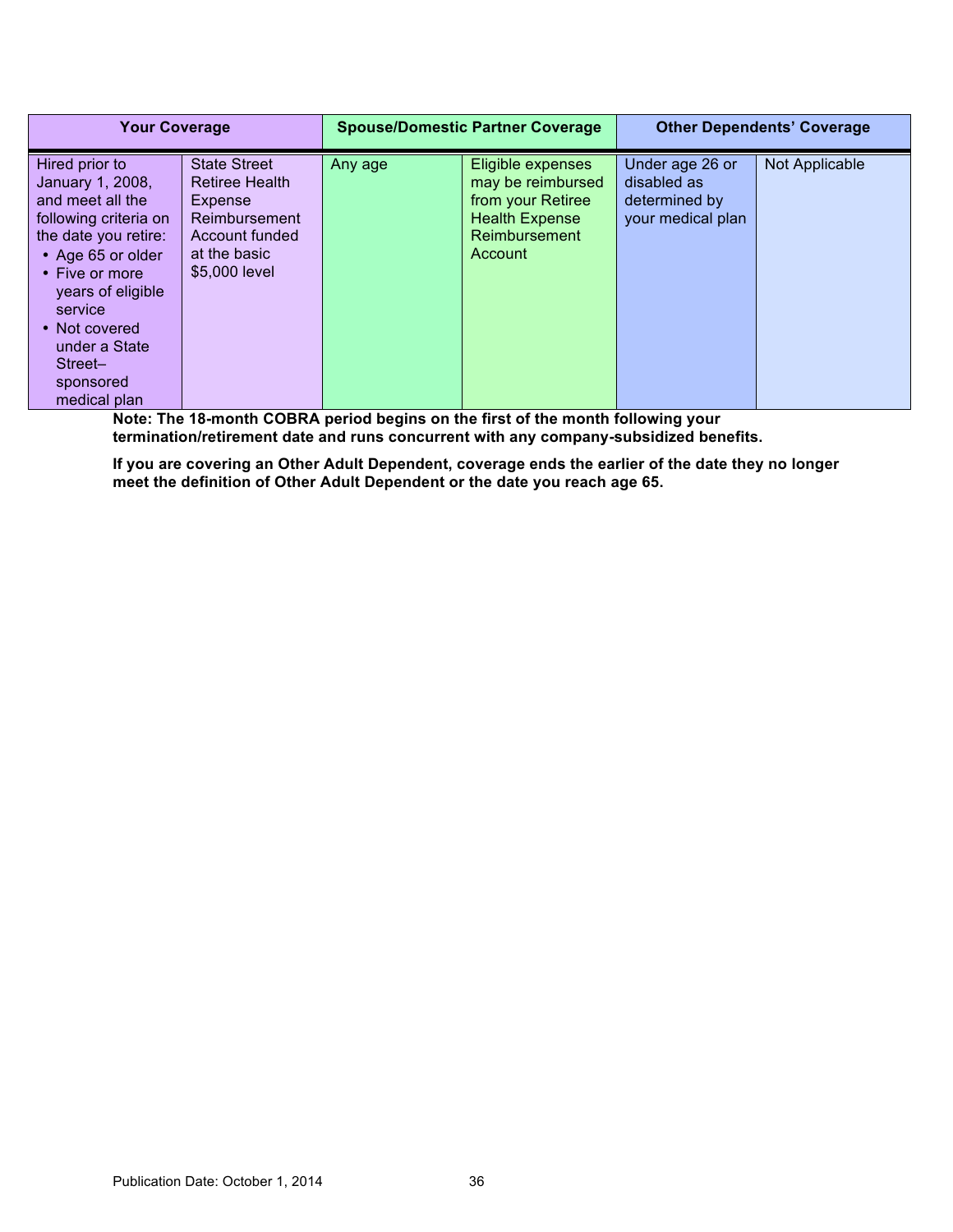| Your Coverage | | Spouse/Domestic Partner Coverage | | Other Dependents' Coverage | |
|---|---|---|---|---|---|
| Hired prior to January 1, 2008, and meet all the following criteria on the date you retire:<br>• Age 65 or older<br>• Five or more years of eligible service<br>• Not covered under a State Street–sponsored medical plan | State Street Retiree Health Expense Reimbursement Account funded at the basic $5,000 level | Any age | Eligible expenses may be reimbursed from your Retiree Health Expense Reimbursement Account | Under age 26 or disabled as determined by your medical plan | Not Applicable |

**Note: The 18-month COBRA period begins on the first of the month following your termination/retirement date and runs concurrent with any company-subsidized benefits.**

**If you are covering an Other Adult Dependent, coverage ends the earlier of the date they no longer meet the definition of Other Adult Dependent or the date you reach age 65.**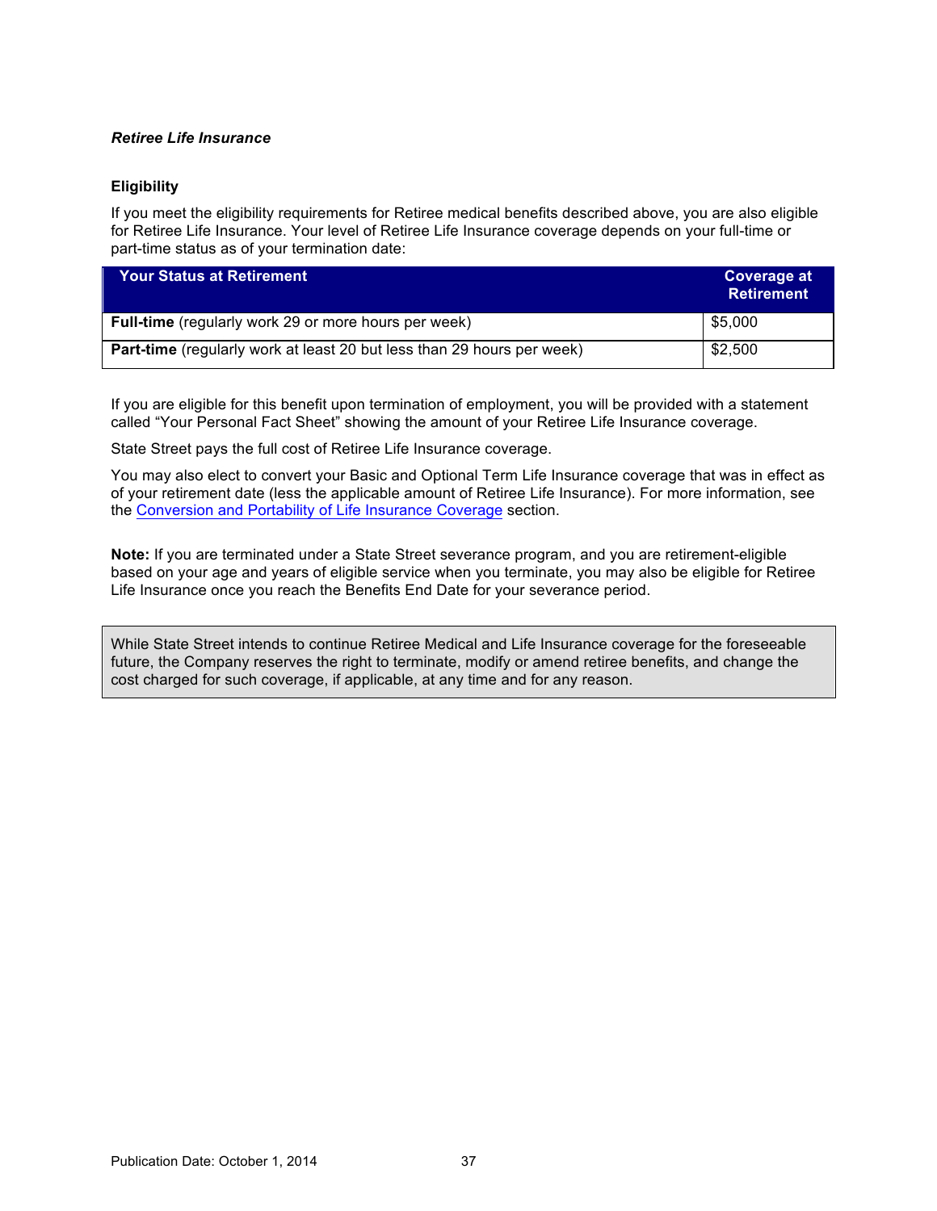***Retree Life Insurance***

***Retiree Life Insurance***

**Eligibility**

If you meet the eligibility requirements for Retiree medical benefits described above, you are also eligible for Retiree Life Insurance. Your level of Retiree Life Insurance coverage depends on your full-time or part-time status as of your termination date:

| Your Status at Retirement | Coverage at Retirement |
|---|---|
| **Full-time** (regularly work 29 or more hours per week) | $5,000 |
| **Part-time** (regularly work at least 20 but less than 29 hours per week) | $2,500 |

If you are eligible for this benefit upon termination of employment, you will be provided with a statement called "Your Personal Fact Sheet" showing the amount of your Retiree Life Insurance coverage.

State Street pays the full cost of Retiree Life Insurance coverage.

You may also elect to convert your Basic and Optional Term Life Insurance coverage that was in effect as of your retirement date (less the applicable amount of Retiree Life Insurance). For more information, see the Conversion and Portability of Life Insurance Coverage section.

**Note:** If you are terminated under a State Street severance program, and you are retirement-eligible based on your age and years of eligible service when you terminate, you may also be eligible for Retiree Life Insurance once you reach the Benefits End Date for your severance period.

While State Street intends to continue Retiree Medical and Life Insurance coverage for the foreseeable future, the Company reserves the right to terminate, modify or amend retiree benefits, and change the cost charged for such coverage, if applicable, at any time and for any reason.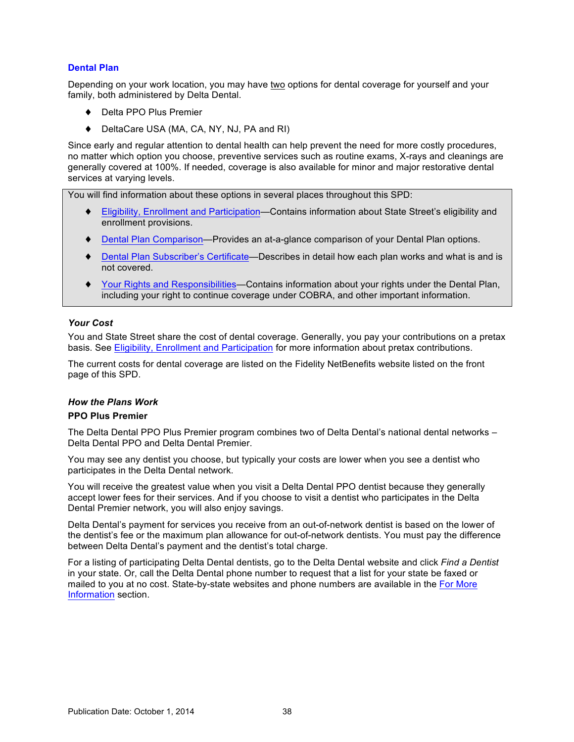## Dental Plan

Depending on your work location, you may have two options for dental coverage for yourself and your family, both administered by Delta Dental.

- Delta PPO Plus Premier
- DeltaCare USA (MA, CA, NY, NJ, PA and RI)

Since early and regular attention to dental health can help prevent the need for more costly procedures, no matter which option you choose, preventive services such as routine exams, X-rays and cleanings are generally covered at 100%. If needed, coverage is also available for minor and major restorative dental services at varying levels.

> You will find information about these options in several places throughout this SPD:
>
> - Eligibility, Enrollment and Participation—Contains information about State Street's eligibility and enrollment provisions.
> - Dental Plan Comparison—Provides an at-a-glance comparison of your Dental Plan options.
> - Dental Plan Subscriber's Certificate—Describes in detail how each plan works and what is and is not covered.
> - Your Rights and Responsibilities—Contains information about your rights under the Dental Plan, including your right to continue coverage under COBRA, and other important information.

### *Your Cost*

You and State Street share the cost of dental coverage. Generally, you pay your contributions on a pretax basis. See Eligibility, Enrollment and Participation for more information about pretax contributions.

The current costs for dental coverage are listed on the Fidelity NetBenefits website listed on the front page of this SPD.

### *How the Plans Work*

**PPO Plus Premier**

The Delta Dental PPO Plus Premier program combines two of Delta Dental's national dental networks – Delta Dental PPO and Delta Dental Premier.

You may see any dentist you choose, but typically your costs are lower when you see a dentist who participates in the Delta Dental network.

You will receive the greatest value when you visit a Delta Dental PPO dentist because they generally accept lower fees for their services. And if you choose to visit a dentist who participates in the Delta Dental Premier network, you will also enjoy savings.

Delta Dental's payment for services you receive from an out-of-network dentist is based on the lower of the dentist's fee or the maximum plan allowance for out-of-network dentists. You must pay the difference between Delta Dental's payment and the dentist's total charge.

For a listing of participating Delta Dental dentists, go to the Delta Dental website and click *Find a Dentist* in your state. Or, call the Delta Dental phone number to request that a list for your state be faxed or mailed to you at no cost. State-by-state websites and phone numbers are available in the For More Information section.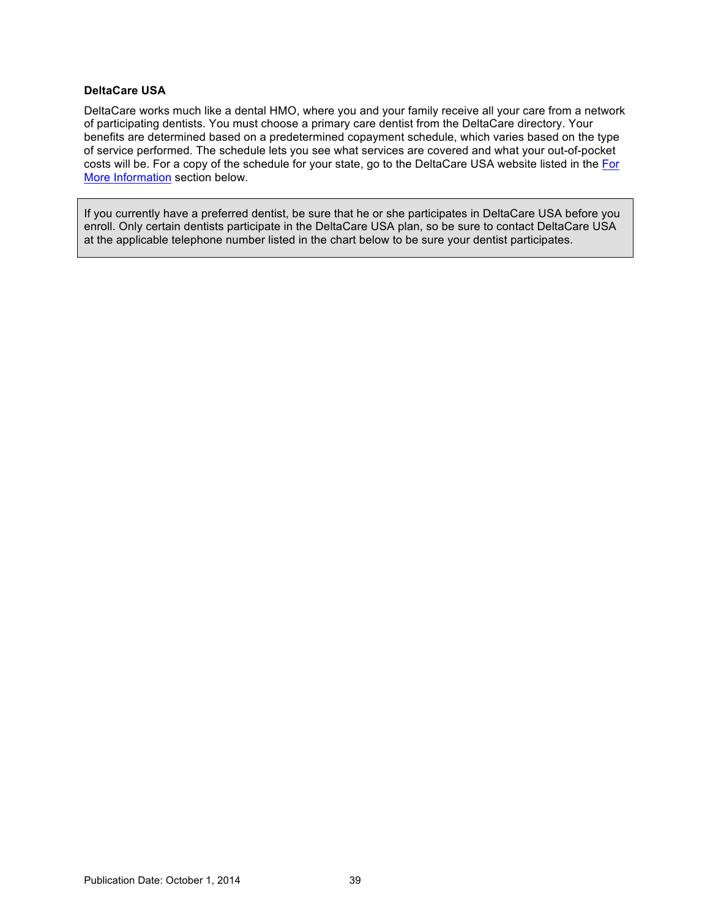### DeltaCare USA

DeltaCare works much like a dental HMO, where you and your family receive all your care from a network of participating dentists. You must choose a primary care dentist from the DeltaCare directory. Your benefits are determined based on a predetermined copayment schedule, which varies based on the type of service performed. The schedule lets you see what services are covered and what your out-of-pocket costs will be. For a copy of the schedule for your state, go to the DeltaCare USA website listed in the For More Information section below.

> If you currently have a preferred dentist, be sure that he or she participates in DeltaCare USA before you enroll. Only certain dentists participate in the DeltaCare USA plan, so be sure to contact DeltaCare USA at the applicable telephone number listed in the chart below to be sure your dentist participates.

Publication Date: October 1, 2014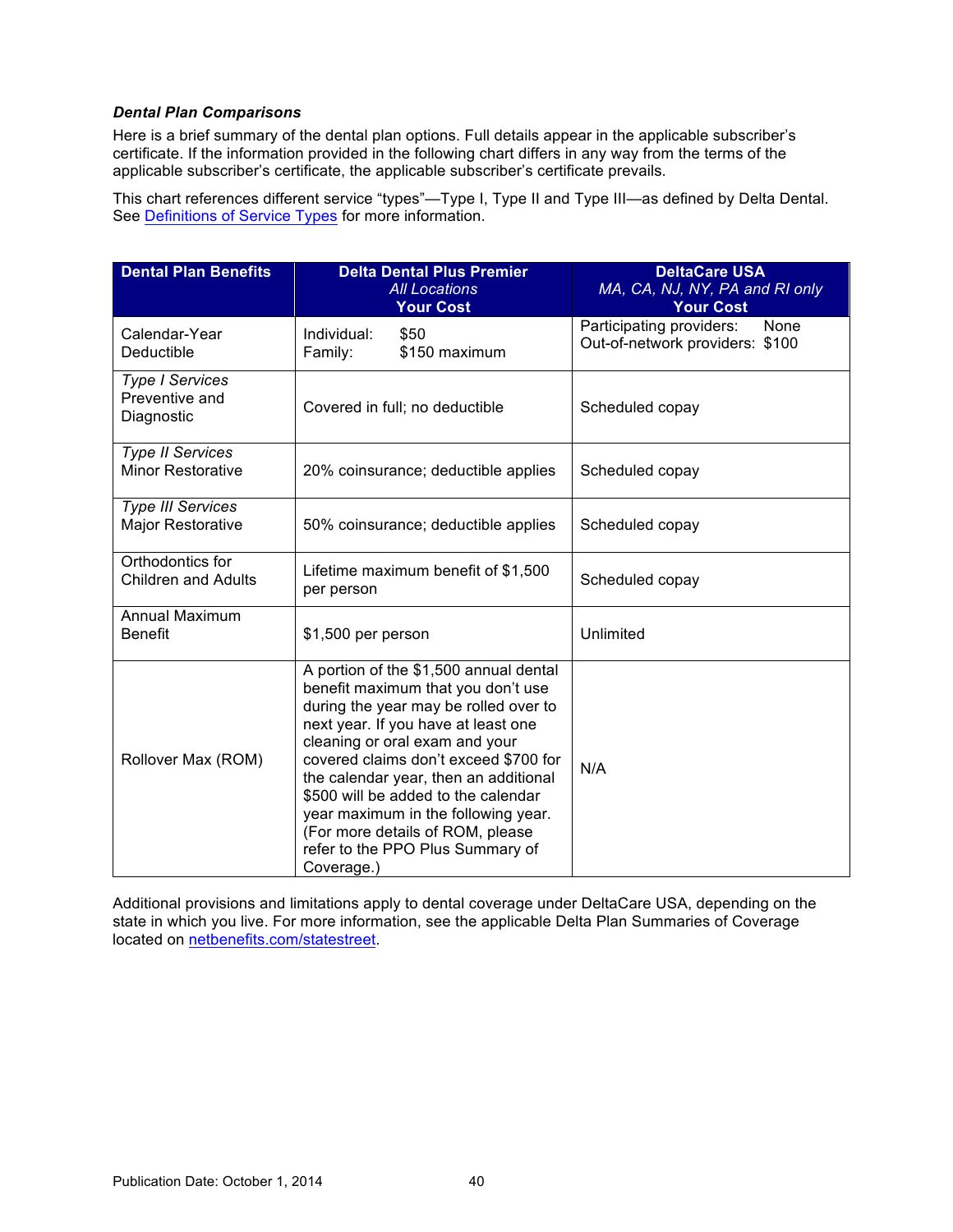***Dental Plan Comparisons***

Here is a brief summary of the dental plan options. Full details appear in the applicable subscriber's certificate. If the information provided in the following chart differs in any way from the terms of the applicable subscriber's certificate, the applicable subscriber's certificate prevails.

This chart references different service "types"—Type I, Type II and Type III—as defined by Delta Dental. See [Definitions of Service Types]() for more information.

| **Dental Plan Benefits** | **Delta Dental Plus Premier** *All Locations* **Your Cost** | **DeltaCare USA** *MA, CA, NJ, NY, PA and RI only* **Your Cost** |
|---|---|---|
| Calendar-Year Deductible | Individual: $50<br>Family: $150 maximum | Participating providers: None<br>Out-of-network providers: $100 |
| *Type I Services* Preventive and Diagnostic | Covered in full; no deductible | Scheduled copay |
| *Type II Services* Minor Restorative | 20% coinsurance; deductible applies | Scheduled copay |
| *Type III Services* Major Restorative | 50% coinsurance; deductible applies | Scheduled copay |
| Orthodontics for Children and Adults | Lifetime maximum benefit of $1,500 per person | Scheduled copay |
| Annual Maximum Benefit | $1,500 per person | Unlimited |
| Rollover Max (ROM) | A portion of the $1,500 annual dental benefit maximum that you don't use during the year may be rolled over to next year. If you have at least one cleaning or oral exam and your covered claims don't exceed $700 for the calendar year, then an additional $500 will be added to the calendar year maximum in the following year. (For more details of ROM, please refer to the PPO Plus Summary of Coverage.) | N/A |

Additional provisions and limitations apply to dental coverage under DeltaCare USA, depending on the state in which you live. For more information, see the applicable Delta Plan Summaries of Coverage located on [netbenefits.com/statestreet]().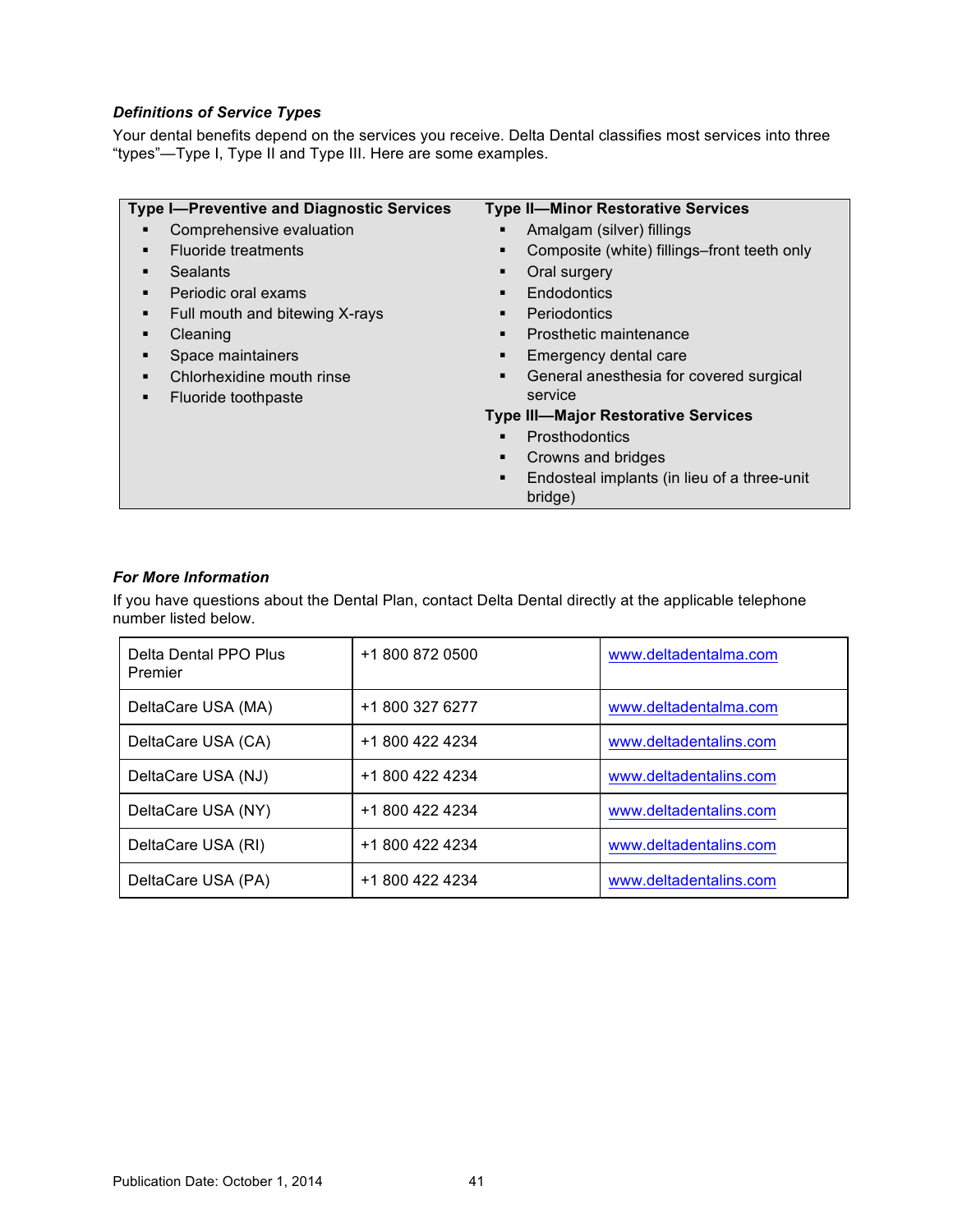### *Definitions of Service Types*

Your dental benefits depend on the services you receive. Delta Dental classifies most services into three "types"—Type I, Type II and Type III. Here are some examples.

**Type I—Preventive and Diagnostic Services**

- Comprehensive evaluation
- Fluoride treatments
- Sealants
- Periodic oral exams
- Full mouth and bitewing X-rays
- Cleaning
- Space maintainers
- Chlorhexidine mouth rinse
- Fluoride toothpaste

**Type II—Minor Restorative Services**

- Amalgam (silver) fillings
- Composite (white) fillings–front teeth only
- Oral surgery
- Endodontics
- Periodontics
- Prosthetic maintenance
- Emergency dental care
- General anesthesia for covered surgical service

**Type III—Major Restorative Services**

- Prosthodontics
- Crowns and bridges
- Endosteal implants (in lieu of a three-unit bridge)

### *For More Information*

If you have questions about the Dental Plan, contact Delta Dental directly at the applicable telephone number listed below.

| Plan | Telephone | Website |
|---|---|---|
| Delta Dental PPO Plus Premier | +1 800 872 0500 | www.deltadentalma.com |
| DeltaCare USA (MA) | +1 800 327 6277 | www.deltadentalma.com |
| DeltaCare USA (CA) | +1 800 422 4234 | www.deltadentalins.com |
| DeltaCare USA (NJ) | +1 800 422 4234 | www.deltadentalins.com |
| DeltaCare USA (NY) | +1 800 422 4234 | www.deltadentalins.com |
| DeltaCare USA (RI) | +1 800 422 4234 | www.deltadentalins.com |
| DeltaCare USA (PA) | +1 800 422 4234 | www.deltadentalins.com |

Publication Date: October 1, 2014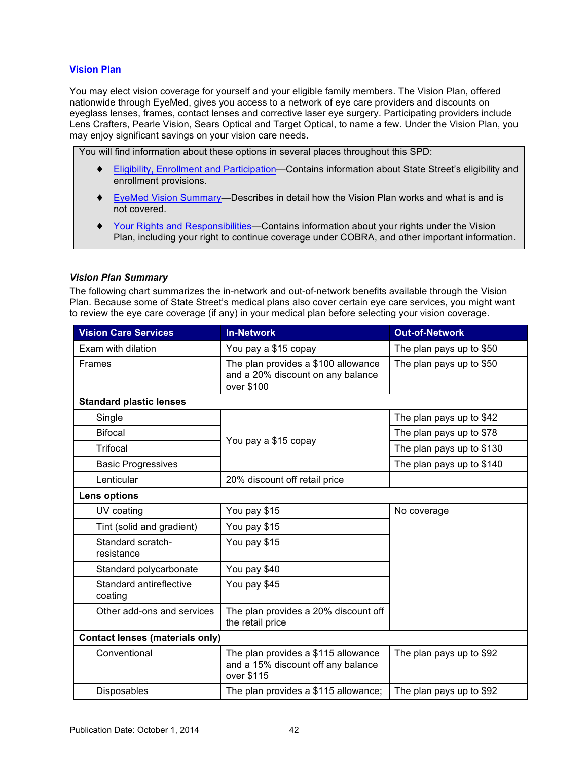### Vision Plan

You may elect vision coverage for yourself and your eligible family members. The Vision Plan, offered nationwide through EyeMed, gives you access to a network of eye care providers and discounts on eyeglass lenses, frames, contact lenses and corrective laser eye surgery. Participating providers include Lens Crafters, Pearle Vision, Sears Optical and Target Optical, to name a few. Under the Vision Plan, you may enjoy significant savings on your vision care needs.

> You will find information about these options in several places throughout this SPD:
>
> - Eligibility, Enrollment and Participation—Contains information about State Street's eligibility and enrollment provisions.
> - EyeMed Vision Summary—Describes in detail how the Vision Plan works and what is and is not covered.
> - Your Rights and Responsibilities—Contains information about your rights under the Vision Plan, including your right to continue coverage under COBRA, and other important information.

#### *Vision Plan Summary*

The following chart summarizes the in-network and out-of-network benefits available through the Vision Plan. Because some of State Street's medical plans also cover certain eye care services, you might want to review the eye care coverage (if any) in your medical plan before selecting your vision coverage.

| Vision Care Services | In-Network | Out-of-Network |
|---|---|---|
| Exam with dilation | You pay a $15 copay | The plan pays up to $50 |
| Frames | The plan provides a $100 allowance and a 20% discount on any balance over $100 | The plan pays up to $50 |
| **Standard plastic lenses** | | |
| Single | You pay a $15 copay | The plan pays up to $42 |
| Bifocal | You pay a $15 copay | The plan pays up to $78 |
| Trifocal | You pay a $15 copay | The plan pays up to $130 |
| Basic Progressives | You pay a $15 copay | The plan pays up to $140 |
| Lenticular | 20% discount off retail price | |
| **Lens options** | | |
| UV coating | You pay $15 | No coverage |
| Tint (solid and gradient) | You pay $15 | No coverage |
| Standard scratch-resistance | You pay $15 | No coverage |
| Standard polycarbonate | You pay $40 | No coverage |
| Standard antireflective coating | You pay $45 | No coverage |
| Other add-ons and services | The plan provides a 20% discount off the retail price | No coverage |
| **Contact lenses (materials only)** | | |
| Conventional | The plan provides a $115 allowance and a 15% discount off any balance over $115 | The plan pays up to $92 |
| Disposables | The plan provides a $115 allowance; | The plan pays up to $92 |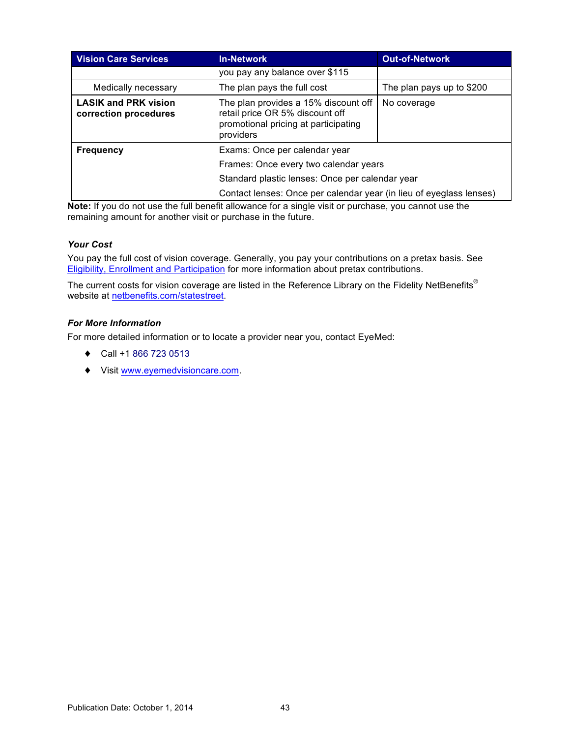| Vision Care Services | In-Network | Out-of-Network |
|---|---|---|
| | you pay any balance over $115 | |
| Medically necessary | The plan pays the full cost | The plan pays up to $200 |
| **LASIK and PRK vision correction procedures** | The plan provides a 15% discount off retail price OR 5% discount off promotional pricing at participating providers | No coverage |
| **Frequency** | Exams: Once per calendar year<br>Frames: Once every two calendar years<br>Standard plastic lenses: Once per calendar year<br>Contact lenses: Once per calendar year (in lieu of eyeglass lenses) | |

**Note:** If you do not use the full benefit allowance for a single visit or purchase, you cannot use the remaining amount for another visit or purchase in the future.

#### *Your Cost*

You pay the full cost of vision coverage. Generally, you pay your contributions on a pretax basis. See Eligibility, Enrollment and Participation for more information about pretax contributions.

The current costs for vision coverage are listed in the Reference Library on the Fidelity NetBenefits® website at netbenefits.com/statestreet.

#### *For More Information*

For more detailed information or to locate a provider near you, contact EyeMed:

- Call +1 866 723 0513
- Visit www.eyemedvisioncare.com.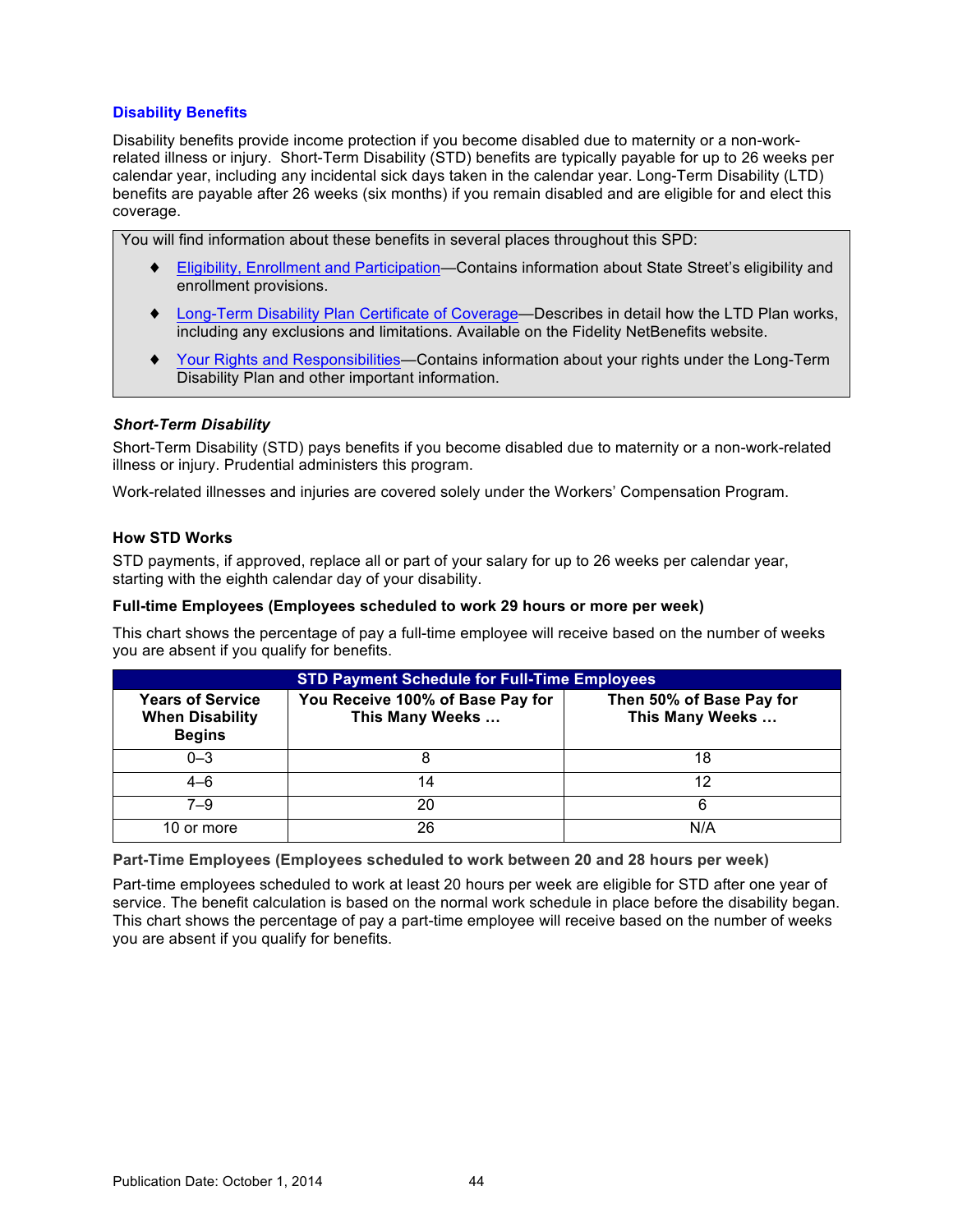## Disability Benefits

Disability benefits provide income protection if you become disabled due to maternity or a non-work-related illness or injury. Short-Term Disability (STD) benefits are typically payable for up to 26 weeks per calendar year, including any incidental sick days taken in the calendar year. Long-Term Disability (LTD) benefits are payable after 26 weeks (six months) if you remain disabled and are eligible for and elect this coverage.

You will find information about these benefits in several places throughout this SPD:

- Eligibility, Enrollment and Participation—Contains information about State Street's eligibility and enrollment provisions.
- Long-Term Disability Plan Certificate of Coverage—Describes in detail how the LTD Plan works, including any exclusions and limitations. Available on the Fidelity NetBenefits website.
- Your Rights and Responsibilities—Contains information about your rights under the Long-Term Disability Plan and other important information.

### *Short-Term Disability*

Short-Term Disability (STD) pays benefits if you become disabled due to maternity or a non-work-related illness or injury. Prudential administers this program.

Work-related illnesses and injuries are covered solely under the Workers' Compensation Program.

#### How STD Works

STD payments, if approved, replace all or part of your salary for up to 26 weeks per calendar year, starting with the eighth calendar day of your disability.

**Full-time Employees (Employees scheduled to work 29 hours or more per week)**

This chart shows the percentage of pay a full-time employee will receive based on the number of weeks you are absent if you qualify for benefits.

| STD Payment Schedule for Full-Time Employees | | |
|---|---|---|
| **Years of Service When Disability Begins** | **You Receive 100% of Base Pay for This Many Weeks …** | **Then 50% of Base Pay for This Many Weeks …** |
| 0–3 | 8 | 18 |
| 4–6 | 14 | 12 |
| 7–9 | 20 | 6 |
| 10 or more | 26 | N/A |

**Part-Time Employees (Employees scheduled to work between 20 and 28 hours per week)**

Part-time employees scheduled to work at least 20 hours per week are eligible for STD after one year of service. The benefit calculation is based on the normal work schedule in place before the disability began. This chart shows the percentage of pay a part-time employee will receive based on the number of weeks you are absent if you qualify for benefits.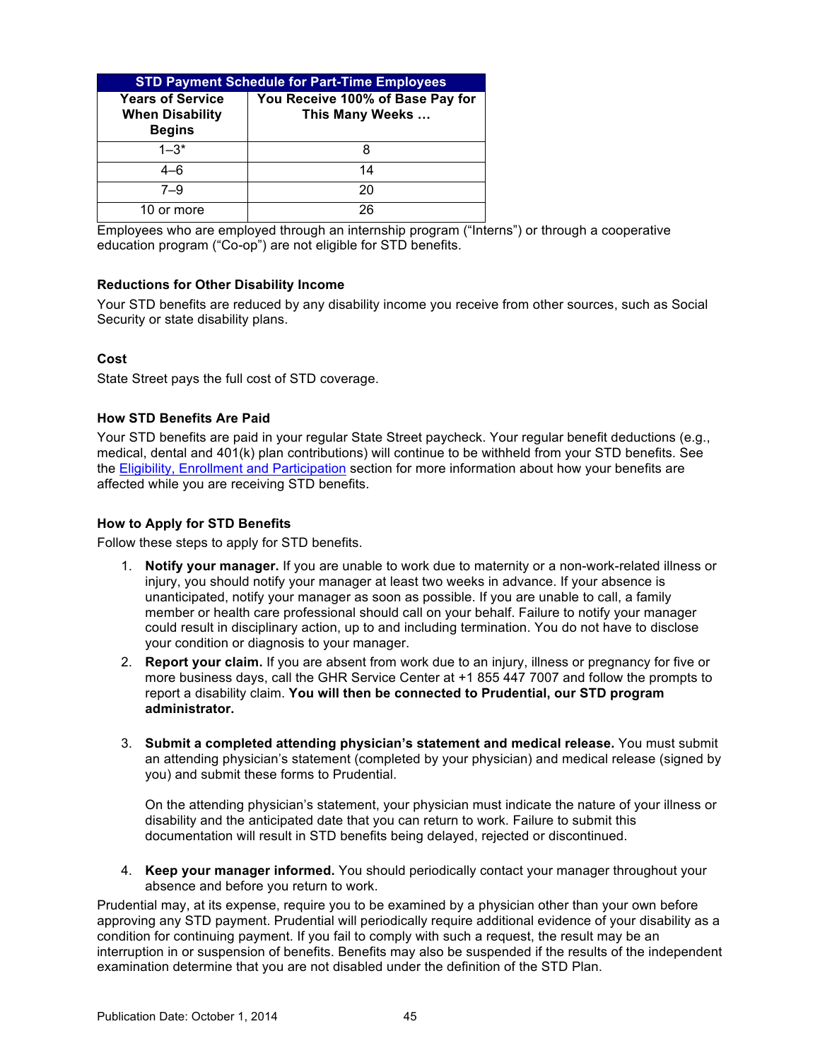| STD Payment Schedule for Part-Time Employees | |
|---|---|
| Years of Service When Disability Begins | You Receive 100% of Base Pay for This Many Weeks … |
| 1–3* | 8 |
| 4–6 | 14 |
| 7–9 | 20 |
| 10 or more | 26 |

Employees who are employed through an internship program (“Interns”) or through a cooperative education program (“Co-op”) are not eligible for STD benefits.

### Reductions for Other Disability Income

Your STD benefits are reduced by any disability income you receive from other sources, such as Social Security or state disability plans.

### Cost

State Street pays the full cost of STD coverage.

### How STD Benefits Are Paid

Your STD benefits are paid in your regular State Street paycheck. Your regular benefit deductions (e.g., medical, dental and 401(k) plan contributions) will continue to be withheld from your STD benefits. See the Eligibility, Enrollment and Participation section for more information about how your benefits are affected while you are receiving STD benefits.

### How to Apply for STD Benefits

Follow these steps to apply for STD benefits.

1. **Notify your manager.** If you are unable to work due to maternity or a non-work-related illness or injury, you should notify your manager at least two weeks in advance. If your absence is unanticipated, notify your manager as soon as possible. If you are unable to call, a family member or health care professional should call on your behalf. Failure to notify your manager could result in disciplinary action, up to and including termination. You do not have to disclose your condition or diagnosis to your manager.
2. **Report your claim.** If you are absent from work due to an injury, illness or pregnancy for five or more business days, call the GHR Service Center at +1 855 447 7007 and follow the prompts to report a disability claim. **You will then be connected to Prudential, our STD program administrator.**
3. **Submit a completed attending physician’s statement and medical release.** You must submit an attending physician’s statement (completed by your physician) and medical release (signed by you) and submit these forms to Prudential.

   On the attending physician’s statement, your physician must indicate the nature of your illness or disability and the anticipated date that you can return to work. Failure to submit this documentation will result in STD benefits being delayed, rejected or discontinued.
4. **Keep your manager informed.** You should periodically contact your manager throughout your absence and before you return to work.

Prudential may, at its expense, require you to be examined by a physician other than your own before approving any STD payment. Prudential will periodically require additional evidence of your disability as a condition for continuing payment. If you fail to comply with such a request, the result may be an interruption in or suspension of benefits. Benefits may also be suspended if the results of the independent examination determine that you are not disabled under the definition of the STD Plan.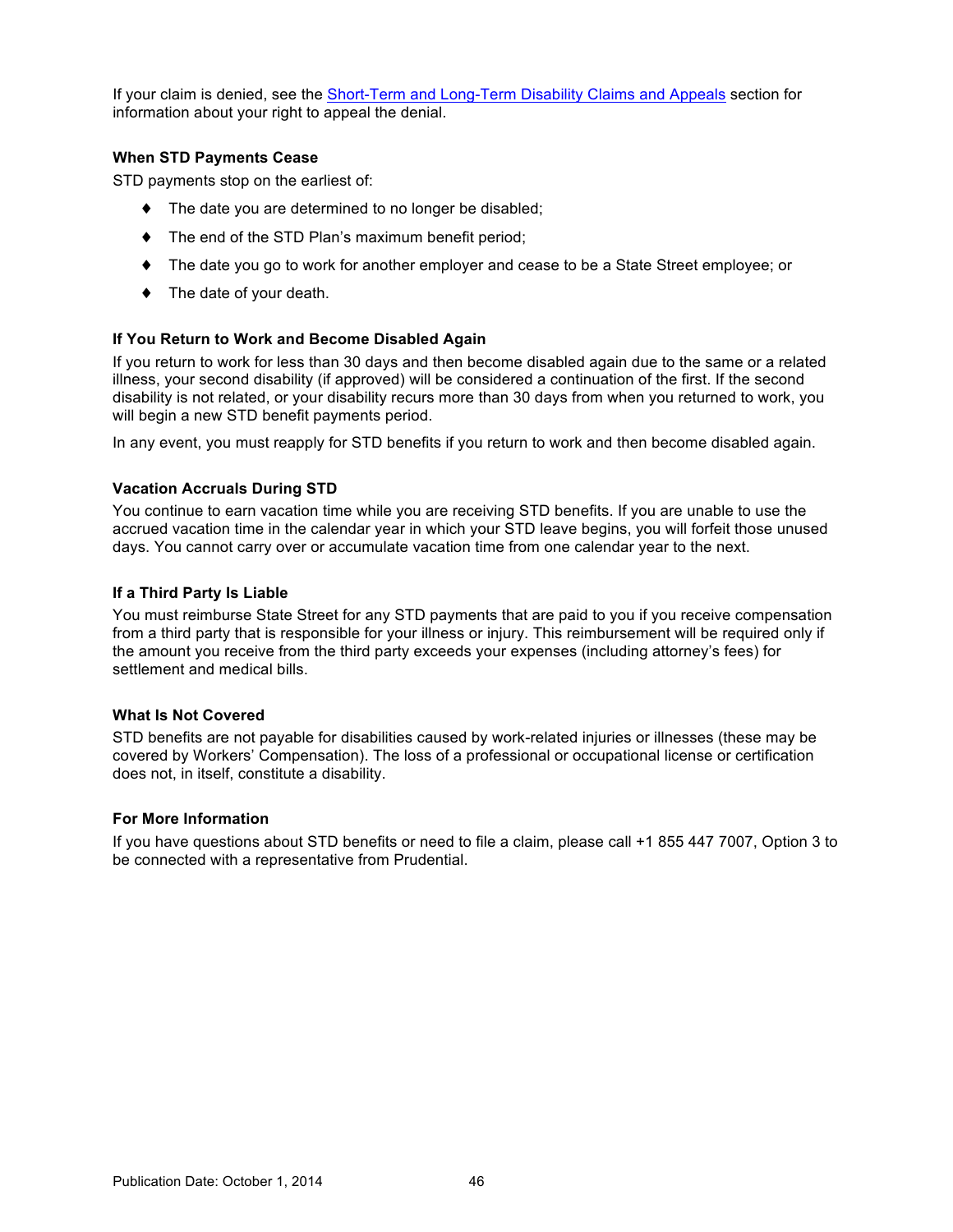If your claim is denied, see the [Short-Term and Long-Term Disability Claims and Appeals]() section for information about your right to appeal the denial.

### When STD Payments Cease

STD payments stop on the earliest of:

- The date you are determined to no longer be disabled;
- The end of the STD Plan's maximum benefit period;
- The date you go to work for another employer and cease to be a State Street employee; or
- The date of your death.

### If You Return to Work and Become Disabled Again

If you return to work for less than 30 days and then become disabled again due to the same or a related illness, your second disability (if approved) will be considered a continuation of the first. If the second disability is not related, or your disability recurs more than 30 days from when you returned to work, you will begin a new STD benefit payments period.

In any event, you must reapply for STD benefits if you return to work and then become disabled again.

### Vacation Accruals During STD

You continue to earn vacation time while you are receiving STD benefits. If you are unable to use the accrued vacation time in the calendar year in which your STD leave begins, you will forfeit those unused days. You cannot carry over or accumulate vacation time from one calendar year to the next.

### If a Third Party Is Liable

You must reimburse State Street for any STD payments that are paid to you if you receive compensation from a third party that is responsible for your illness or injury. This reimbursement will be required only if the amount you receive from the third party exceeds your expenses (including attorney's fees) for settlement and medical bills.

### What Is Not Covered

STD benefits are not payable for disabilities caused by work-related injuries or illnesses (these may be covered by Workers' Compensation). The loss of a professional or occupational license or certification does not, in itself, constitute a disability.

### For More Information

If you have questions about STD benefits or need to file a claim, please call +1 855 447 7007, Option 3 to be connected with a representative from Prudential.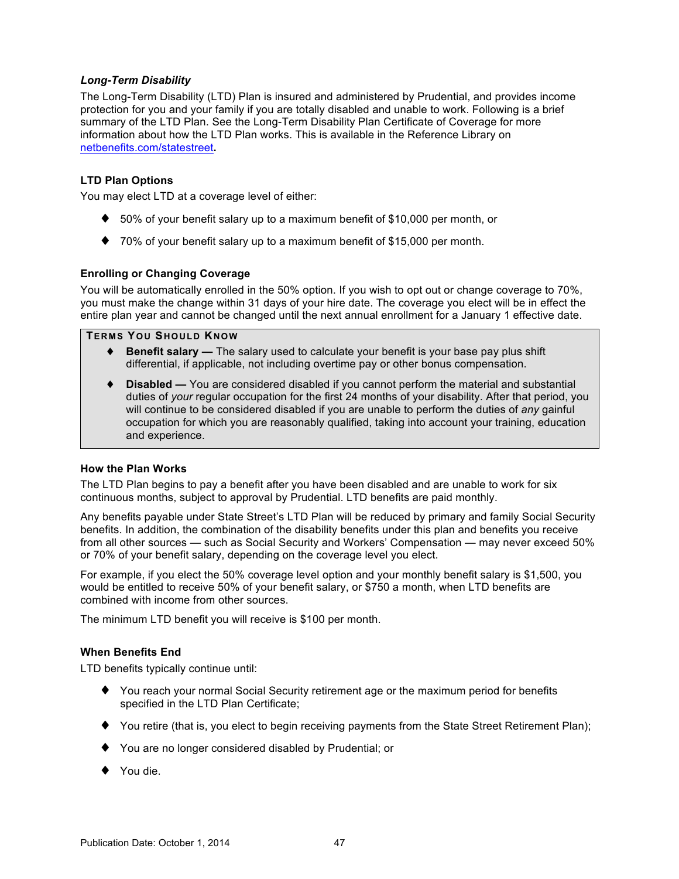### *Long-Term Disability*

The Long-Term Disability (LTD) Plan is insured and administered by Prudential, and provides income protection for you and your family if you are totally disabled and unable to work. Following is a brief summary of the LTD Plan. See the Long-Term Disability Plan Certificate of Coverage for more information about how the LTD Plan works. This is available in the Reference Library on [netbenefits.com/statestreet](netbenefits.com/statestreet)**.**

#### LTD Plan Options

You may elect LTD at a coverage level of either:

- 50% of your benefit salary up to a maximum benefit of $10,000 per month, or
- 70% of your benefit salary up to a maximum benefit of $15,000 per month.

#### Enrolling or Changing Coverage

You will be automatically enrolled in the 50% option. If you wish to opt out or change coverage to 70%, you must make the change within 31 days of your hire date. The coverage you elect will be in effect the entire plan year and cannot be changed until the next annual enrollment for a January 1 effective date.

> **TERMS YOU SHOULD KNOW**
>
> - **Benefit salary —** The salary used to calculate your benefit is your base pay plus shift differential, if applicable, not including overtime pay or other bonus compensation.
> - **Disabled —** You are considered disabled if you cannot perform the material and substantial duties of *your* regular occupation for the first 24 months of your disability. After that period, you will continue to be considered disabled if you are unable to perform the duties of *any* gainful occupation for which you are reasonably qualified, taking into account your training, education and experience.

#### How the Plan Works

The LTD Plan begins to pay a benefit after you have been disabled and are unable to work for six continuous months, subject to approval by Prudential. LTD benefits are paid monthly.

Any benefits payable under State Street's LTD Plan will be reduced by primary and family Social Security benefits. In addition, the combination of the disability benefits under this plan and benefits you receive from all other sources — such as Social Security and Workers' Compensation — may never exceed 50% or 70% of your benefit salary, depending on the coverage level you elect.

For example, if you elect the 50% coverage level option and your monthly benefit salary is $1,500, you would be entitled to receive 50% of your benefit salary, or $750 a month, when LTD benefits are combined with income from other sources.

The minimum LTD benefit you will receive is $100 per month.

#### When Benefits End

LTD benefits typically continue until:

- You reach your normal Social Security retirement age or the maximum period for benefits specified in the LTD Plan Certificate;
- You retire (that is, you elect to begin receiving payments from the State Street Retirement Plan);
- You are no longer considered disabled by Prudential; or
- You die.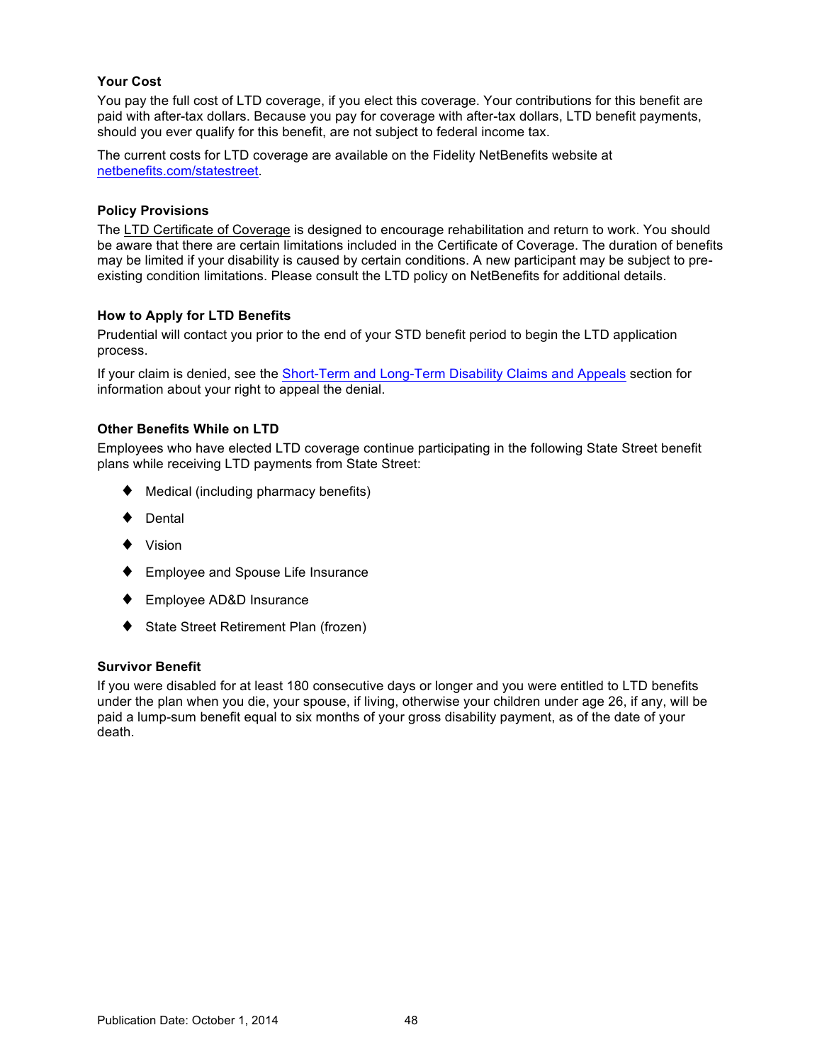### Your Cost

You pay the full cost of LTD coverage, if you elect this coverage. Your contributions for this benefit are paid with after-tax dollars. Because you pay for coverage with after-tax dollars, LTD benefit payments, should you ever qualify for this benefit, are not subject to federal income tax.

The current costs for LTD coverage are available on the Fidelity NetBenefits website at netbenefits.com/statestreet.

### Policy Provisions

The LTD Certificate of Coverage is designed to encourage rehabilitation and return to work. You should be aware that there are certain limitations included in the Certificate of Coverage. The duration of benefits may be limited if your disability is caused by certain conditions. A new participant may be subject to pre-existing condition limitations. Please consult the LTD policy on NetBenefits for additional details.

### How to Apply for LTD Benefits

Prudential will contact you prior to the end of your STD benefit period to begin the LTD application process.

If your claim is denied, see the Short-Term and Long-Term Disability Claims and Appeals section for information about your right to appeal the denial.

### Other Benefits While on LTD

Employees who have elected LTD coverage continue participating in the following State Street benefit plans while receiving LTD payments from State Street:

- Medical (including pharmacy benefits)
- Dental
- Vision
- Employee and Spouse Life Insurance
- Employee AD&D Insurance
- State Street Retirement Plan (frozen)

### Survivor Benefit

If you were disabled for at least 180 consecutive days or longer and you were entitled to LTD benefits under the plan when you die, your spouse, if living, otherwise your children under age 26, if any, will be paid a lump-sum benefit equal to six months of your gross disability payment, as of the date of your death.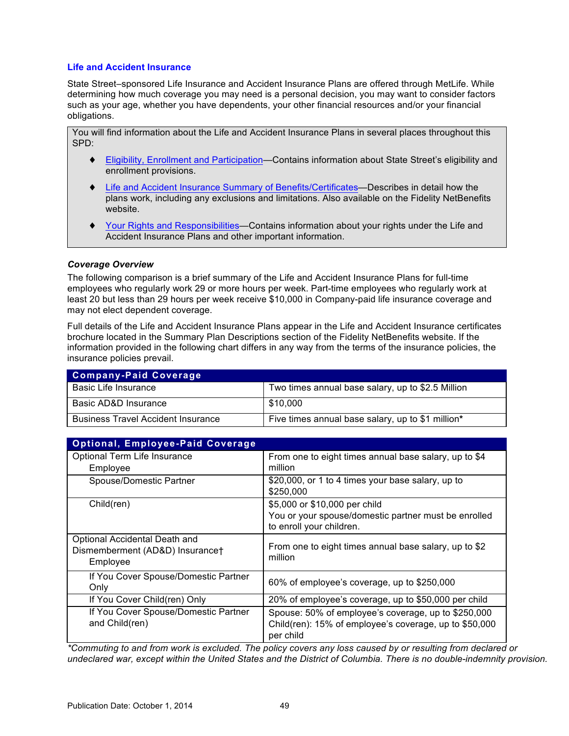### Life and Accident Insurance

State Street–sponsored Life Insurance and Accident Insurance Plans are offered through MetLife. While determining how much coverage you may need is a personal decision, you may want to consider factors such as your age, whether you have dependents, your other financial resources and/or your financial obligations.

> You will find information about the Life and Accident Insurance Plans in several places throughout this SPD:
>
> - Eligibility, Enrollment and Participation—Contains information about State Street's eligibility and enrollment provisions.
> - Life and Accident Insurance Summary of Benefits/Certificates—Describes in detail how the plans work, including any exclusions and limitations. Also available on the Fidelity NetBenefits website.
> - Your Rights and Responsibilities—Contains information about your rights under the Life and Accident Insurance Plans and other important information.

#### *Coverage Overview*

The following comparison is a brief summary of the Life and Accident Insurance Plans for full-time employees who regularly work 29 or more hours per week. Part-time employees who regularly work at least 20 but less than 29 hours per week receive $10,000 in Company-paid life insurance coverage and may not elect dependent coverage.

Full details of the Life and Accident Insurance Plans appear in the Life and Accident Insurance certificates brochure located in the Summary Plan Descriptions section of the Fidelity NetBenefits website. If the information provided in the following chart differs in any way from the terms of the insurance policies, the insurance policies prevail.

| Company-Paid Coverage | |
|---|---|
| Basic Life Insurance | Two times annual base salary, up to $2.5 Million |
| Basic AD&D Insurance | $10,000 |
| Business Travel Accident Insurance | Five times annual base salary, up to $1 million* |

| Optional, Employee-Paid Coverage | |
|---|---|
| Optional Term Life Insurance<br>Employee | From one to eight times annual base salary, up to $4 million |
| Spouse/Domestic Partner | $20,000, or 1 to 4 times your base salary, up to $250,000 |
| Child(ren) | $5,000 or $10,000 per child<br>You or your spouse/domestic partner must be enrolled to enroll your children. |
| Optional Accidental Death and Dismemberment (AD&D) Insurance†<br>Employee | From one to eight times annual base salary, up to $2 million |
| If You Cover Spouse/Domestic Partner Only | 60% of employee's coverage, up to $250,000 |
| If You Cover Child(ren) Only | 20% of employee's coverage, up to $50,000 per child |
| If You Cover Spouse/Domestic Partner and Child(ren) | Spouse: 50% of employee's coverage, up to $250,000<br>Child(ren): 15% of employee's coverage, up to $50,000 per child |

*\*Commuting to and from work is excluded. The policy covers any loss caused by or resulting from declared or undeclared war, except within the United States and the District of Columbia. There is no double-indemnity provision.*

Publication Date: October 1, 2014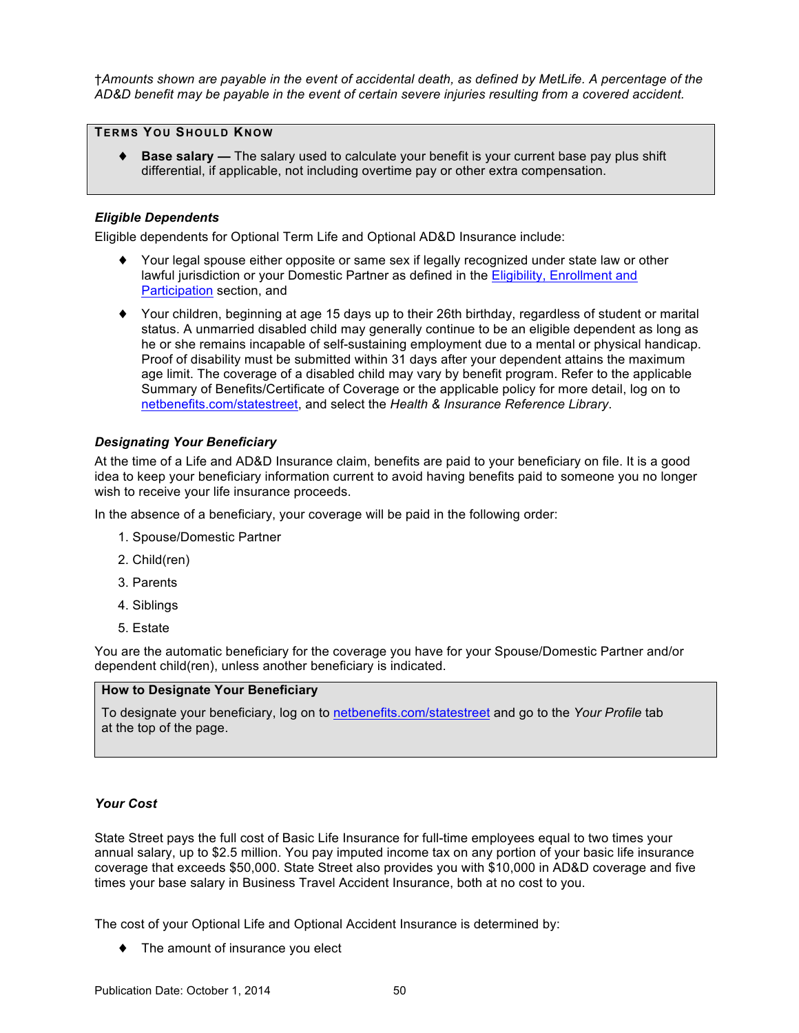†*Amounts shown are payable in the event of accidental death, as defined by MetLife. A percentage of the AD&D benefit may be payable in the event of certain severe injuries resulting from a covered accident.*

**TERMS YOU SHOULD KNOW**

- **Base salary —** The salary used to calculate your benefit is your current base pay plus shift differential, if applicable, not including overtime pay or other extra compensation.

***Eligible Dependents***

Eligible dependents for Optional Term Life and Optional AD&D Insurance include:

- Your legal spouse either opposite or same sex if legally recognized under state law or other lawful jurisdiction or your Domestic Partner as defined in the Eligibility, Enrollment and Participation section, and
- Your children, beginning at age 15 days up to their 26th birthday, regardless of student or marital status. A unmarried disabled child may generally continue to be an eligible dependent as long as he or she remains incapable of self-sustaining employment due to a mental or physical handicap. Proof of disability must be submitted within 31 days after your dependent attains the maximum age limit. The coverage of a disabled child may vary by benefit program. Refer to the applicable Summary of Benefits/Certificate of Coverage or the applicable policy for more detail, log on to netbenefits.com/statestreet, and select the *Health & Insurance Reference Library*.

***Designating Your Beneficiary***

At the time of a Life and AD&D Insurance claim, benefits are paid to your beneficiary on file. It is a good idea to keep your beneficiary information current to avoid having benefits paid to someone you no longer wish to receive your life insurance proceeds.

In the absence of a beneficiary, your coverage will be paid in the following order:

1. Spouse/Domestic Partner
2. Child(ren)
3. Parents
4. Siblings
5. Estate

You are the automatic beneficiary for the coverage you have for your Spouse/Domestic Partner and/or dependent child(ren), unless another beneficiary is indicated.

**How to Designate Your Beneficiary**

To designate your beneficiary, log on to netbenefits.com/statestreet and go to the *Your Profile* tab at the top of the page.

***Your Cost***

State Street pays the full cost of Basic Life Insurance for full-time employees equal to two times your annual salary, up to $2.5 million. You pay imputed income tax on any portion of your basic life insurance coverage that exceeds $50,000. State Street also provides you with $10,000 in AD&D coverage and five times your base salary in Business Travel Accident Insurance, both at no cost to you.

The cost of your Optional Life and Optional Accident Insurance is determined by:

- The amount of insurance you elect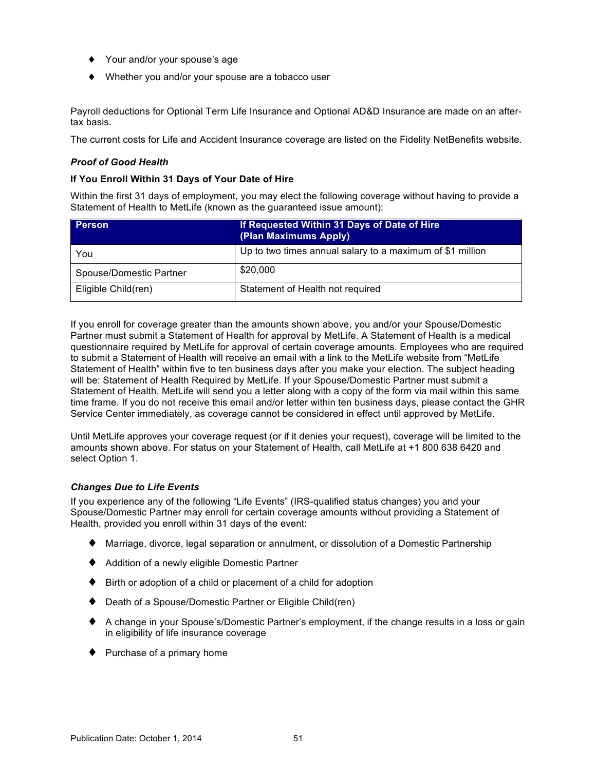- Your and/or your spouse's age
- Whether you and/or your spouse are a tobacco user

Payroll deductions for Optional Term Life Insurance and Optional AD&D Insurance are made on an after-tax basis.

The current costs for Life and Accident Insurance coverage are listed on the Fidelity NetBenefits website.

***Proof of Good Health***

**If You Enroll Within 31 Days of Your Date of Hire**

Within the first 31 days of employment, you may elect the following coverage without having to provide a Statement of Health to MetLife (known as the guaranteed issue amount):

| Person | If Requested Within 31 Days of Date of Hire (Plan Maximums Apply) |
|---|---|
| You | Up to two times annual salary to a maximum of $1 million |
| Spouse/Domestic Partner | $20,000 |
| Eligible Child(ren) | Statement of Health not required |

If you enroll for coverage greater than the amounts shown above, you and/or your Spouse/Domestic Partner must submit a Statement of Health for approval by MetLife. A Statement of Health is a medical questionnaire required by MetLife for approval of certain coverage amounts. Employees who are required to submit a Statement of Health will receive an email with a link to the MetLife website from "MetLife Statement of Health" within five to ten business days after you make your election. The subject heading will be: Statement of Health Required by MetLife. If your Spouse/Domestic Partner must submit a Statement of Health, MetLife will send you a letter along with a copy of the form via mail within this same time frame. If you do not receive this email and/or letter within ten business days, please contact the GHR Service Center immediately, as coverage cannot be considered in effect until approved by MetLife.

Until MetLife approves your coverage request (or if it denies your request), coverage will be limited to the amounts shown above. For status on your Statement of Health, call MetLife at +1 800 638 6420 and select Option 1.

***Changes Due to Life Events***

If you experience any of the following "Life Events" (IRS-qualified status changes) you and your Spouse/Domestic Partner may enroll for certain coverage amounts without providing a Statement of Health, provided you enroll within 31 days of the event:

- Marriage, divorce, legal separation or annulment, or dissolution of a Domestic Partnership
- Addition of a newly eligible Domestic Partner
- Birth or adoption of a child or placement of a child for adoption
- Death of a Spouse/Domestic Partner or Eligible Child(ren)
- A change in your Spouse's/Domestic Partner's employment, if the change results in a loss or gain in eligibility of life insurance coverage
- Purchase of a primary home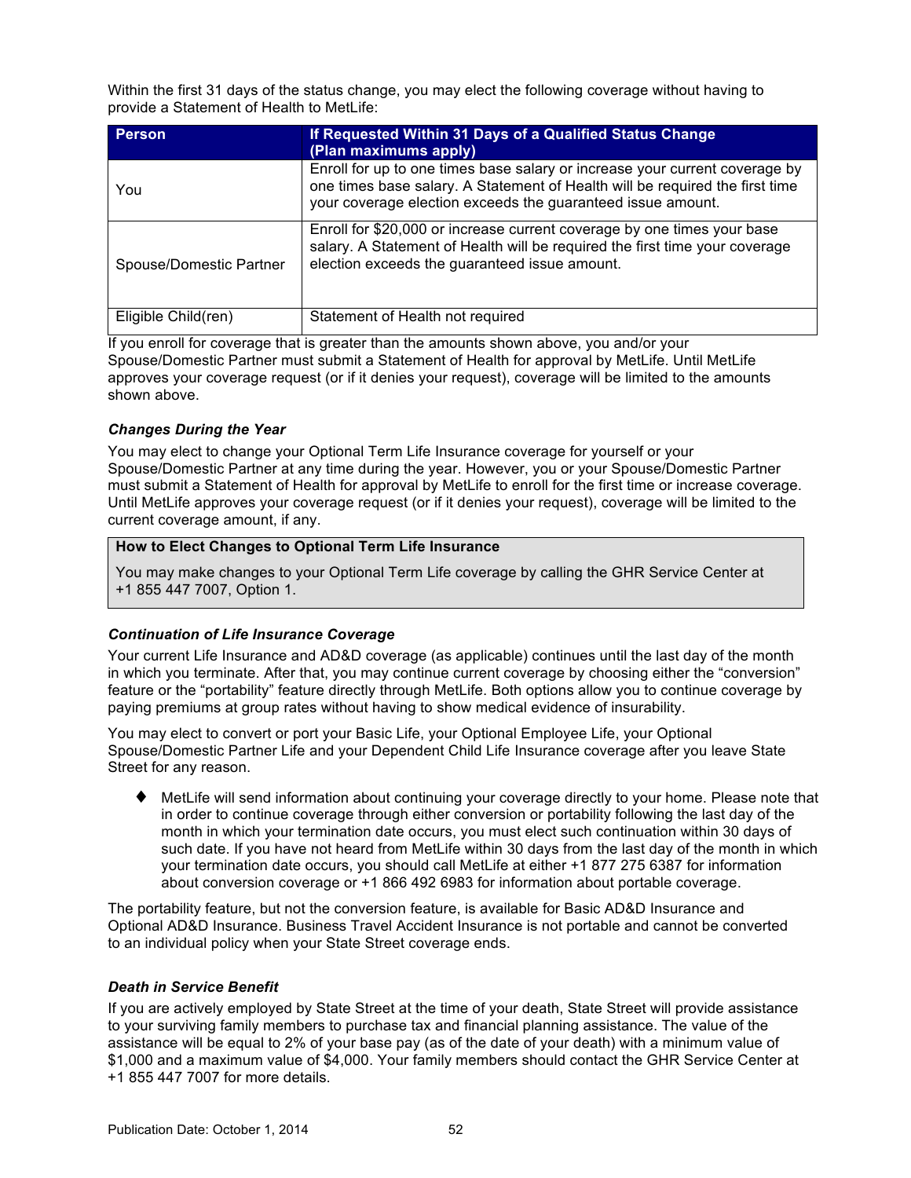Within the first 31 days of the status change, you may elect the following coverage without having to provide a Statement of Health to MetLife:

| Person | If Requested Within 31 Days of a Qualified Status Change (Plan maximums apply) |
|---|---|
| You | Enroll for up to one times base salary or increase your current coverage by one times base salary. A Statement of Health will be required the first time your coverage election exceeds the guaranteed issue amount. |
| Spouse/Domestic Partner | Enroll for $20,000 or increase current coverage by one times your base salary. A Statement of Health will be required the first time your coverage election exceeds the guaranteed issue amount. |
| Eligible Child(ren) | Statement of Health not required |

If you enroll for coverage that is greater than the amounts shown above, you and/or your Spouse/Domestic Partner must submit a Statement of Health for approval by MetLife. Until MetLife approves your coverage request (or if it denies your request), coverage will be limited to the amounts shown above.

***Changes During the Year***

You may elect to change your Optional Term Life Insurance coverage for yourself or your Spouse/Domestic Partner at any time during the year. However, you or your Spouse/Domestic Partner must submit a Statement of Health for approval by MetLife to enroll for the first time or increase coverage. Until MetLife approves your coverage request (or if it denies your request), coverage will be limited to the current coverage amount, if any.

> **How to Elect Changes to Optional Term Life Insurance**
>
> You may make changes to your Optional Term Life coverage by calling the GHR Service Center at +1 855 447 7007, Option 1.

***Continuation of Life Insurance Coverage***

Your current Life Insurance and AD&D coverage (as applicable) continues until the last day of the month in which you terminate. After that, you may continue current coverage by choosing either the "conversion" feature or the "portability" feature directly through MetLife. Both options allow you to continue coverage by paying premiums at group rates without having to show medical evidence of insurability.

You may elect to convert or port your Basic Life, your Optional Employee Life, your Optional Spouse/Domestic Partner Life and your Dependent Child Life Insurance coverage after you leave State Street for any reason.

- MetLife will send information about continuing your coverage directly to your home. Please note that in order to continue coverage through either conversion or portability following the last day of the month in which your termination date occurs, you must elect such continuation within 30 days of such date. If you have not heard from MetLife within 30 days from the last day of the month in which your termination date occurs, you should call MetLife at either +1 877 275 6387 for information about conversion coverage or +1 866 492 6983 for information about portable coverage.

The portability feature, but not the conversion feature, is available for Basic AD&D Insurance and Optional AD&D Insurance. Business Travel Accident Insurance is not portable and cannot be converted to an individual policy when your State Street coverage ends.

***Death in Service Benefit***

If you are actively employed by State Street at the time of your death, State Street will provide assistance to your surviving family members to purchase tax and financial planning assistance. The value of the assistance will be equal to 2% of your base pay (as of the date of your death) with a minimum value of $1,000 and a maximum value of $4,000. Your family members should contact the GHR Service Center at +1 855 447 7007 for more details.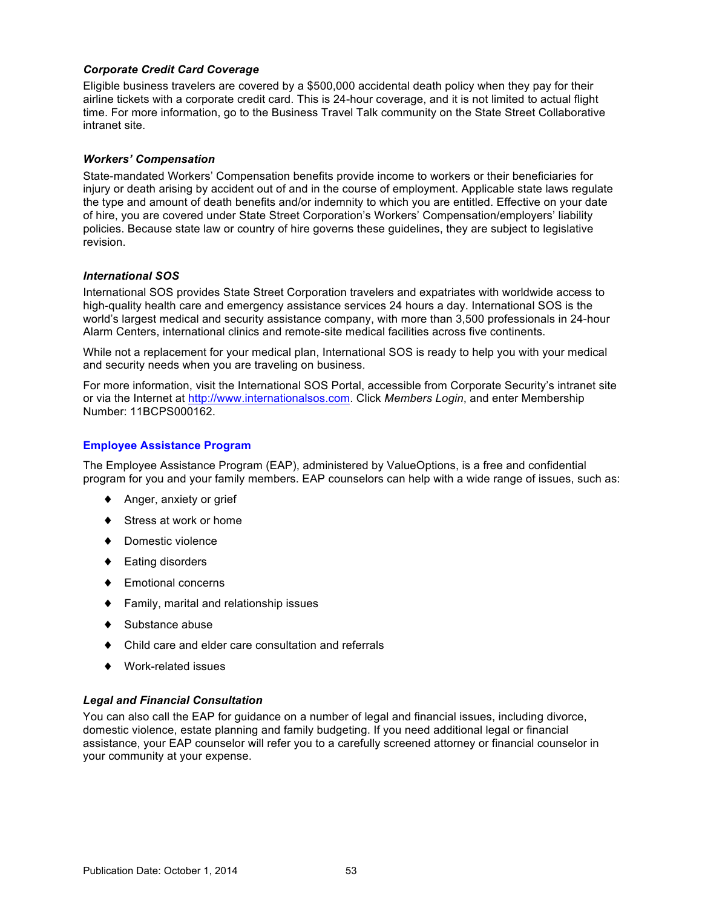### *Corporate Credit Card Coverage*

Eligible business travelers are covered by a $500,000 accidental death policy when they pay for their airline tickets with a corporate credit card. This is 24-hour coverage, and it is not limited to actual flight time. For more information, go to the Business Travel Talk community on the State Street Collaborative intranet site.

### *Workers' Compensation*

State-mandated Workers' Compensation benefits provide income to workers or their beneficiaries for injury or death arising by accident out of and in the course of employment. Applicable state laws regulate the type and amount of death benefits and/or indemnity to which you are entitled. Effective on your date of hire, you are covered under State Street Corporation's Workers' Compensation/employers' liability policies. Because state law or country of hire governs these guidelines, they are subject to legislative revision.

### *International SOS*

International SOS provides State Street Corporation travelers and expatriates with worldwide access to high-quality health care and emergency assistance services 24 hours a day. International SOS is the world's largest medical and security assistance company, with more than 3,500 professionals in 24-hour Alarm Centers, international clinics and remote-site medical facilities across five continents.

While not a replacement for your medical plan, International SOS is ready to help you with your medical and security needs when you are traveling on business.

For more information, visit the International SOS Portal, accessible from Corporate Security's intranet site or via the Internet at http://www.internationalsos.com. Click *Members Login*, and enter Membership Number: 11BCPS000162.

## Employee Assistance Program

The Employee Assistance Program (EAP), administered by ValueOptions, is a free and confidential program for you and your family members. EAP counselors can help with a wide range of issues, such as:

- Anger, anxiety or grief
- Stress at work or home
- Domestic violence
- Eating disorders
- Emotional concerns
- Family, marital and relationship issues
- Substance abuse
- Child care and elder care consultation and referrals
- Work-related issues

### *Legal and Financial Consultation*

You can also call the EAP for guidance on a number of legal and financial issues, including divorce, domestic violence, estate planning and family budgeting. If you need additional legal or financial assistance, your EAP counselor will refer you to a carefully screened attorney or financial counselor in your community at your expense.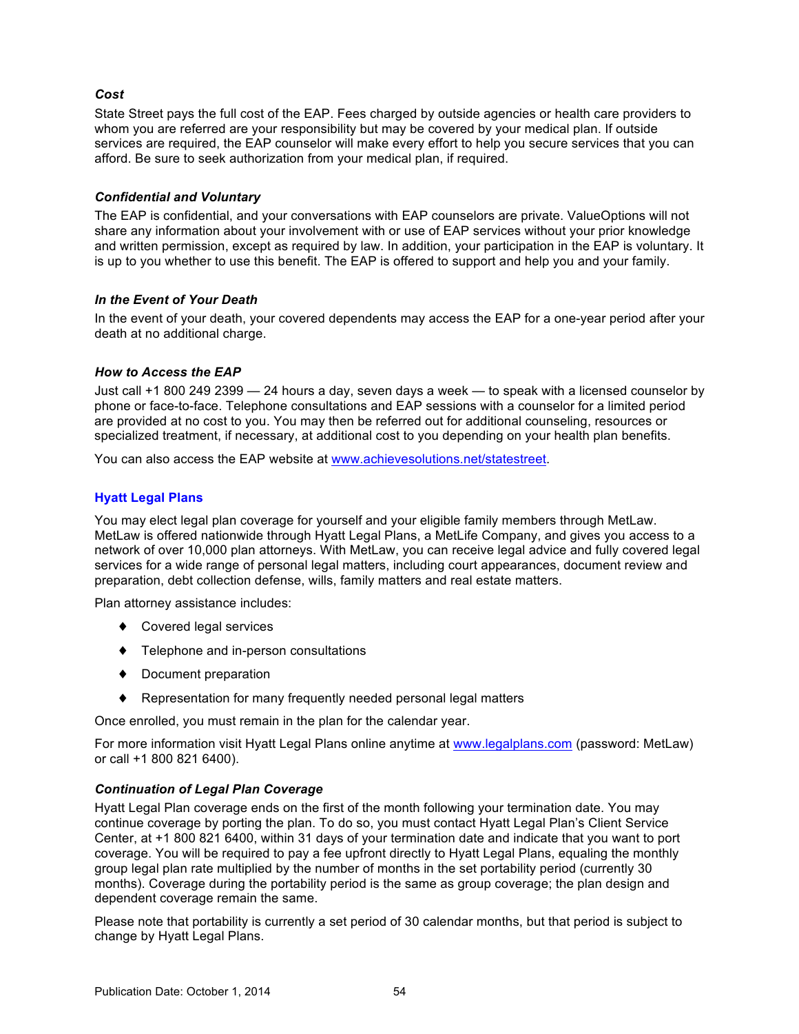***Cost***

State Street pays the full cost of the EAP. Fees charged by outside agencies or health care providers to whom you are referred are your responsibility but may be covered by your medical plan. If outside services are required, the EAP counselor will make every effort to help you secure services that you can afford. Be sure to seek authorization from your medical plan, if required.

***Confidential and Voluntary***

The EAP is confidential, and your conversations with EAP counselors are private. ValueOptions will not share any information about your involvement with or use of EAP services without your prior knowledge and written permission, except as required by law. In addition, your participation in the EAP is voluntary. It is up to you whether to use this benefit. The EAP is offered to support and help you and your family.

***In the Event of Your Death***

In the event of your death, your covered dependents may access the EAP for a one-year period after your death at no additional charge.

***How to Access the EAP***

Just call +1 800 249 2399 — 24 hours a day, seven days a week — to speak with a licensed counselor by phone or face-to-face. Telephone consultations and EAP sessions with a counselor for a limited period are provided at no cost to you. You may then be referred out for additional counseling, resources or specialized treatment, if necessary, at additional cost to you depending on your health plan benefits.

You can also access the EAP website at www.achievesolutions.net/statestreet.

### Hyatt Legal Plans

You may elect legal plan coverage for yourself and your eligible family members through MetLaw. MetLaw is offered nationwide through Hyatt Legal Plans, a MetLife Company, and gives you access to a network of over 10,000 plan attorneys. With MetLaw, you can receive legal advice and fully covered legal services for a wide range of personal legal matters, including court appearances, document review and preparation, debt collection defense, wills, family matters and real estate matters.

Plan attorney assistance includes:

- Covered legal services
- Telephone and in-person consultations
- Document preparation
- Representation for many frequently needed personal legal matters

Once enrolled, you must remain in the plan for the calendar year.

For more information visit Hyatt Legal Plans online anytime at www.legalplans.com (password: MetLaw) or call +1 800 821 6400).

***Continuation of Legal Plan Coverage***

Hyatt Legal Plan coverage ends on the first of the month following your termination date. You may continue coverage by porting the plan. To do so, you must contact Hyatt Legal Plan's Client Service Center, at +1 800 821 6400, within 31 days of your termination date and indicate that you want to port coverage. You will be required to pay a fee upfront directly to Hyatt Legal Plans, equaling the monthly group legal plan rate multiplied by the number of months in the set portability period (currently 30 months). Coverage during the portability period is the same as group coverage; the plan design and dependent coverage remain the same.

Please note that portability is currently a set period of 30 calendar months, but that period is subject to change by Hyatt Legal Plans.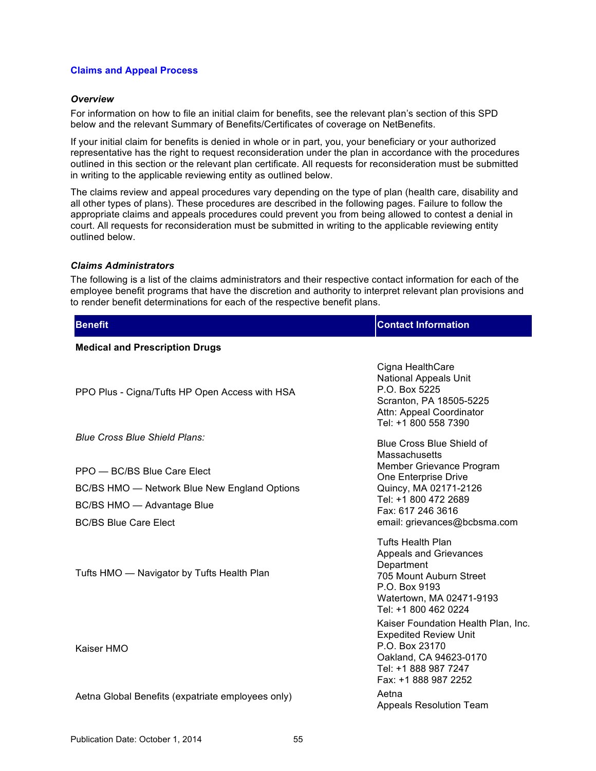### Claims and Appeal Process

#### *Overview*

For information on how to file an initial claim for benefits, see the relevant plan's section of this SPD below and the relevant Summary of Benefits/Certificates of coverage on NetBenefits.

If your initial claim for benefits is denied in whole or in part, you, your beneficiary or your authorized representative has the right to request reconsideration under the plan in accordance with the procedures outlined in this section or the relevant plan certificate. All requests for reconsideration must be submitted in writing to the applicable reviewing entity as outlined below.

The claims review and appeal procedures vary depending on the type of plan (health care, disability and all other types of plans). These procedures are described in the following pages. Failure to follow the appropriate claims and appeals procedures could prevent you from being allowed to contest a denial in court. All requests for reconsideration must be submitted in writing to the applicable reviewing entity outlined below.

#### *Claims Administrators*

The following is a list of the claims administrators and their respective contact information for each of the employee benefit programs that have the discretion and authority to interpret relevant plan provisions and to render benefit determinations for each of the respective benefit plans.

| Benefit | Contact Information |
|---|---|
| **Medical and Prescription Drugs** | |
| PPO Plus - Cigna/Tufts HP Open Access with HSA | Cigna HealthCare<br>National Appeals Unit<br>P.O. Box 5225<br>Scranton, PA 18505-5225<br>Attn: Appeal Coordinator<br>Tel: +1 800 558 7390 |
| *Blue Cross Blue Shield Plans:*<br><br>PPO — BC/BS Blue Care Elect<br>BC/BS HMO — Network Blue New England Options<br>BC/BS HMO — Advantage Blue<br>BC/BS Blue Care Elect | Blue Cross Blue Shield of Massachusetts<br>Member Grievance Program<br>One Enterprise Drive<br>Quincy, MA 02171-2126<br>Tel: +1 800 472 2689<br>Fax: 617 246 3616<br>email: grievances@bcbsma.com |
| Tufts HMO — Navigator by Tufts Health Plan | Tufts Health Plan<br>Appeals and Grievances Department<br>705 Mount Auburn Street<br>P.O. Box 9193<br>Watertown, MA 02471-9193<br>Tel: +1 800 462 0224 |
| Kaiser HMO | Kaiser Foundation Health Plan, Inc.<br>Expedited Review Unit<br>P.O. Box 23170<br>Oakland, CA 94623-0170<br>Tel: +1 888 987 7247<br>Fax: +1 888 987 2252 |
| Aetna Global Benefits (expatriate employees only) | Aetna<br>Appeals Resolution Team |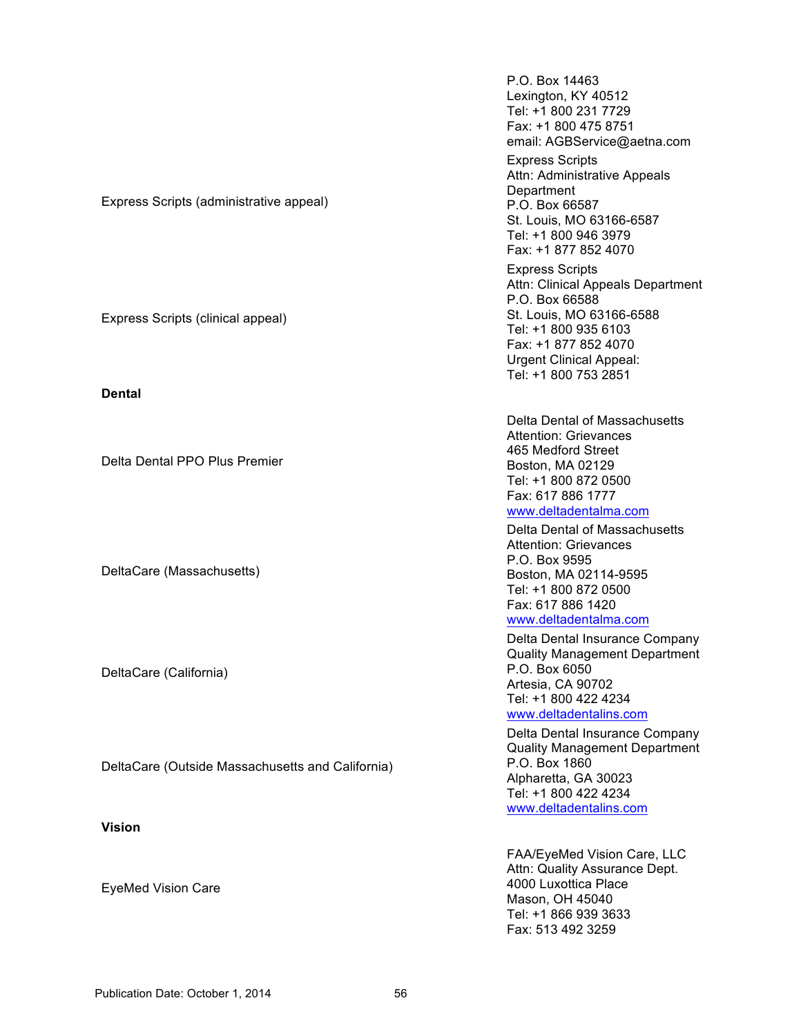| | |
|---|---|
| | P.O. Box 14463<br>Lexington, KY 40512<br>Tel: +1 800 231 7729<br>Fax: +1 800 475 8751<br>email: AGBService@aetna.com |
| Express Scripts (administrative appeal) | Express Scripts<br>Attn: Administrative Appeals Department<br>P.O. Box 66587<br>St. Louis, MO 63166-6587<br>Tel: +1 800 946 3979<br>Fax: +1 877 852 4070 |
| Express Scripts (clinical appeal) | Express Scripts<br>Attn: Clinical Appeals Department<br>P.O. Box 66588<br>St. Louis, MO 63166-6588<br>Tel: +1 800 935 6103<br>Fax: +1 877 852 4070<br>Urgent Clinical Appeal:<br>Tel: +1 800 753 2851 |
| **Dental** | |
| Delta Dental PPO Plus Premier | Delta Dental of Massachusetts<br>Attention: Grievances<br>465 Medford Street<br>Boston, MA 02129<br>Tel: +1 800 872 0500<br>Fax: 617 886 1777<br>www.deltadentalma.com |
| DeltaCare (Massachusetts) | Delta Dental of Massachusetts<br>Attention: Grievances<br>P.O. Box 9595<br>Boston, MA 02114-9595<br>Tel: +1 800 872 0500<br>Fax: 617 886 1420<br>www.deltadentalma.com |
| DeltaCare (California) | Delta Dental Insurance Company<br>Quality Management Department<br>P.O. Box 6050<br>Artesia, CA 90702<br>Tel: +1 800 422 4234<br>www.deltadentalins.com |
| DeltaCare (Outside Massachusetts and California) | Delta Dental Insurance Company<br>Quality Management Department<br>P.O. Box 1860<br>Alpharetta, GA 30023<br>Tel: +1 800 422 4234<br>www.deltadentalins.com |
| **Vision** | |
| EyeMed Vision Care | FAA/EyeMed Vision Care, LLC<br>Attn: Quality Assurance Dept.<br>4000 Luxottica Place<br>Mason, OH 45040<br>Tel: +1 866 939 3633<br>Fax: 513 492 3259 |

Publication Date: October 1, 2014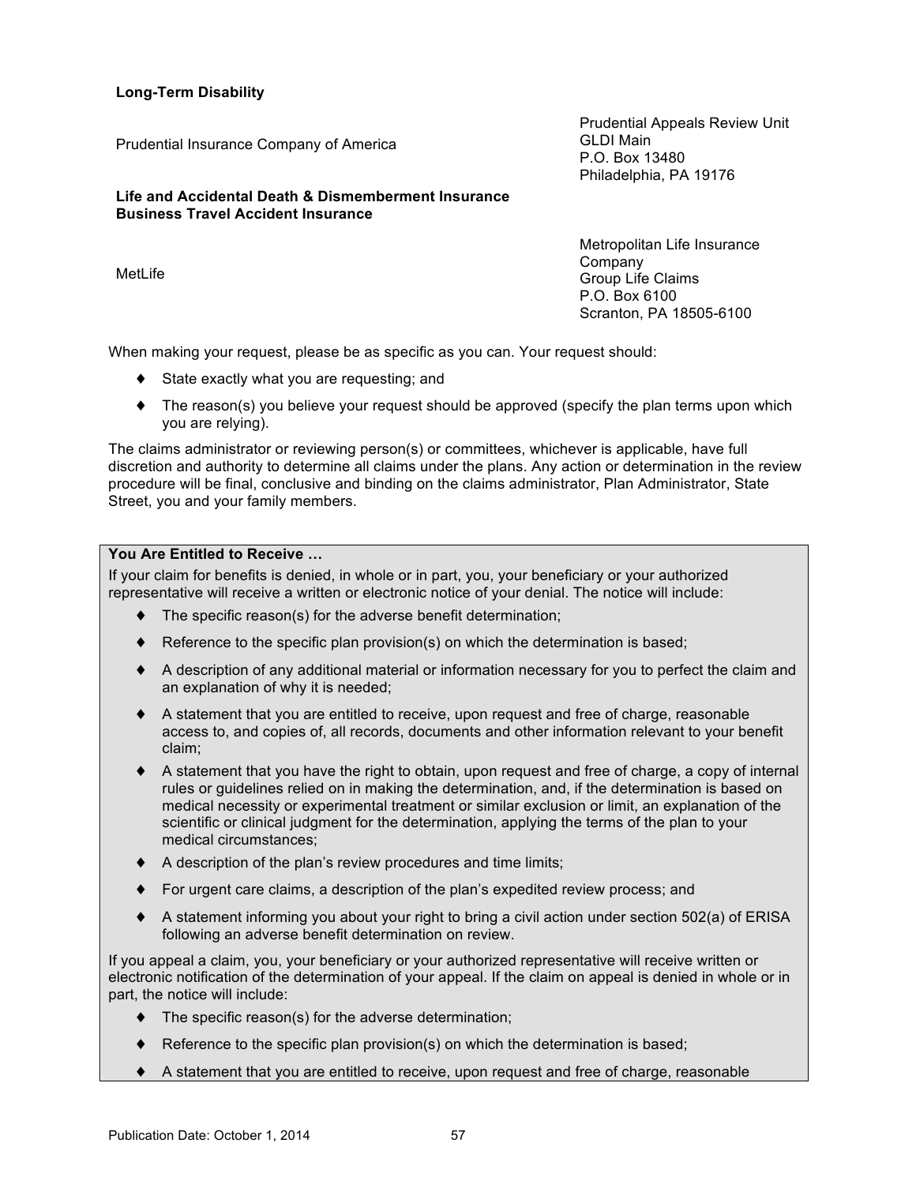**Long-Term Disability**

| | |
|---|---|
| Prudential Insurance Company of America | Prudential Appeals Review Unit<br>GLDI Main<br>P.O. Box 13480<br>Philadelphia, PA 19176 |

**Life and Accidental Death & Dismemberment Insurance**
**Business Travel Accident Insurance**

| | |
|---|---|
| MetLife | Metropolitan Life Insurance Company<br>Group Life Claims<br>P.O. Box 6100<br>Scranton, PA 18505-6100 |

When making your request, please be as specific as you can. Your request should:

- State exactly what you are requesting; and
- The reason(s) you believe your request should be approved (specify the plan terms upon which you are relying).

The claims administrator or reviewing person(s) or committees, whichever is applicable, have full discretion and authority to determine all claims under the plans. Any action or determination in the review procedure will be final, conclusive and binding on the claims administrator, Plan Administrator, State Street, you and your family members.

**You Are Entitled to Receive …**

If your claim for benefits is denied, in whole or in part, you, your beneficiary or your authorized representative will receive a written or electronic notice of your denial. The notice will include:

- The specific reason(s) for the adverse benefit determination;
- Reference to the specific plan provision(s) on which the determination is based;
- A description of any additional material or information necessary for you to perfect the claim and an explanation of why it is needed;
- A statement that you are entitled to receive, upon request and free of charge, reasonable access to, and copies of, all records, documents and other information relevant to your benefit claim;
- A statement that you have the right to obtain, upon request and free of charge, a copy of internal rules or guidelines relied on in making the determination, and, if the determination is based on medical necessity or experimental treatment or similar exclusion or limit, an explanation of the scientific or clinical judgment for the determination, applying the terms of the plan to your medical circumstances;
- A description of the plan's review procedures and time limits;
- For urgent care claims, a description of the plan's expedited review process; and
- A statement informing you about your right to bring a civil action under section 502(a) of ERISA following an adverse benefit determination on review.

If you appeal a claim, you, your beneficiary or your authorized representative will receive written or electronic notification of the determination of your appeal. If the claim on appeal is denied in whole or in part, the notice will include:

- The specific reason(s) for the adverse determination;
- Reference to the specific plan provision(s) on which the determination is based;
- A statement that you are entitled to receive, upon request and free of charge, reasonable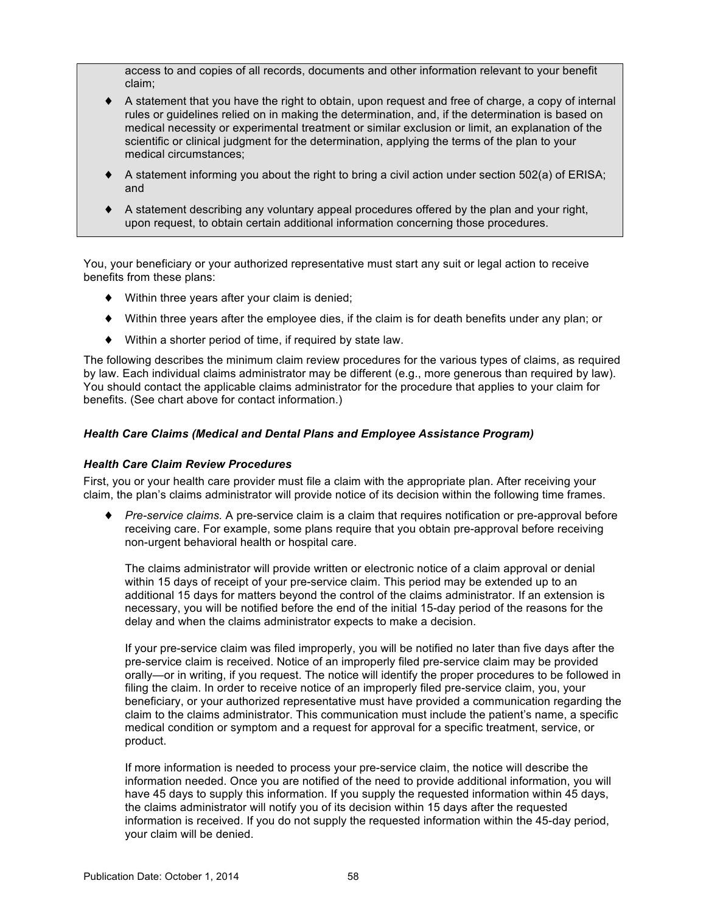access to and copies of all records, documents and other information relevant to your benefit claim;

- A statement that you have the right to obtain, upon request and free of charge, a copy of internal rules or guidelines relied on in making the determination, and, if the determination is based on medical necessity or experimental treatment or similar exclusion or limit, an explanation of the scientific or clinical judgment for the determination, applying the terms of the plan to your medical circumstances;
- A statement informing you about the right to bring a civil action under section 502(a) of ERISA; and
- A statement describing any voluntary appeal procedures offered by the plan and your right, upon request, to obtain certain additional information concerning those procedures.

You, your beneficiary or your authorized representative must start any suit or legal action to receive benefits from these plans:

- Within three years after your claim is denied;
- Within three years after the employee dies, if the claim is for death benefits under any plan; or
- Within a shorter period of time, if required by state law.

The following describes the minimum claim review procedures for the various types of claims, as required by law. Each individual claims administrator may be different (e.g., more generous than required by law). You should contact the applicable claims administrator for the procedure that applies to your claim for benefits. (See chart above for contact information.)

#### *Health Care Claims (Medical and Dental Plans and Employee Assistance Program)*

#### *Health Care Claim Review Procedures*

First, you or your health care provider must file a claim with the appropriate plan. After receiving your claim, the plan's claims administrator will provide notice of its decision within the following time frames.

- *Pre-service claims.* A pre-service claim is a claim that requires notification or pre-approval before receiving care. For example, some plans require that you obtain pre-approval before receiving non-urgent behavioral health or hospital care.

  The claims administrator will provide written or electronic notice of a claim approval or denial within 15 days of receipt of your pre-service claim. This period may be extended up to an additional 15 days for matters beyond the control of the claims administrator. If an extension is necessary, you will be notified before the end of the initial 15-day period of the reasons for the delay and when the claims administrator expects to make a decision.

  If your pre-service claim was filed improperly, you will be notified no later than five days after the pre-service claim is received. Notice of an improperly filed pre-service claim may be provided orally—or in writing, if you request. The notice will identify the proper procedures to be followed in filing the claim. In order to receive notice of an improperly filed pre-service claim, you, your beneficiary, or your authorized representative must have provided a communication regarding the claim to the claims administrator. This communication must include the patient's name, a specific medical condition or symptom and a request for approval for a specific treatment, service, or product.

  If more information is needed to process your pre-service claim, the notice will describe the information needed. Once you are notified of the need to provide additional information, you will have 45 days to supply this information. If you supply the requested information within 45 days, the claims administrator will notify you of its decision within 15 days after the requested information is received. If you do not supply the requested information within the 45-day period, your claim will be denied.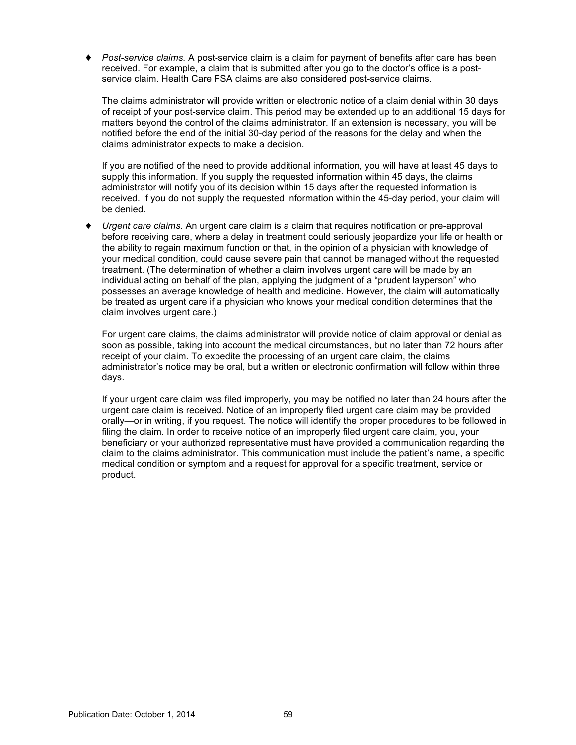- *Post-service claims.* A post-service claim is a claim for payment of benefits after care has been received. For example, a claim that is submitted after you go to the doctor's office is a post-service claim. Health Care FSA claims are also considered post-service claims.

  The claims administrator will provide written or electronic notice of a claim denial within 30 days of receipt of your post-service claim. This period may be extended up to an additional 15 days for matters beyond the control of the claims administrator. If an extension is necessary, you will be notified before the end of the initial 30-day period of the reasons for the delay and when the claims administrator expects to make a decision.

  If you are notified of the need to provide additional information, you will have at least 45 days to supply this information. If you supply the requested information within 45 days, the claims administrator will notify you of its decision within 15 days after the requested information is received. If you do not supply the requested information within the 45-day period, your claim will be denied.

- *Urgent care claims.* An urgent care claim is a claim that requires notification or pre-approval before receiving care, where a delay in treatment could seriously jeopardize your life or health or the ability to regain maximum function or that, in the opinion of a physician with knowledge of your medical condition, could cause severe pain that cannot be managed without the requested treatment. (The determination of whether a claim involves urgent care will be made by an individual acting on behalf of the plan, applying the judgment of a "prudent layperson" who possesses an average knowledge of health and medicine. However, the claim will automatically be treated as urgent care if a physician who knows your medical condition determines that the claim involves urgent care.)

  For urgent care claims, the claims administrator will provide notice of claim approval or denial as soon as possible, taking into account the medical circumstances, but no later than 72 hours after receipt of your claim. To expedite the processing of an urgent care claim, the claims administrator's notice may be oral, but a written or electronic confirmation will follow within three days.

  If your urgent care claim was filed improperly, you may be notified no later than 24 hours after the urgent care claim is received. Notice of an improperly filed urgent care claim may be provided orally—or in writing, if you request. The notice will identify the proper procedures to be followed in filing the claim. In order to receive notice of an improperly filed urgent care claim, you, your beneficiary or your authorized representative must have provided a communication regarding the claim to the claims administrator. This communication must include the patient's name, a specific medical condition or symptom and a request for approval for a specific treatment, service or product.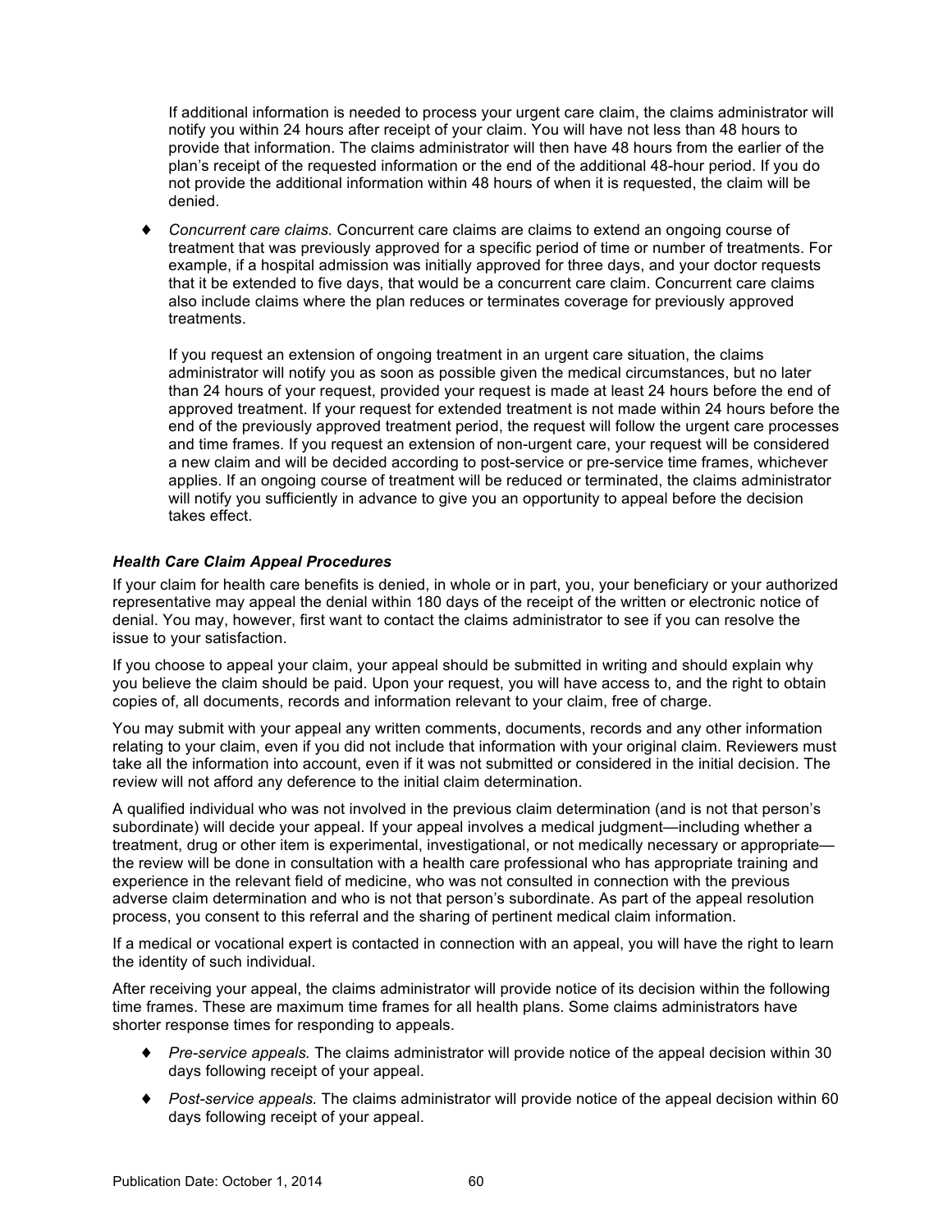If additional information is needed to process your urgent care claim, the claims administrator will notify you within 24 hours after receipt of your claim. You will have not less than 48 hours to provide that information. The claims administrator will then have 48 hours from the earlier of the plan's receipt of the requested information or the end of the additional 48-hour period. If you do not provide the additional information within 48 hours of when it is requested, the claim will be denied.

- *Concurrent care claims.* Concurrent care claims are claims to extend an ongoing course of treatment that was previously approved for a specific period of time or number of treatments. For example, if a hospital admission was initially approved for three days, and your doctor requests that it be extended to five days, that would be a concurrent care claim. Concurrent care claims also include claims where the plan reduces or terminates coverage for previously approved treatments.

  If you request an extension of ongoing treatment in an urgent care situation, the claims administrator will notify you as soon as possible given the medical circumstances, but no later than 24 hours of your request, provided your request is made at least 24 hours before the end of approved treatment. If your request for extended treatment is not made within 24 hours before the end of the previously approved treatment period, the request will follow the urgent care processes and time frames. If you request an extension of non-urgent care, your request will be considered a new claim and will be decided according to post-service or pre-service time frames, whichever applies. If an ongoing course of treatment will be reduced or terminated, the claims administrator will notify you sufficiently in advance to give you an opportunity to appeal before the decision takes effect.

### *Health Care Claim Appeal Procedures*

If your claim for health care benefits is denied, in whole or in part, you, your beneficiary or your authorized representative may appeal the denial within 180 days of the receipt of the written or electronic notice of denial. You may, however, first want to contact the claims administrator to see if you can resolve the issue to your satisfaction.

If you choose to appeal your claim, your appeal should be submitted in writing and should explain why you believe the claim should be paid. Upon your request, you will have access to, and the right to obtain copies of, all documents, records and information relevant to your claim, free of charge.

You may submit with your appeal any written comments, documents, records and any other information relating to your claim, even if you did not include that information with your original claim. Reviewers must take all the information into account, even if it was not submitted or considered in the initial decision. The review will not afford any deference to the initial claim determination.

A qualified individual who was not involved in the previous claim determination (and is not that person's subordinate) will decide your appeal. If your appeal involves a medical judgment—including whether a treatment, drug or other item is experimental, investigational, or not medically necessary or appropriate—the review will be done in consultation with a health care professional who has appropriate training and experience in the relevant field of medicine, who was not consulted in connection with the previous adverse claim determination and who is not that person's subordinate. As part of the appeal resolution process, you consent to this referral and the sharing of pertinent medical claim information.

If a medical or vocational expert is contacted in connection with an appeal, you will have the right to learn the identity of such individual.

After receiving your appeal, the claims administrator will provide notice of its decision within the following time frames. These are maximum time frames for all health plans. Some claims administrators have shorter response times for responding to appeals.

- *Pre-service appeals.* The claims administrator will provide notice of the appeal decision within 30 days following receipt of your appeal.
- *Post-service appeals.* The claims administrator will provide notice of the appeal decision within 60 days following receipt of your appeal.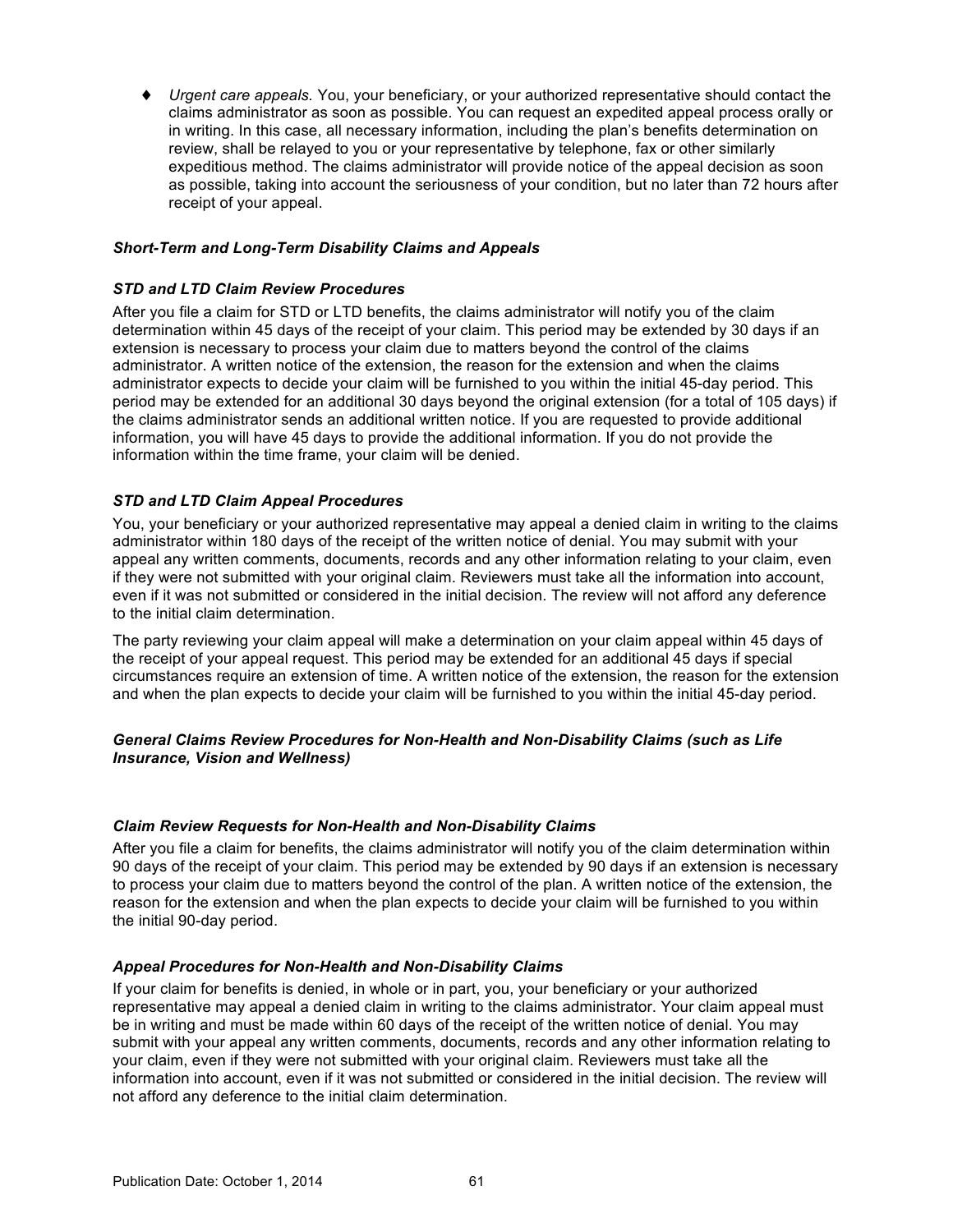- *Urgent care appeals.* You, your beneficiary, or your authorized representative should contact the claims administrator as soon as possible. You can request an expedited appeal process orally or in writing. In this case, all necessary information, including the plan's benefits determination on review, shall be relayed to you or your representative by telephone, fax or other similarly expeditious method. The claims administrator will provide notice of the appeal decision as soon as possible, taking into account the seriousness of your condition, but no later than 72 hours after receipt of your appeal.

***Short-Term and Long-Term Disability Claims and Appeals***

***STD and LTD Claim Review Procedures***

After you file a claim for STD or LTD benefits, the claims administrator will notify you of the claim determination within 45 days of the receipt of your claim. This period may be extended by 30 days if an extension is necessary to process your claim due to matters beyond the control of the claims administrator. A written notice of the extension, the reason for the extension and when the claims administrator expects to decide your claim will be furnished to you within the initial 45-day period. This period may be extended for an additional 30 days beyond the original extension (for a total of 105 days) if the claims administrator sends an additional written notice. If you are requested to provide additional information, you will have 45 days to provide the additional information. If you do not provide the information within the time frame, your claim will be denied.

***STD and LTD Claim Appeal Procedures***

You, your beneficiary or your authorized representative may appeal a denied claim in writing to the claims administrator within 180 days of the receipt of the written notice of denial. You may submit with your appeal any written comments, documents, records and any other information relating to your claim, even if they were not submitted with your original claim. Reviewers must take all the information into account, even if it was not submitted or considered in the initial decision. The review will not afford any deference to the initial claim determination.

The party reviewing your claim appeal will make a determination on your claim appeal within 45 days of the receipt of your appeal request. This period may be extended for an additional 45 days if special circumstances require an extension of time. A written notice of the extension, the reason for the extension and when the plan expects to decide your claim will be furnished to you within the initial 45-day period.

***General Claims Review Procedures for Non-Health and Non-Disability Claims (such as Life Insurance, Vision and Wellness)***

***Claim Review Requests for Non-Health and Non-Disability Claims***

After you file a claim for benefits, the claims administrator will notify you of the claim determination within 90 days of the receipt of your claim. This period may be extended by 90 days if an extension is necessary to process your claim due to matters beyond the control of the plan. A written notice of the extension, the reason for the extension and when the plan expects to decide your claim will be furnished to you within the initial 90-day period.

***Appeal Procedures for Non-Health and Non-Disability Claims***

If your claim for benefits is denied, in whole or in part, you, your beneficiary or your authorized representative may appeal a denied claim in writing to the claims administrator. Your claim appeal must be in writing and must be made within 60 days of the receipt of the written notice of denial. You may submit with your appeal any written comments, documents, records and any other information relating to your claim, even if they were not submitted with your original claim. Reviewers must take all the information into account, even if it was not submitted or considered in the initial decision. The review will not afford any deference to the initial claim determination.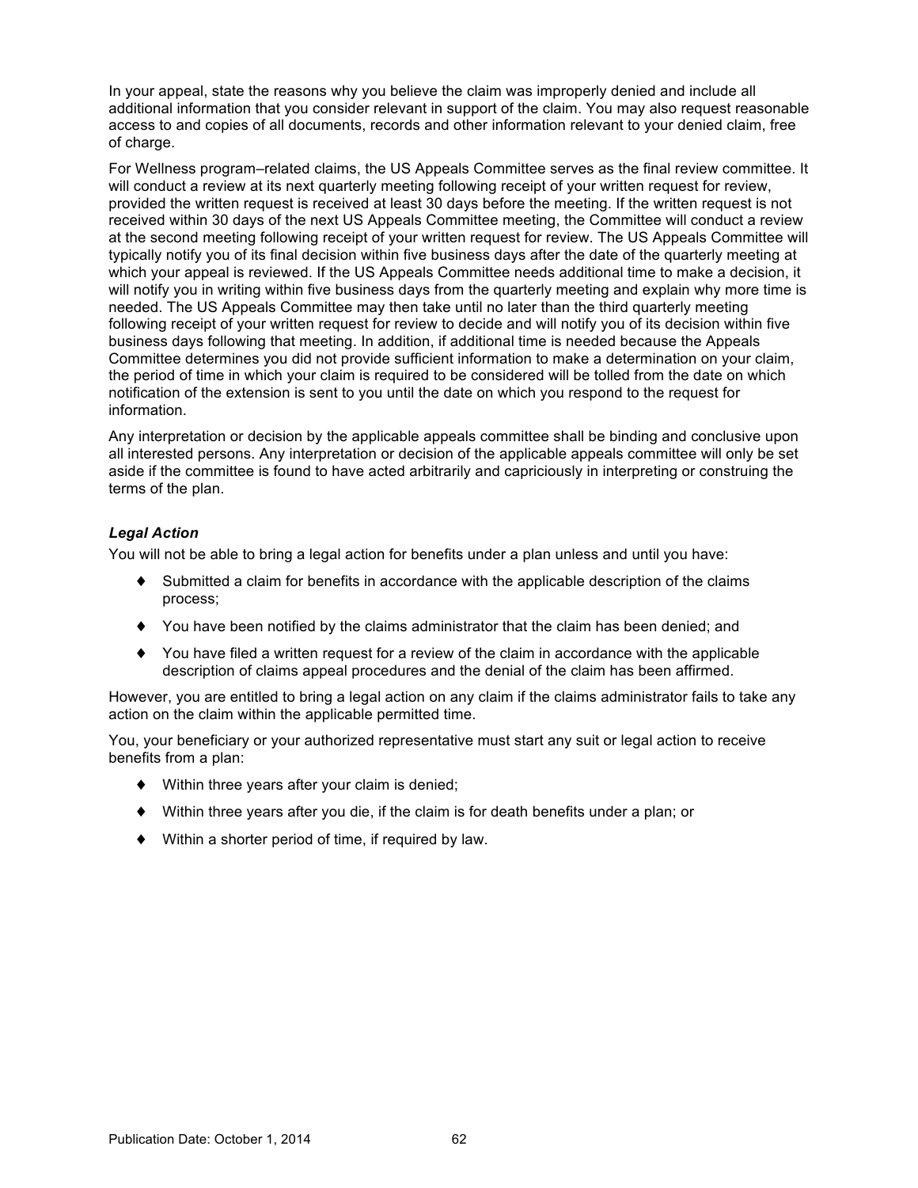In your appeal, state the reasons why you believe the claim was improperly denied and include all additional information that you consider relevant in support of the claim. You may also request reasonable access to and copies of all documents, records and other information relevant to your denied claim, free of charge.

For Wellness program–related claims, the US Appeals Committee serves as the final review committee. It will conduct a review at its next quarterly meeting following receipt of your written request for review, provided the written request is received at least 30 days before the meeting. If the written request is not received within 30 days of the next US Appeals Committee meeting, the Committee will conduct a review at the second meeting following receipt of your written request for review. The US Appeals Committee will typically notify you of its final decision within five business days after the date of the quarterly meeting at which your appeal is reviewed. If the US Appeals Committee needs additional time to make a decision, it will notify you in writing within five business days from the quarterly meeting and explain why more time is needed. The US Appeals Committee may then take until no later than the third quarterly meeting following receipt of your written request for review to decide and will notify you of its decision within five business days following that meeting. In addition, if additional time is needed because the Appeals Committee determines you did not provide sufficient information to make a determination on your claim, the period of time in which your claim is required to be considered will be tolled from the date on which notification of the extension is sent to you until the date on which you respond to the request for information.

Any interpretation or decision by the applicable appeals committee shall be binding and conclusive upon all interested persons. Any interpretation or decision of the applicable appeals committee will only be set aside if the committee is found to have acted arbitrarily and capriciously in interpreting or construing the terms of the plan.

***Legal Action***

You will not be able to bring a legal action for benefits under a plan unless and until you have:

- Submitted a claim for benefits in accordance with the applicable description of the claims process;
- You have been notified by the claims administrator that the claim has been denied; and
- You have filed a written request for a review of the claim in accordance with the applicable description of claims appeal procedures and the denial of the claim has been affirmed.

However, you are entitled to bring a legal action on any claim if the claims administrator fails to take any action on the claim within the applicable permitted time.

You, your beneficiary or your authorized representative must start any suit or legal action to receive benefits from a plan:

- Within three years after your claim is denied;
- Within three years after you die, if the claim is for death benefits under a plan; or
- Within a shorter period of time, if required by law.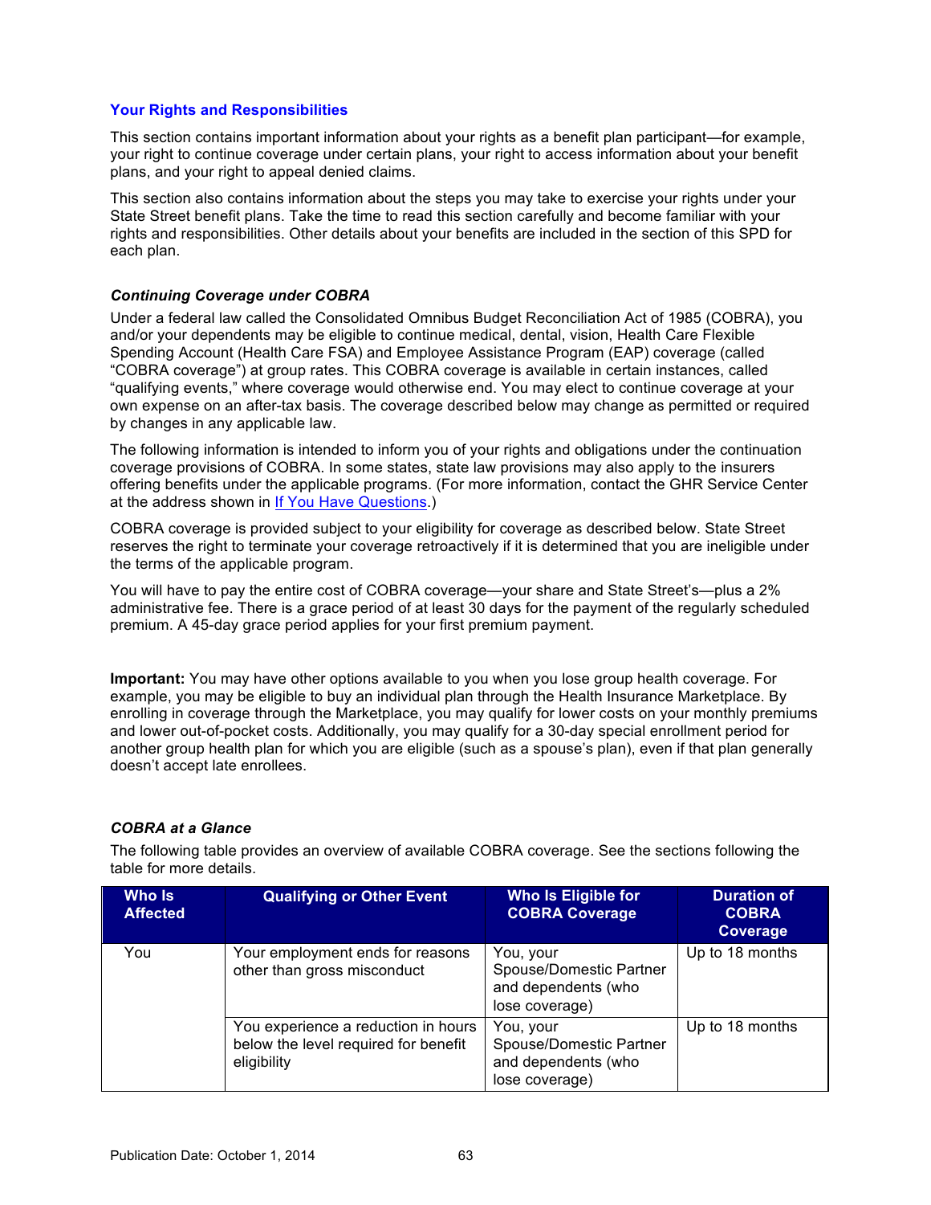## Your Rights and Responsibilities

This section contains important information about your rights as a benefit plan participant—for example, your right to continue coverage under certain plans, your right to access information about your benefit plans, and your right to appeal denied claims.

This section also contains information about the steps you may take to exercise your rights under your State Street benefit plans. Take the time to read this section carefully and become familiar with your rights and responsibilities. Other details about your benefits are included in the section of this SPD for each plan.

### *Continuing Coverage under COBRA*

Under a federal law called the Consolidated Omnibus Budget Reconciliation Act of 1985 (COBRA), you and/or your dependents may be eligible to continue medical, dental, vision, Health Care Flexible Spending Account (Health Care FSA) and Employee Assistance Program (EAP) coverage (called "COBRA coverage") at group rates. This COBRA coverage is available in certain instances, called "qualifying events," where coverage would otherwise end. You may elect to continue coverage at your own expense on an after-tax basis. The coverage described below may change as permitted or required by changes in any applicable law.

The following information is intended to inform you of your rights and obligations under the continuation coverage provisions of COBRA. In some states, state law provisions may also apply to the insurers offering benefits under the applicable programs. (For more information, contact the GHR Service Center at the address shown in If You Have Questions.)

COBRA coverage is provided subject to your eligibility for coverage as described below. State Street reserves the right to terminate your coverage retroactively if it is determined that you are ineligible under the terms of the applicable program.

You will have to pay the entire cost of COBRA coverage—your share and State Street's—plus a 2% administrative fee. There is a grace period of at least 30 days for the payment of the regularly scheduled premium. A 45-day grace period applies for your first premium payment.

**Important:** You may have other options available to you when you lose group health coverage. For example, you may be eligible to buy an individual plan through the Health Insurance Marketplace. By enrolling in coverage through the Marketplace, you may qualify for lower costs on your monthly premiums and lower out-of-pocket costs. Additionally, you may qualify for a 30-day special enrollment period for another group health plan for which you are eligible (such as a spouse's plan), even if that plan generally doesn't accept late enrollees.

### *COBRA at a Glance*

The following table provides an overview of available COBRA coverage. See the sections following the table for more details.

| Who Is Affected | Qualifying or Other Event | Who Is Eligible for COBRA Coverage | Duration of COBRA Coverage |
|---|---|---|---|
| You | Your employment ends for reasons other than gross misconduct | You, your Spouse/Domestic Partner and dependents (who lose coverage) | Up to 18 months |
| | You experience a reduction in hours below the level required for benefit eligibility | You, your Spouse/Domestic Partner and dependents (who lose coverage) | Up to 18 months |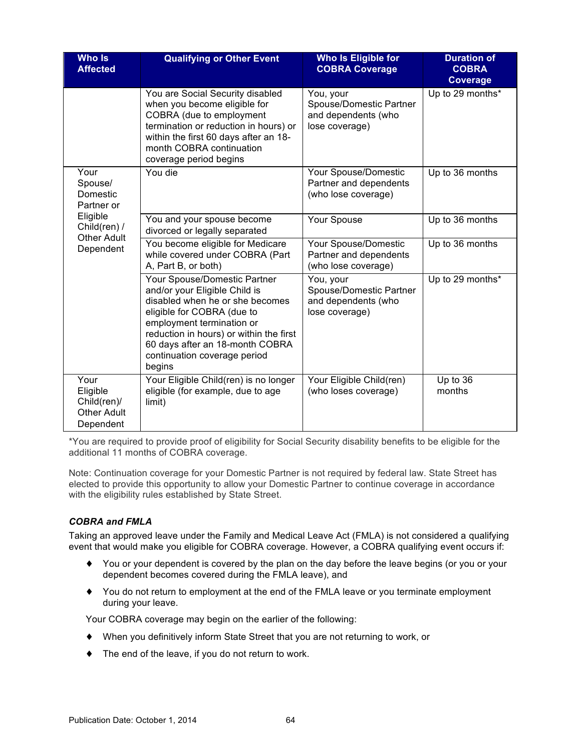| Who Is Affected | Qualifying or Other Event | Who Is Eligible for COBRA Coverage | Duration of COBRA Coverage |
|---|---|---|---|
| | You are Social Security disabled when you become eligible for COBRA (due to employment termination or reduction in hours) or within the first 60 days after an 18-month COBRA continuation coverage period begins | You, your Spouse/Domestic Partner and dependents (who lose coverage) | Up to 29 months* |
| Your Spouse/ Domestic Partner or Eligible Child(ren) / Other Adult Dependent | You die | Your Spouse/Domestic Partner and dependents (who lose coverage) | Up to 36 months |
| | You and your spouse become divorced or legally separated | Your Spouse | Up to 36 months |
| | You become eligible for Medicare while covered under COBRA (Part A, Part B, or both) | Your Spouse/Domestic Partner and dependents (who lose coverage) | Up to 36 months |
| | Your Spouse/Domestic Partner and/or your Eligible Child is disabled when he or she becomes eligible for COBRA (due to employment termination or reduction in hours) or within the first 60 days after an 18-month COBRA continuation coverage period begins | You, your Spouse/Domestic Partner and dependents (who lose coverage) | Up to 29 months* |
| Your Eligible Child(ren)/ Other Adult Dependent | Your Eligible Child(ren) is no longer eligible (for example, due to age limit) | Your Eligible Child(ren) (who loses coverage) | Up to 36 months |

*You are required to provide proof of eligibility for Social Security disability benefits to be eligible for the additional 11 months of COBRA coverage.

Note: Continuation coverage for your Domestic Partner is not required by federal law. State Street has elected to provide this opportunity to allow your Domestic Partner to continue coverage in accordance with the eligibility rules established by State Street.

### *COBRA and FMLA*

Taking an approved leave under the Family and Medical Leave Act (FMLA) is not considered a qualifying event that would make you eligible for COBRA coverage. However, a COBRA qualifying event occurs if:

- You or your dependent is covered by the plan on the day before the leave begins (or you or your dependent becomes covered during the FMLA leave), and
- You do not return to employment at the end of the FMLA leave or you terminate employment during your leave.

Your COBRA coverage may begin on the earlier of the following:

- When you definitively inform State Street that you are not returning to work, or
- The end of the leave, if you do not return to work.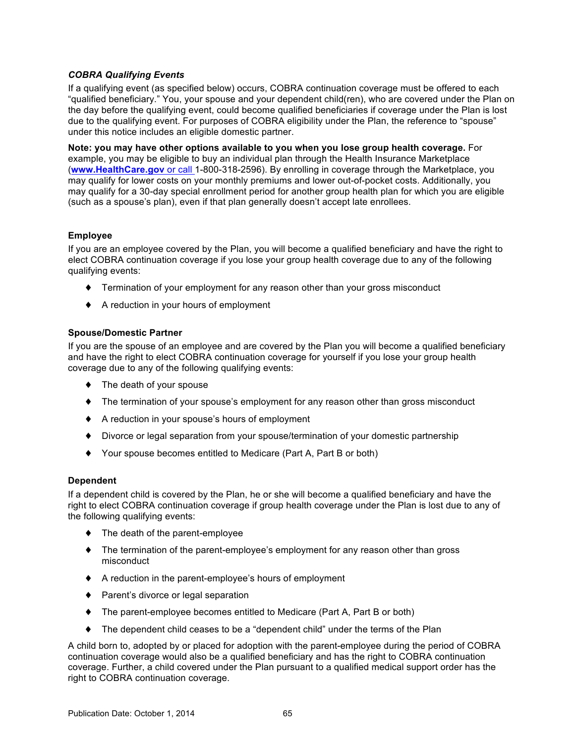### *COBRA Qualifying Events*

If a qualifying event (as specified below) occurs, COBRA continuation coverage must be offered to each "qualified beneficiary." You, your spouse and your dependent child(ren), who are covered under the Plan on the day before the qualifying event, could become qualified beneficiaries if coverage under the Plan is lost due to the qualifying event. For purposes of COBRA eligibility under the Plan, the reference to "spouse" under this notice includes an eligible domestic partner.

**Note: you may have other options available to you when you lose group health coverage.** For example, you may be eligible to buy an individual plan through the Health Insurance Marketplace (**www.HealthCare.gov** or call 1-800-318-2596). By enrolling in coverage through the Marketplace, you may qualify for lower costs on your monthly premiums and lower out-of-pocket costs. Additionally, you may qualify for a 30-day special enrollment period for another group health plan for which you are eligible (such as a spouse's plan), even if that plan generally doesn't accept late enrollees.

#### Employee

If you are an employee covered by the Plan, you will become a qualified beneficiary and have the right to elect COBRA continuation coverage if you lose your group health coverage due to any of the following qualifying events:

- Termination of your employment for any reason other than your gross misconduct
- A reduction in your hours of employment

#### Spouse/Domestic Partner

If you are the spouse of an employee and are covered by the Plan you will become a qualified beneficiary and have the right to elect COBRA continuation coverage for yourself if you lose your group health coverage due to any of the following qualifying events:

- The death of your spouse
- The termination of your spouse's employment for any reason other than gross misconduct
- A reduction in your spouse's hours of employment
- Divorce or legal separation from your spouse/termination of your domestic partnership
- Your spouse becomes entitled to Medicare (Part A, Part B or both)

#### Dependent

If a dependent child is covered by the Plan, he or she will become a qualified beneficiary and have the right to elect COBRA continuation coverage if group health coverage under the Plan is lost due to any of the following qualifying events:

- The death of the parent-employee
- The termination of the parent-employee's employment for any reason other than gross misconduct
- A reduction in the parent-employee's hours of employment
- Parent's divorce or legal separation
- The parent-employee becomes entitled to Medicare (Part A, Part B or both)
- The dependent child ceases to be a "dependent child" under the terms of the Plan

A child born to, adopted by or placed for adoption with the parent-employee during the period of COBRA continuation coverage would also be a qualified beneficiary and has the right to COBRA continuation coverage. Further, a child covered under the Plan pursuant to a qualified medical support order has the right to COBRA continuation coverage.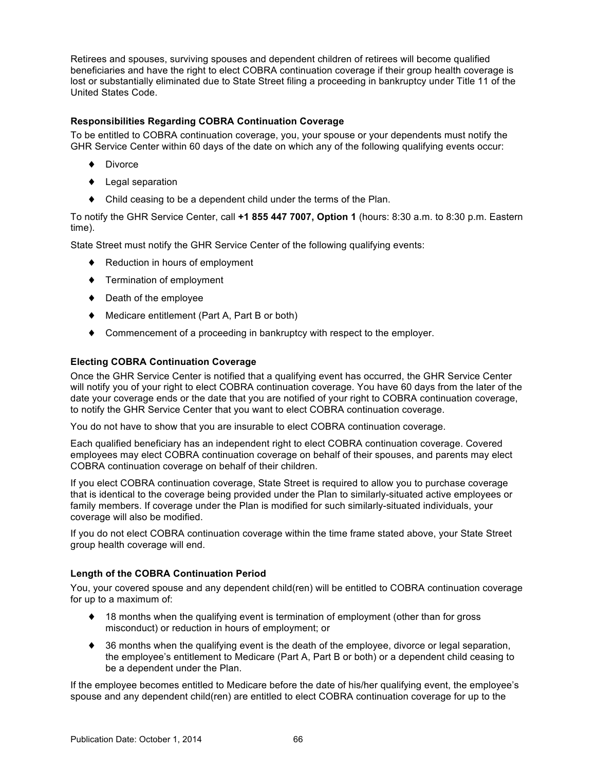Retirees and spouses, surviving spouses and dependent children of retirees will become qualified beneficiaries and have the right to elect COBRA continuation coverage if their group health coverage is lost or substantially eliminated due to State Street filing a proceeding in bankruptcy under Title 11 of the United States Code.

### Responsibilities Regarding COBRA Continuation Coverage

To be entitled to COBRA continuation coverage, you, your spouse or your dependents must notify the GHR Service Center within 60 days of the date on which any of the following qualifying events occur:

- Divorce
- Legal separation
- Child ceasing to be a dependent child under the terms of the Plan.

To notify the GHR Service Center, call **+1 855 447 7007, Option 1** (hours: 8:30 a.m. to 8:30 p.m. Eastern time).

State Street must notify the GHR Service Center of the following qualifying events:

- Reduction in hours of employment
- Termination of employment
- Death of the employee
- Medicare entitlement (Part A, Part B or both)
- Commencement of a proceeding in bankruptcy with respect to the employer.

### Electing COBRA Continuation Coverage

Once the GHR Service Center is notified that a qualifying event has occurred, the GHR Service Center will notify you of your right to elect COBRA continuation coverage. You have 60 days from the later of the date your coverage ends or the date that you are notified of your right to COBRA continuation coverage, to notify the GHR Service Center that you want to elect COBRA continuation coverage.

You do not have to show that you are insurable to elect COBRA continuation coverage.

Each qualified beneficiary has an independent right to elect COBRA continuation coverage. Covered employees may elect COBRA continuation coverage on behalf of their spouses, and parents may elect COBRA continuation coverage on behalf of their children.

If you elect COBRA continuation coverage, State Street is required to allow you to purchase coverage that is identical to the coverage being provided under the Plan to similarly-situated active employees or family members. If coverage under the Plan is modified for such similarly-situated individuals, your coverage will also be modified.

If you do not elect COBRA continuation coverage within the time frame stated above, your State Street group health coverage will end.

### Length of the COBRA Continuation Period

You, your covered spouse and any dependent child(ren) will be entitled to COBRA continuation coverage for up to a maximum of:

- 18 months when the qualifying event is termination of employment (other than for gross misconduct) or reduction in hours of employment; or
- 36 months when the qualifying event is the death of the employee, divorce or legal separation, the employee's entitlement to Medicare (Part A, Part B or both) or a dependent child ceasing to be a dependent under the Plan.

If the employee becomes entitled to Medicare before the date of his/her qualifying event, the employee's spouse and any dependent child(ren) are entitled to elect COBRA continuation coverage for up to the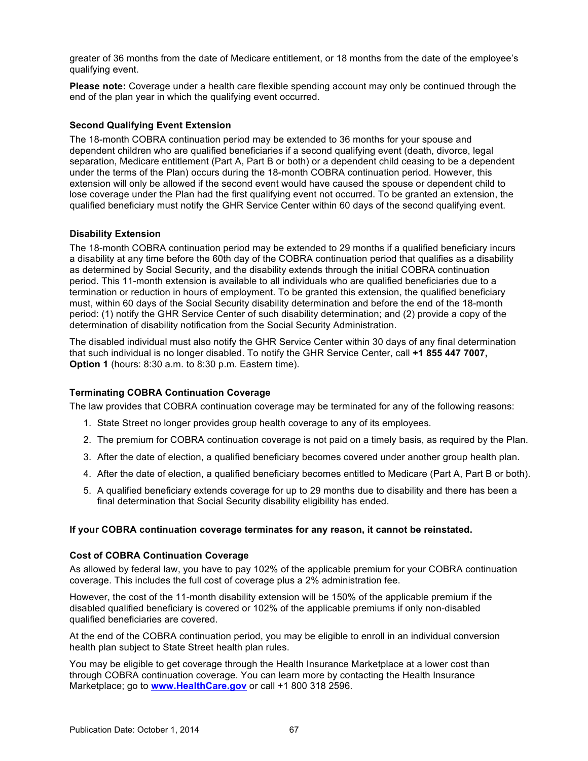greater of 36 months from the date of Medicare entitlement, or 18 months from the date of the employee's qualifying event.

**Please note:** Coverage under a health care flexible spending account may only be continued through the end of the plan year in which the qualifying event occurred.

### Second Qualifying Event Extension

The 18-month COBRA continuation period may be extended to 36 months for your spouse and dependent children who are qualified beneficiaries if a second qualifying event (death, divorce, legal separation, Medicare entitlement (Part A, Part B or both) or a dependent child ceasing to be a dependent under the terms of the Plan) occurs during the 18-month COBRA continuation period. However, this extension will only be allowed if the second event would have caused the spouse or dependent child to lose coverage under the Plan had the first qualifying event not occurred. To be granted an extension, the qualified beneficiary must notify the GHR Service Center within 60 days of the second qualifying event.

### Disability Extension

The 18-month COBRA continuation period may be extended to 29 months if a qualified beneficiary incurs a disability at any time before the 60th day of the COBRA continuation period that qualifies as a disability as determined by Social Security, and the disability extends through the initial COBRA continuation period. This 11-month extension is available to all individuals who are qualified beneficiaries due to a termination or reduction in hours of employment. To be granted this extension, the qualified beneficiary must, within 60 days of the Social Security disability determination and before the end of the 18-month period: (1) notify the GHR Service Center of such disability determination; and (2) provide a copy of the determination of disability notification from the Social Security Administration.

The disabled individual must also notify the GHR Service Center within 30 days of any final determination that such individual is no longer disabled. To notify the GHR Service Center, call **+1 855 447 7007, Option 1** (hours: 8:30 a.m. to 8:30 p.m. Eastern time).

### Terminating COBRA Continuation Coverage

The law provides that COBRA continuation coverage may be terminated for any of the following reasons:

1. State Street no longer provides group health coverage to any of its employees.
2. The premium for COBRA continuation coverage is not paid on a timely basis, as required by the Plan.
3. After the date of election, a qualified beneficiary becomes covered under another group health plan.
4. After the date of election, a qualified beneficiary becomes entitled to Medicare (Part A, Part B or both).
5. A qualified beneficiary extends coverage for up to 29 months due to disability and there has been a final determination that Social Security disability eligibility has ended.

**If your COBRA continuation coverage terminates for any reason, it cannot be reinstated.**

### Cost of COBRA Continuation Coverage

As allowed by federal law, you have to pay 102% of the applicable premium for your COBRA continuation coverage. This includes the full cost of coverage plus a 2% administration fee.

However, the cost of the 11-month disability extension will be 150% of the applicable premium if the disabled qualified beneficiary is covered or 102% of the applicable premiums if only non-disabled qualified beneficiaries are covered.

At the end of the COBRA continuation period, you may be eligible to enroll in an individual conversion health plan subject to State Street health plan rules.

You may be eligible to get coverage through the Health Insurance Marketplace at a lower cost than through COBRA continuation coverage. You can learn more by contacting the Health Insurance Marketplace; go to **www.HealthCare.gov** or call +1 800 318 2596.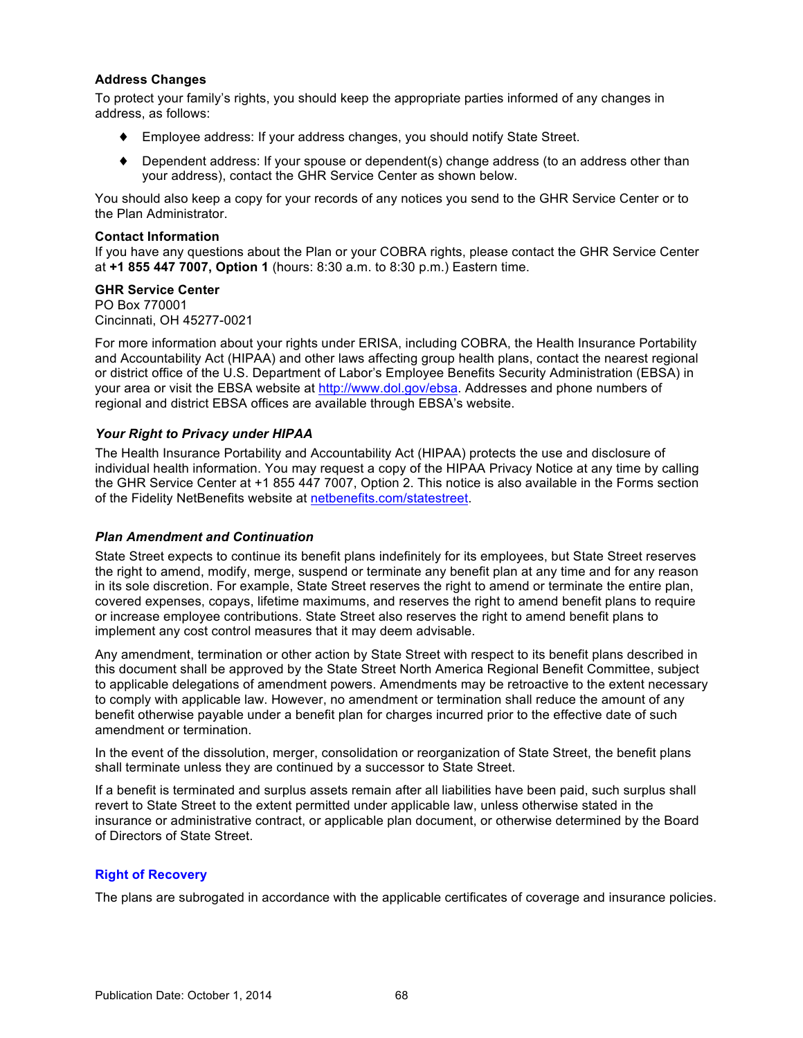**Address Changes**

To protect your family's rights, you should keep the appropriate parties informed of any changes in address, as follows:

- Employee address: If your address changes, you should notify State Street.
- Dependent address: If your spouse or dependent(s) change address (to an address other than your address), contact the GHR Service Center as shown below.

You should also keep a copy for your records of any notices you send to the GHR Service Center or to the Plan Administrator.

**Contact Information**

If you have any questions about the Plan or your COBRA rights, please contact the GHR Service Center at **+1 855 447 7007, Option 1** (hours: 8:30 a.m. to 8:30 p.m.) Eastern time.

**GHR Service Center**
PO Box 770001
Cincinnati, OH 45277-0021

For more information about your rights under ERISA, including COBRA, the Health Insurance Portability and Accountability Act (HIPAA) and other laws affecting group health plans, contact the nearest regional or district office of the U.S. Department of Labor's Employee Benefits Security Administration (EBSA) in your area or visit the EBSA website at http://www.dol.gov/ebsa. Addresses and phone numbers of regional and district EBSA offices are available through EBSA's website.

### *Your Right to Privacy under HIPAA*

The Health Insurance Portability and Accountability Act (HIPAA) protects the use and disclosure of individual health information. You may request a copy of the HIPAA Privacy Notice at any time by calling the GHR Service Center at +1 855 447 7007, Option 2. This notice is also available in the Forms section of the Fidelity NetBenefits website at netbenefits.com/statestreet.

### *Plan Amendment and Continuation*

State Street expects to continue its benefit plans indefinitely for its employees, but State Street reserves the right to amend, modify, merge, suspend or terminate any benefit plan at any time and for any reason in its sole discretion. For example, State Street reserves the right to amend or terminate the entire plan, covered expenses, copays, lifetime maximums, and reserves the right to amend benefit plans to require or increase employee contributions. State Street also reserves the right to amend benefit plans to implement any cost control measures that it may deem advisable.

Any amendment, termination or other action by State Street with respect to its benefit plans described in this document shall be approved by the State Street North America Regional Benefit Committee, subject to applicable delegations of amendment powers. Amendments may be retroactive to the extent necessary to comply with applicable law. However, no amendment or termination shall reduce the amount of any benefit otherwise payable under a benefit plan for charges incurred prior to the effective date of such amendment or termination.

In the event of the dissolution, merger, consolidation or reorganization of State Street, the benefit plans shall terminate unless they are continued by a successor to State Street.

If a benefit is terminated and surplus assets remain after all liabilities have been paid, such surplus shall revert to State Street to the extent permitted under applicable law, unless otherwise stated in the insurance or administrative contract, or applicable plan document, or otherwise determined by the Board of Directors of State Street.

## Right of Recovery

The plans are subrogated in accordance with the applicable certificates of coverage and insurance policies.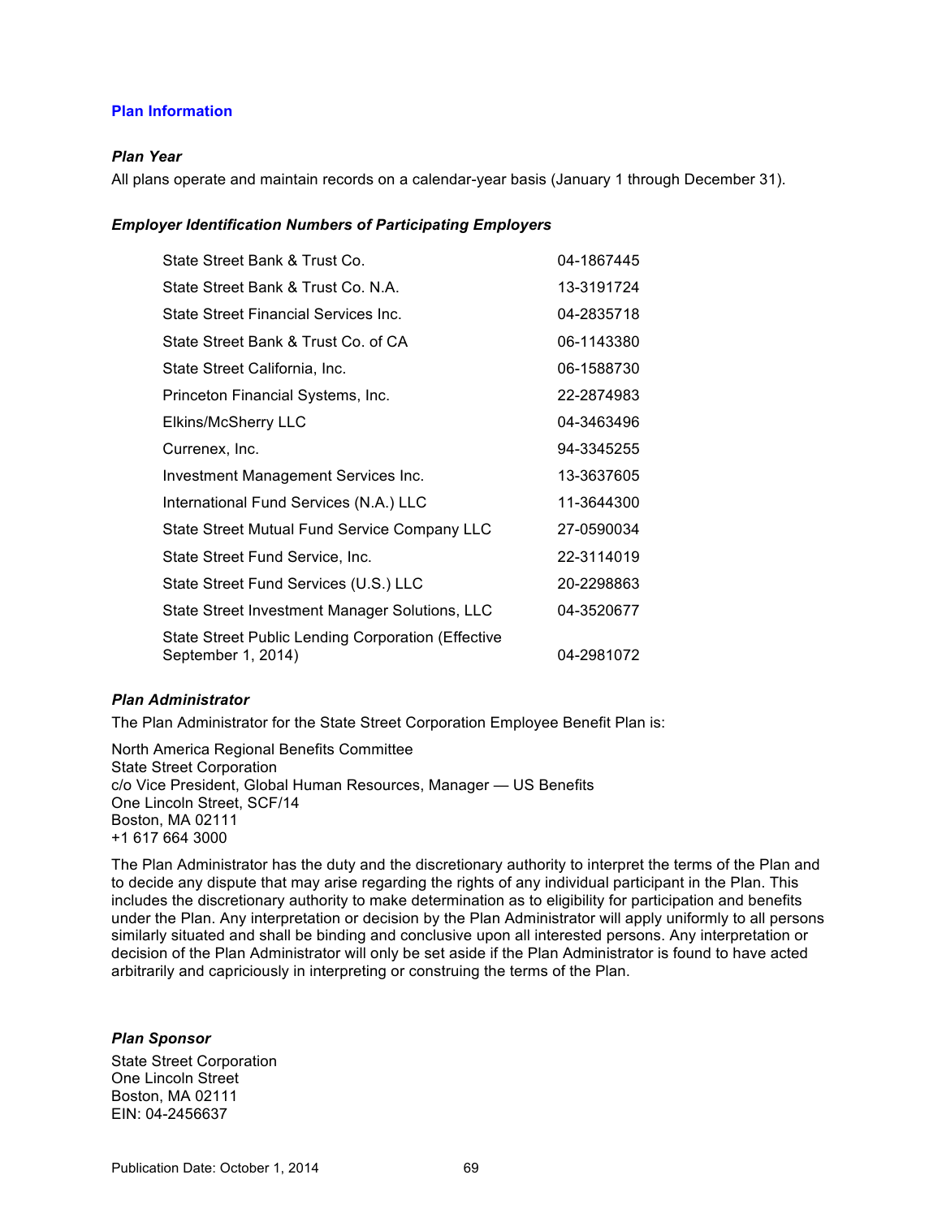## Plan Information

### *Plan Year*

All plans operate and maintain records on a calendar-year basis (January 1 through December 31).

### *Employer Identification Numbers of Participating Employers*

| | |
|---|---|
| State Street Bank & Trust Co. | 04-1867445 |
| State Street Bank & Trust Co. N.A. | 13-3191724 |
| State Street Financial Services Inc. | 04-2835718 |
| State Street Bank & Trust Co. of CA | 06-1143380 |
| State Street California, Inc. | 06-1588730 |
| Princeton Financial Systems, Inc. | 22-2874983 |
| Elkins/McSherry LLC | 04-3463496 |
| Currenex, Inc. | 94-3345255 |
| Investment Management Services Inc. | 13-3637605 |
| International Fund Services (N.A.) LLC | 11-3644300 |
| State Street Mutual Fund Service Company LLC | 27-0590034 |
| State Street Fund Service, Inc. | 22-3114019 |
| State Street Fund Services (U.S.) LLC | 20-2298863 |
| State Street Investment Manager Solutions, LLC | 04-3520677 |
| State Street Public Lending Corporation (Effective September 1, 2014) | 04-2981072 |

### *Plan Administrator*

The Plan Administrator for the State Street Corporation Employee Benefit Plan is:

North America Regional Benefits Committee
State Street Corporation
c/o Vice President, Global Human Resources, Manager — US Benefits
One Lincoln Street, SCF/14
Boston, MA 02111
+1 617 664 3000

The Plan Administrator has the duty and the discretionary authority to interpret the terms of the Plan and to decide any dispute that may arise regarding the rights of any individual participant in the Plan. This includes the discretionary authority to make determination as to eligibility for participation and benefits under the Plan. Any interpretation or decision by the Plan Administrator will apply uniformly to all persons similarly situated and shall be binding and conclusive upon all interested persons. Any interpretation or decision of the Plan Administrator will only be set aside if the Plan Administrator is found to have acted arbitrarily and capriciously in interpreting or construing the terms of the Plan.

### *Plan Sponsor*

State Street Corporation
One Lincoln Street
Boston, MA 02111
EIN: 04-2456637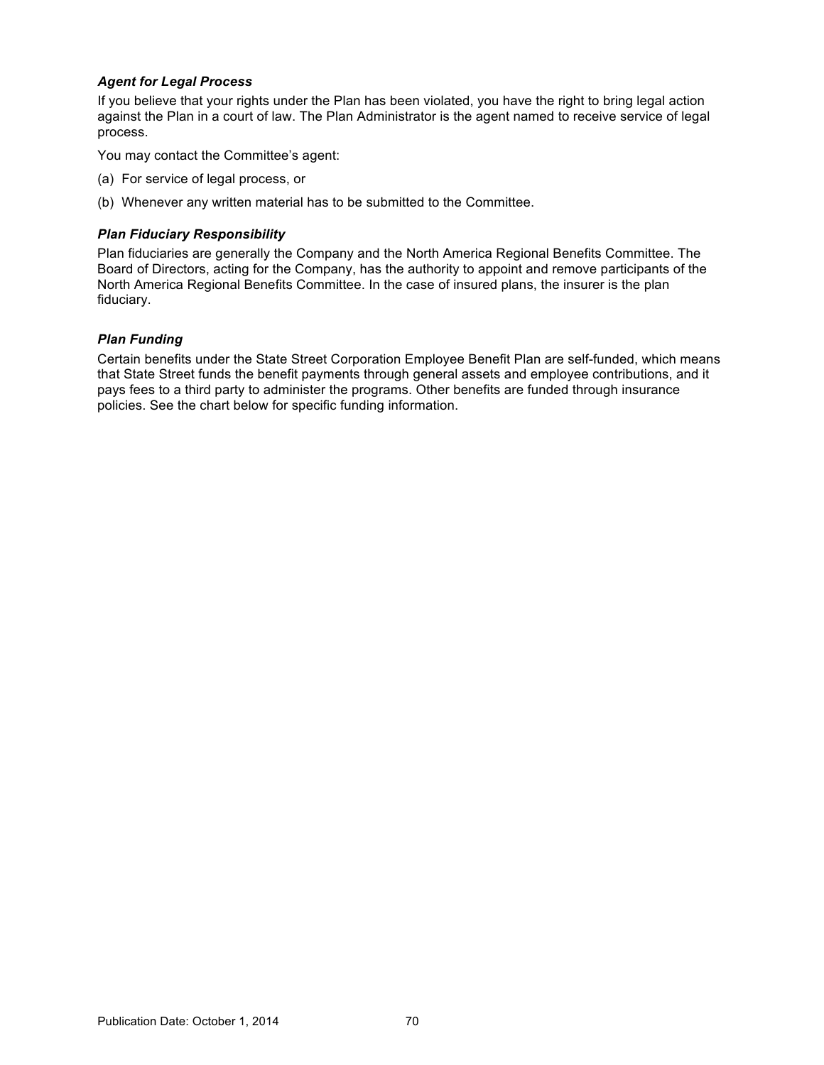### *Agent for Legal Process*

If you believe that your rights under the Plan has been violated, you have the right to bring legal action against the Plan in a court of law. The Plan Administrator is the agent named to receive service of legal process.

You may contact the Committee's agent:

(a) For service of legal process, or

(b) Whenever any written material has to be submitted to the Committee.

### *Plan Fiduciary Responsibility*

Plan fiduciaries are generally the Company and the North America Regional Benefits Committee. The Board of Directors, acting for the Company, has the authority to appoint and remove participants of the North America Regional Benefits Committee. In the case of insured plans, the insurer is the plan fiduciary.

### *Plan Funding*

Certain benefits under the State Street Corporation Employee Benefit Plan are self-funded, which means that State Street funds the benefit payments through general assets and employee contributions, and it pays fees to a third party to administer the programs. Other benefits are funded through insurance policies. See the chart below for specific funding information.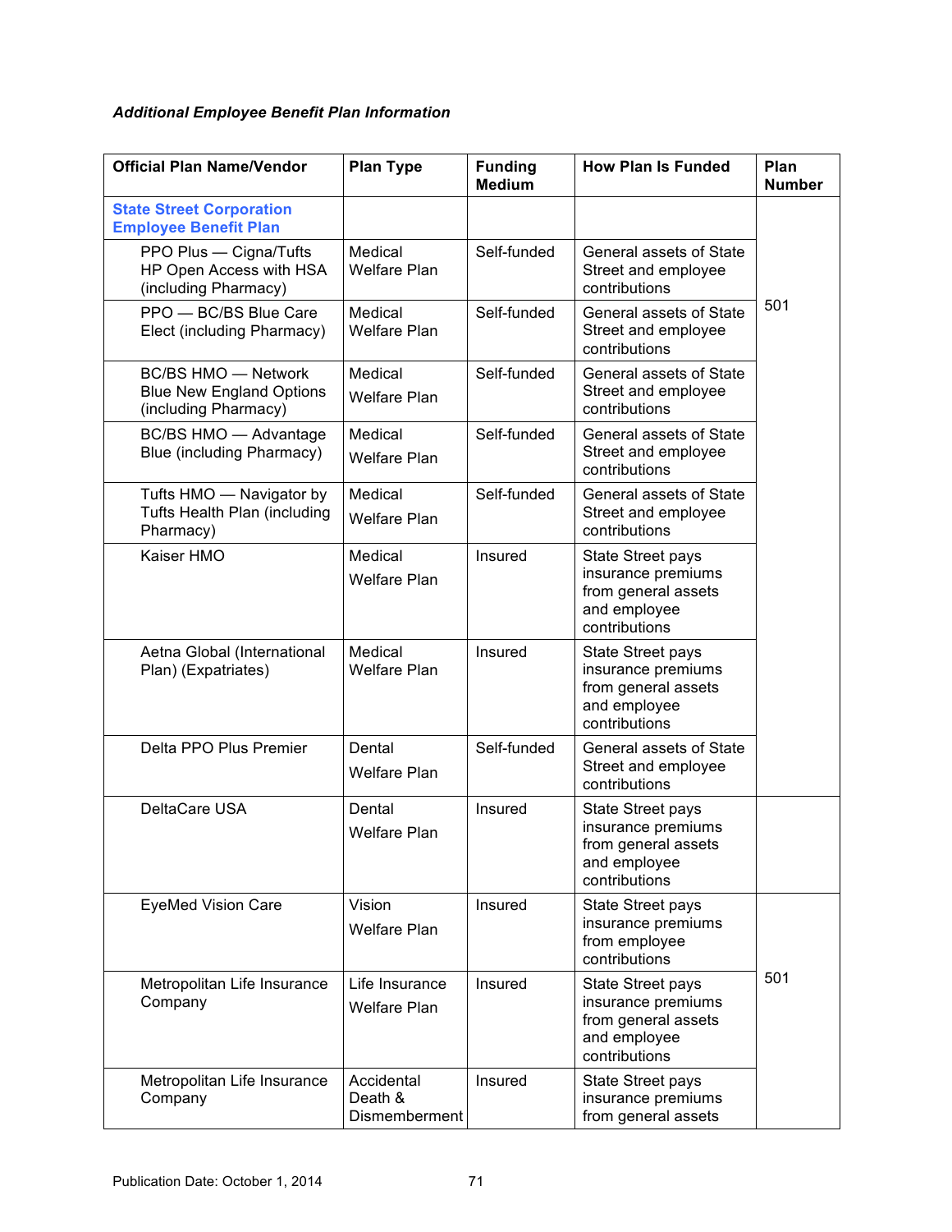***Additional Employee Benefit Plan Information***

| Official Plan Name/Vendor | Plan Type | Funding Medium | How Plan Is Funded | Plan Number |
|---|---|---|---|---|
| **State Street Corporation Employee Benefit Plan** | | | | 501 |
| PPO Plus — Cigna/Tufts HP Open Access with HSA (including Pharmacy) | Medical Welfare Plan | Self-funded | General assets of State Street and employee contributions | |
| PPO — BC/BS Blue Care Elect (including Pharmacy) | Medical Welfare Plan | Self-funded | General assets of State Street and employee contributions | |
| BC/BS HMO — Network Blue New England Options (including Pharmacy) | Medical Welfare Plan | Self-funded | General assets of State Street and employee contributions | |
| BC/BS HMO — Advantage Blue (including Pharmacy) | Medical Welfare Plan | Self-funded | General assets of State Street and employee contributions | |
| Tufts HMO — Navigator by Tufts Health Plan (including Pharmacy) | Medical Welfare Plan | Self-funded | General assets of State Street and employee contributions | |
| Kaiser HMO | Medical Welfare Plan | Insured | State Street pays insurance premiums from general assets and employee contributions | |
| Aetna Global (International Plan) (Expatriates) | Medical Welfare Plan | Insured | State Street pays insurance premiums from general assets and employee contributions | |
| Delta PPO Plus Premier | Dental Welfare Plan | Self-funded | General assets of State Street and employee contributions | |
| DeltaCare USA | Dental Welfare Plan | Insured | State Street pays insurance premiums from general assets and employee contributions | |
| EyeMed Vision Care | Vision Welfare Plan | Insured | State Street pays insurance premiums from employee contributions | 501 |
| Metropolitan Life Insurance Company | Life Insurance Welfare Plan | Insured | State Street pays insurance premiums from general assets and employee contributions | |
| Metropolitan Life Insurance Company | Accidental Death & Dismemberment | Insured | State Street pays insurance premiums from general assets | |

Publication Date: October 1, 2014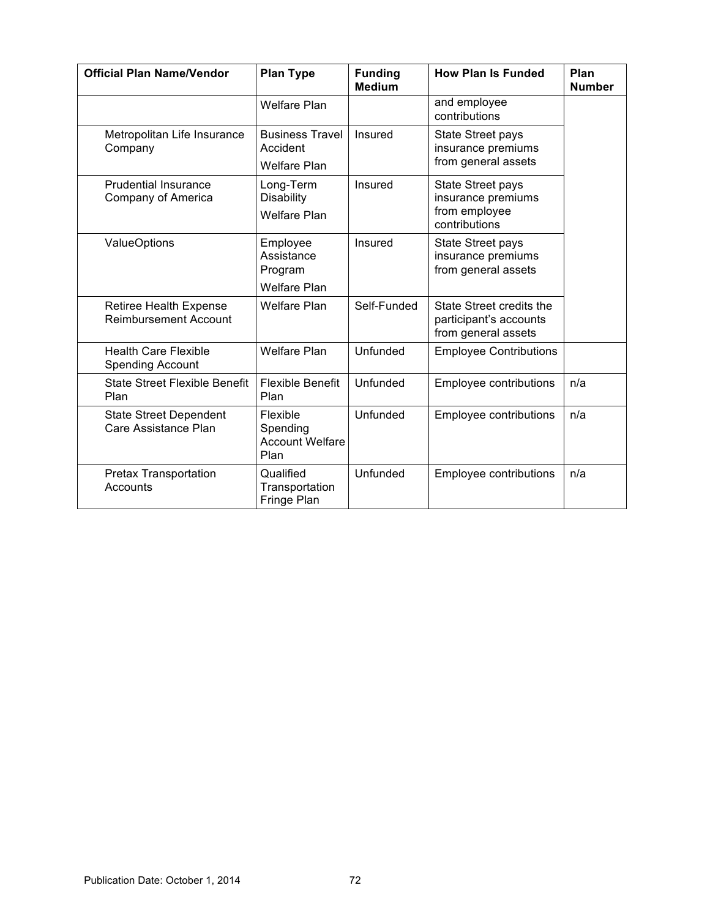| Official Plan Name/Vendor | Plan Type | Funding Medium | How Plan Is Funded | Plan Number |
|---|---|---|---|---|
| | Welfare Plan | | and employee contributions | |
| Metropolitan Life Insurance Company | Business Travel Accident Welfare Plan | Insured | State Street pays insurance premiums from general assets | |
| Prudential Insurance Company of America | Long-Term Disability Welfare Plan | Insured | State Street pays insurance premiums from employee contributions | |
| ValueOptions | Employee Assistance Program Welfare Plan | Insured | State Street pays insurance premiums from general assets | |
| Retiree Health Expense Reimbursement Account | Welfare Plan | Self-Funded | State Street credits the participant's accounts from general assets | |
| Health Care Flexible Spending Account | Welfare Plan | Unfunded | Employee Contributions | |
| State Street Flexible Benefit Plan | Flexible Benefit Plan | Unfunded | Employee contributions | n/a |
| State Street Dependent Care Assistance Plan | Flexible Spending Account Welfare Plan | Unfunded | Employee contributions | n/a |
| Pretax Transportation Accounts | Qualified Transportation Fringe Plan | Unfunded | Employee contributions | n/a |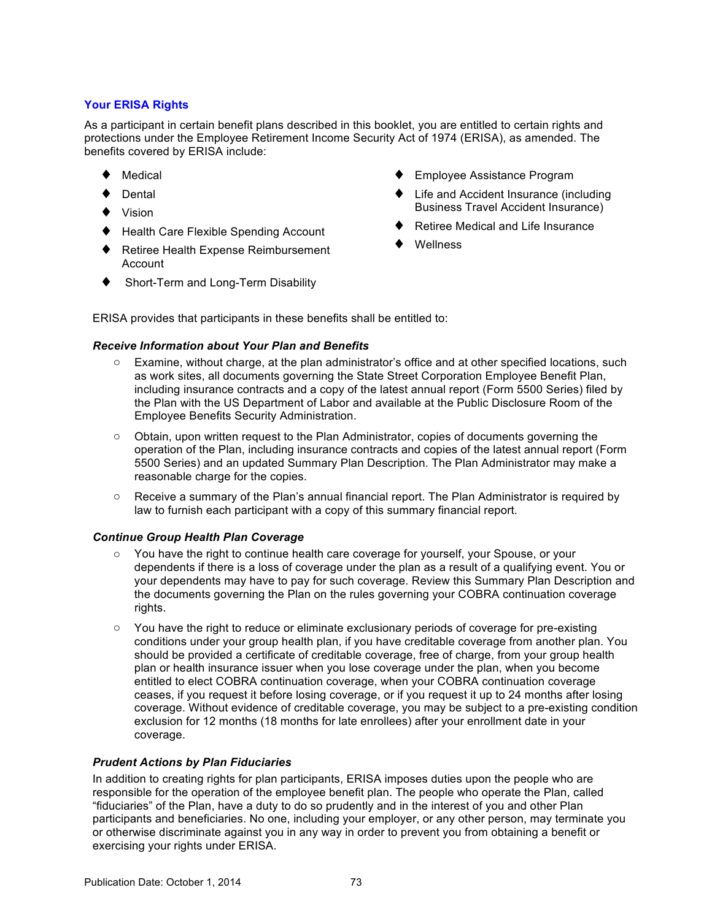## Your ERISA Rights

As a participant in certain benefit plans described in this booklet, you are entitled to certain rights and protections under the Employee Retirement Income Security Act of 1974 (ERISA), as amended. The benefits covered by ERISA include:

- Medical
- Dental
- Vision
- Health Care Flexible Spending Account
- Retiree Health Expense Reimbursement Account
- Short-Term and Long-Term Disability
- Employee Assistance Program
- Life and Accident Insurance (including Business Travel Accident Insurance)
- Retiree Medical and Life Insurance
- Wellness

ERISA provides that participants in these benefits shall be entitled to:

***Receive Information about Your Plan and Benefits***

- Examine, without charge, at the plan administrator's office and at other specified locations, such as work sites, all documents governing the State Street Corporation Employee Benefit Plan, including insurance contracts and a copy of the latest annual report (Form 5500 Series) filed by the Plan with the US Department of Labor and available at the Public Disclosure Room of the Employee Benefits Security Administration.
- Obtain, upon written request to the Plan Administrator, copies of documents governing the operation of the Plan, including insurance contracts and copies of the latest annual report (Form 5500 Series) and an updated Summary Plan Description. The Plan Administrator may make a reasonable charge for the copies.
- Receive a summary of the Plan's annual financial report. The Plan Administrator is required by law to furnish each participant with a copy of this summary financial report.

***Continue Group Health Plan Coverage***

- You have the right to continue health care coverage for yourself, your Spouse, or your dependents if there is a loss of coverage under the plan as a result of a qualifying event. You or your dependents may have to pay for such coverage. Review this Summary Plan Description and the documents governing the Plan on the rules governing your COBRA continuation coverage rights.
- You have the right to reduce or eliminate exclusionary periods of coverage for pre-existing conditions under your group health plan, if you have creditable coverage from another plan. You should be provided a certificate of creditable coverage, free of charge, from your group health plan or health insurance issuer when you lose coverage under the plan, when you become entitled to elect COBRA continuation coverage, when your COBRA continuation coverage ceases, if you request it before losing coverage, or if you request it up to 24 months after losing coverage. Without evidence of creditable coverage, you may be subject to a pre-existing condition exclusion for 12 months (18 months for late enrollees) after your enrollment date in your coverage.

***Prudent Actions by Plan Fiduciaries***

In addition to creating rights for plan participants, ERISA imposes duties upon the people who are responsible for the operation of the employee benefit plan. The people who operate the Plan, called "fiduciaries" of the Plan, have a duty to do so prudently and in the interest of you and other Plan participants and beneficiaries. No one, including your employer, or any other person, may terminate you or otherwise discriminate against you in any way in order to prevent you from obtaining a benefit or exercising your rights under ERISA.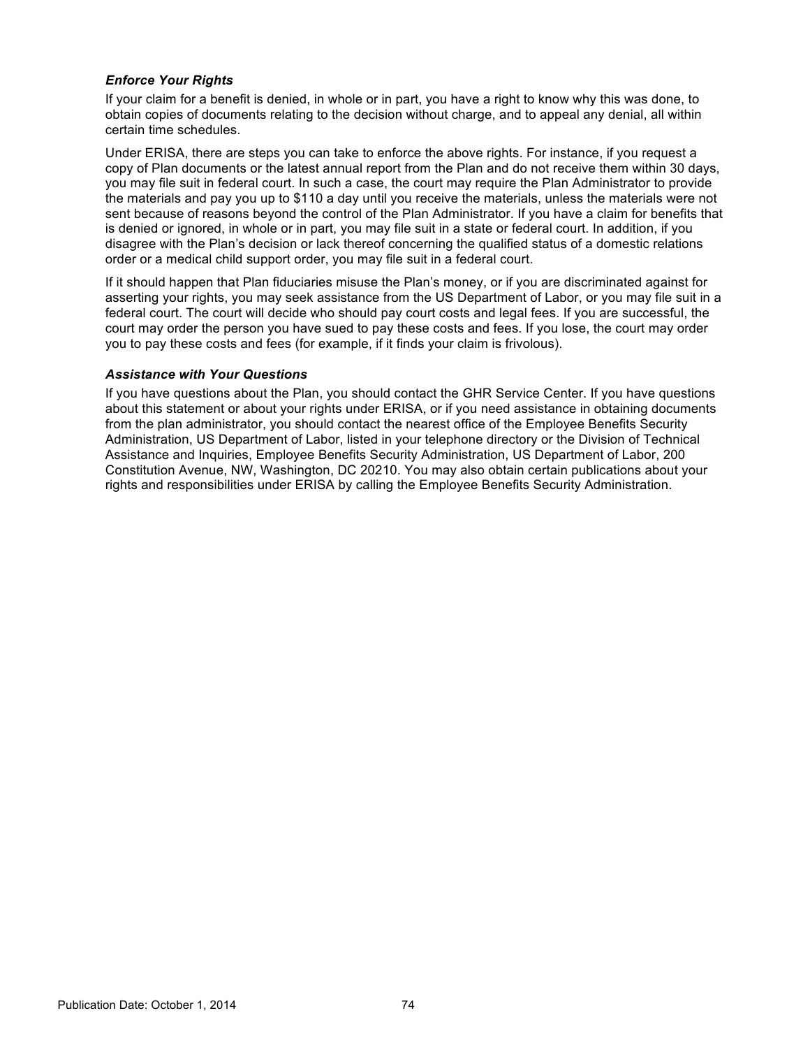***Enforce Your Rights***

If your claim for a benefit is denied, in whole or in part, you have a right to know why this was done, to obtain copies of documents relating to the decision without charge, and to appeal any denial, all within certain time schedules.

Under ERISA, there are steps you can take to enforce the above rights. For instance, if you request a copy of Plan documents or the latest annual report from the Plan and do not receive them within 30 days, you may file suit in federal court. In such a case, the court may require the Plan Administrator to provide the materials and pay you up to $110 a day until you receive the materials, unless the materials were not sent because of reasons beyond the control of the Plan Administrator. If you have a claim for benefits that is denied or ignored, in whole or in part, you may file suit in a state or federal court. In addition, if you disagree with the Plan's decision or lack thereof concerning the qualified status of a domestic relations order or a medical child support order, you may file suit in a federal court.

If it should happen that Plan fiduciaries misuse the Plan's money, or if you are discriminated against for asserting your rights, you may seek assistance from the US Department of Labor, or you may file suit in a federal court. The court will decide who should pay court costs and legal fees. If you are successful, the court may order the person you have sued to pay these costs and fees. If you lose, the court may order you to pay these costs and fees (for example, if it finds your claim is frivolous).

***Assistance with Your Questions***

If you have questions about the Plan, you should contact the GHR Service Center. If you have questions about this statement or about your rights under ERISA, or if you need assistance in obtaining documents from the plan administrator, you should contact the nearest office of the Employee Benefits Security Administration, US Department of Labor, listed in your telephone directory or the Division of Technical Assistance and Inquiries, Employee Benefits Security Administration, US Department of Labor, 200 Constitution Avenue, NW, Washington, DC 20210. You may also obtain certain publications about your rights and responsibilities under ERISA by calling the Employee Benefits Security Administration.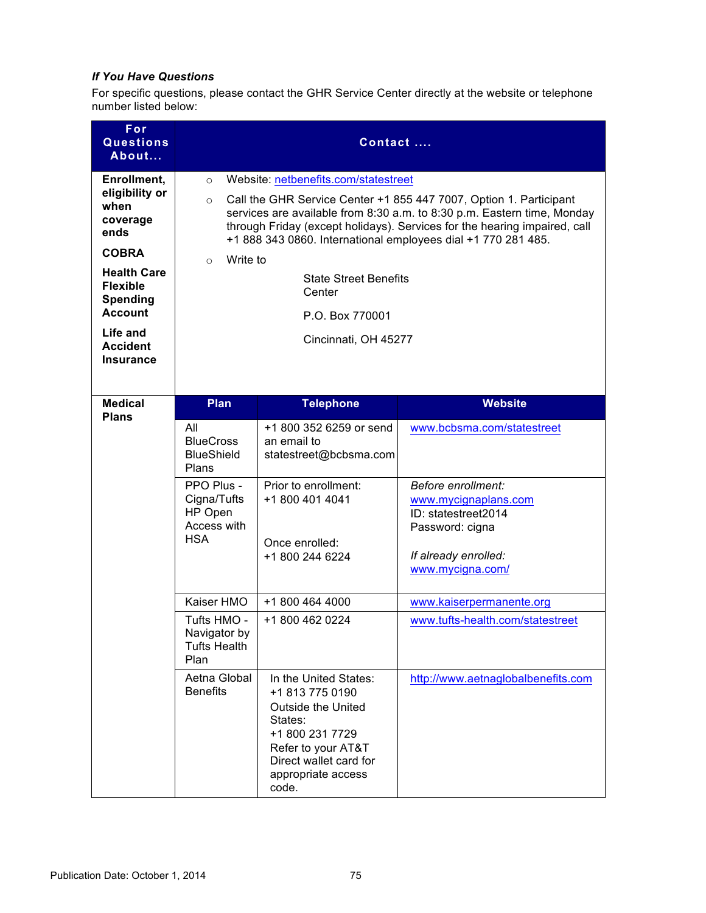***If You Have Questions***

For specific questions, please contact the GHR Service Center directly at the website or telephone number listed below:

| For Questions About… | Contact …. | | |
|---|---|---|---|
| **Enrollment, eligibility or when coverage ends**<br><br>**COBRA**<br><br>**Health Care Flexible Spending Account**<br><br>**Life and Accident Insurance** | ○ Website: [netbenefits.com/statestreet](netbenefits.com/statestreet)<br><br>○ Call the GHR Service Center +1 855 447 7007, Option 1. Participant services are available from 8:30 a.m. to 8:30 p.m. Eastern time, Monday through Friday (except holidays). Services for the hearing impaired, call +1 888 343 0860. International employees dial +1 770 281 485.<br><br>○ Write to<br><br>State Street Benefits Center<br><br>P.O. Box 770001<br><br>Cincinnati, OH 45277 | | |
| **Medical Plans** | **Plan** | **Telephone** | **Website** |
| | All BlueCross BlueShield Plans | +1 800 352 6259 or send an email to statestreet@bcbsma.com | [www.bcbsma.com/statestreet](www.bcbsma.com/statestreet) |
| | PPO Plus - Cigna/Tufts HP Open Access with HSA | Prior to enrollment:<br>+1 800 401 4041<br><br>Once enrolled:<br>+1 800 244 6224 | *Before enrollment:*<br>[www.mycignaplans.com](www.mycignaplans.com)<br>ID: statestreet2014<br>Password: cigna<br><br>*If already enrolled:*<br>[www.mycigna.com/](www.mycigna.com/) |
| | Kaiser HMO | +1 800 464 4000 | [www.kaiserpermanente.org](www.kaiserpermanente.org) |
| | Tufts HMO - Navigator by Tufts Health Plan | +1 800 462 0224 | [www.tufts-health.com/statestreet](www.tufts-health.com/statestreet) |
| | Aetna Global Benefits | In the United States:<br>+1 813 775 0190<br>Outside the United States:<br>+1 800 231 7729<br>Refer to your AT&T Direct wallet card for appropriate access code. | [http://www.aetnaglobalbenefits.com](http://www.aetnaglobalbenefits.com) |

Publication Date: October 1, 2014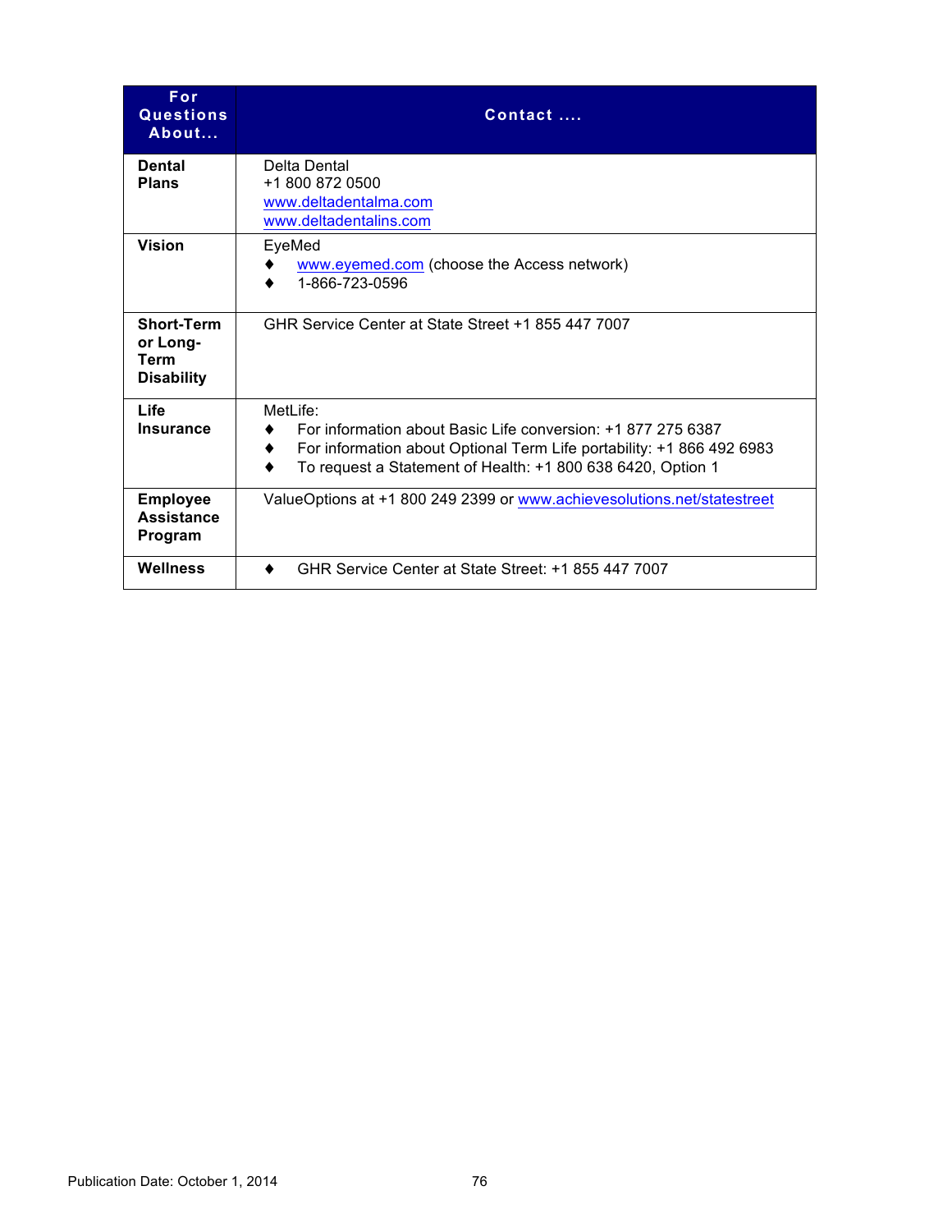| For Questions About... | Contact .... |
|---|---|
| **Dental Plans** | Delta Dental<br>+1 800 872 0500<br>www.deltadentalma.com<br>www.deltadentalins.com |
| **Vision** | EyeMed<br>♦ www.eyemed.com (choose the Access network)<br>♦ 1-866-723-0596 |
| **Short-Term or Long-Term Disability** | GHR Service Center at State Street +1 855 447 7007 |
| **Life Insurance** | MetLife:<br>♦ For information about Basic Life conversion: +1 877 275 6387<br>♦ For information about Optional Term Life portability: +1 866 492 6983<br>♦ To request a Statement of Health: +1 800 638 6420, Option 1 |
| **Employee Assistance Program** | ValueOptions at +1 800 249 2399 or www.achievesolutions.net/statestreet |
| **Wellness** | ♦ GHR Service Center at State Street: +1 855 447 7007 |

Publication Date: October 1, 2014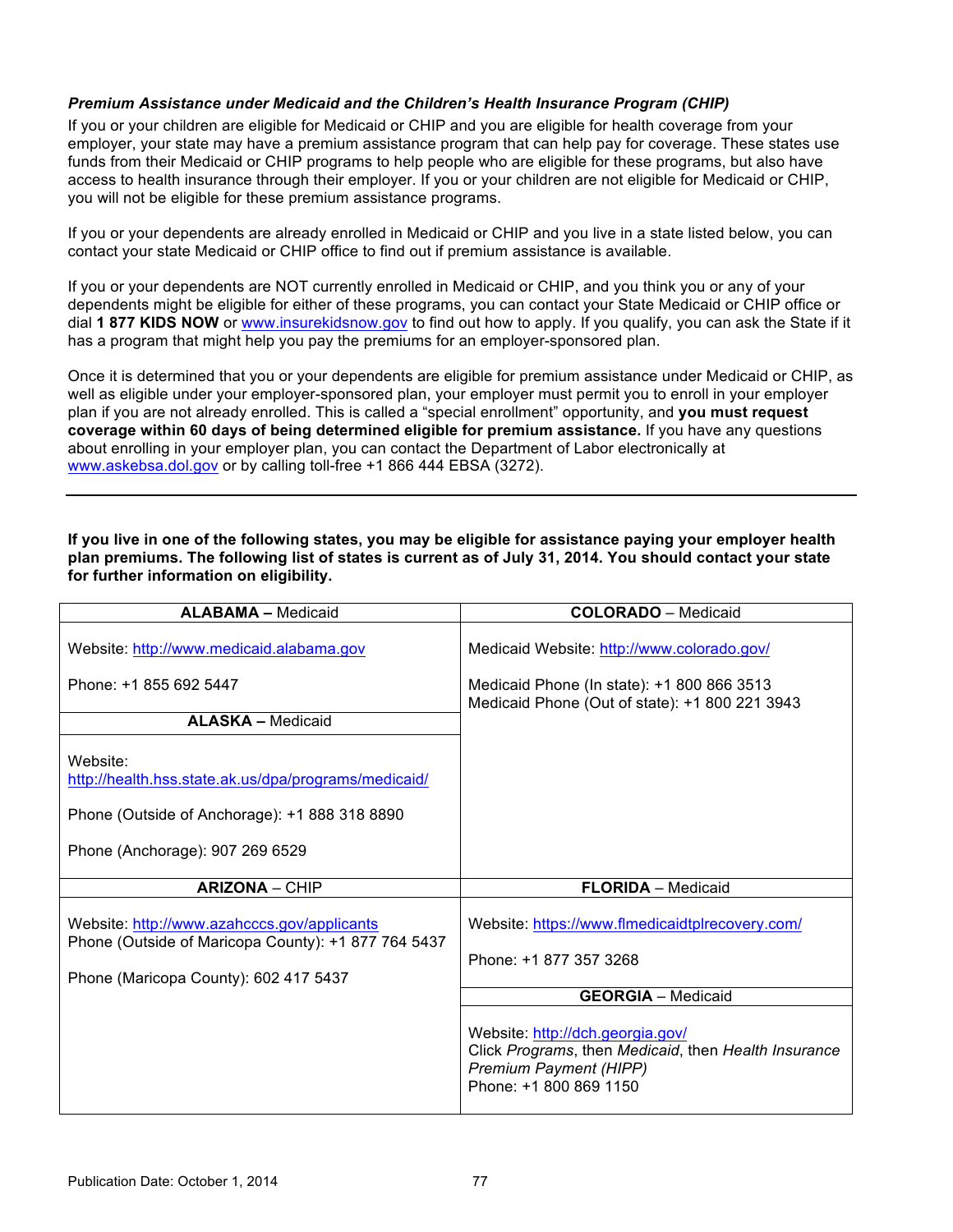***Premium Assistance under Medicaid and the Children's Health Insurance Program (CHIP)***

If you or your children are eligible for Medicaid or CHIP and you are eligible for health coverage from your employer, your state may have a premium assistance program that can help pay for coverage. These states use funds from their Medicaid or CHIP programs to help people who are eligible for these programs, but also have access to health insurance through their employer. If you or your children are not eligible for Medicaid or CHIP, you will not be eligible for these premium assistance programs.

If you or your dependents are already enrolled in Medicaid or CHIP and you live in a state listed below, you can contact your state Medicaid or CHIP office to find out if premium assistance is available.

If you or your dependents are NOT currently enrolled in Medicaid or CHIP, and you think you or any of your dependents might be eligible for either of these programs, you can contact your State Medicaid or CHIP office or dial **1 877 KIDS NOW** or www.insurekidsnow.gov to find out how to apply. If you qualify, you can ask the State if it has a program that might help you pay the premiums for an employer-sponsored plan.

Once it is determined that you or your dependents are eligible for premium assistance under Medicaid or CHIP, as well as eligible under your employer-sponsored plan, your employer must permit you to enroll in your employer plan if you are not already enrolled. This is called a "special enrollment" opportunity, and **you must request coverage within 60 days of being determined eligible for premium assistance.** If you have any questions about enrolling in your employer plan, you can contact the Department of Labor electronically at www.askebsa.dol.gov or by calling toll-free +1 866 444 EBSA (3272).

---

**If you live in one of the following states, you may be eligible for assistance paying your employer health plan premiums. The following list of states is current as of July 31, 2014. You should contact your state for further information on eligibility.**

| **ALABAMA –** Medicaid | **COLORADO** – Medicaid |
|---|---|
| Website: http://www.medicaid.alabama.gov<br><br>Phone: +1 855 692 5447 | Medicaid Website: http://www.colorado.gov/<br><br>Medicaid Phone (In state): +1 800 866 3513<br>Medicaid Phone (Out of state): +1 800 221 3943 |
| **ALASKA –** Medicaid | |
| Website:<br>http://health.hss.state.ak.us/dpa/programs/medicaid/<br><br>Phone (Outside of Anchorage): +1 888 318 8890<br><br>Phone (Anchorage): 907 269 6529 | |
| **ARIZONA** – CHIP | **FLORIDA** – Medicaid |
| Website: http://www.azahcccs.gov/applicants<br>Phone (Outside of Maricopa County): +1 877 764 5437<br><br>Phone (Maricopa County): 602 417 5437 | Website: https://www.flmedicaidtplrecovery.com/<br><br>Phone: +1 877 357 3268 |
| | **GEORGIA** – Medicaid |
| | Website: http://dch.georgia.gov/<br>Click *Programs*, then *Medicaid*, then *Health Insurance Premium Payment (HIPP)*<br>Phone: +1 800 869 1150 |

Publication Date: October 1, 2014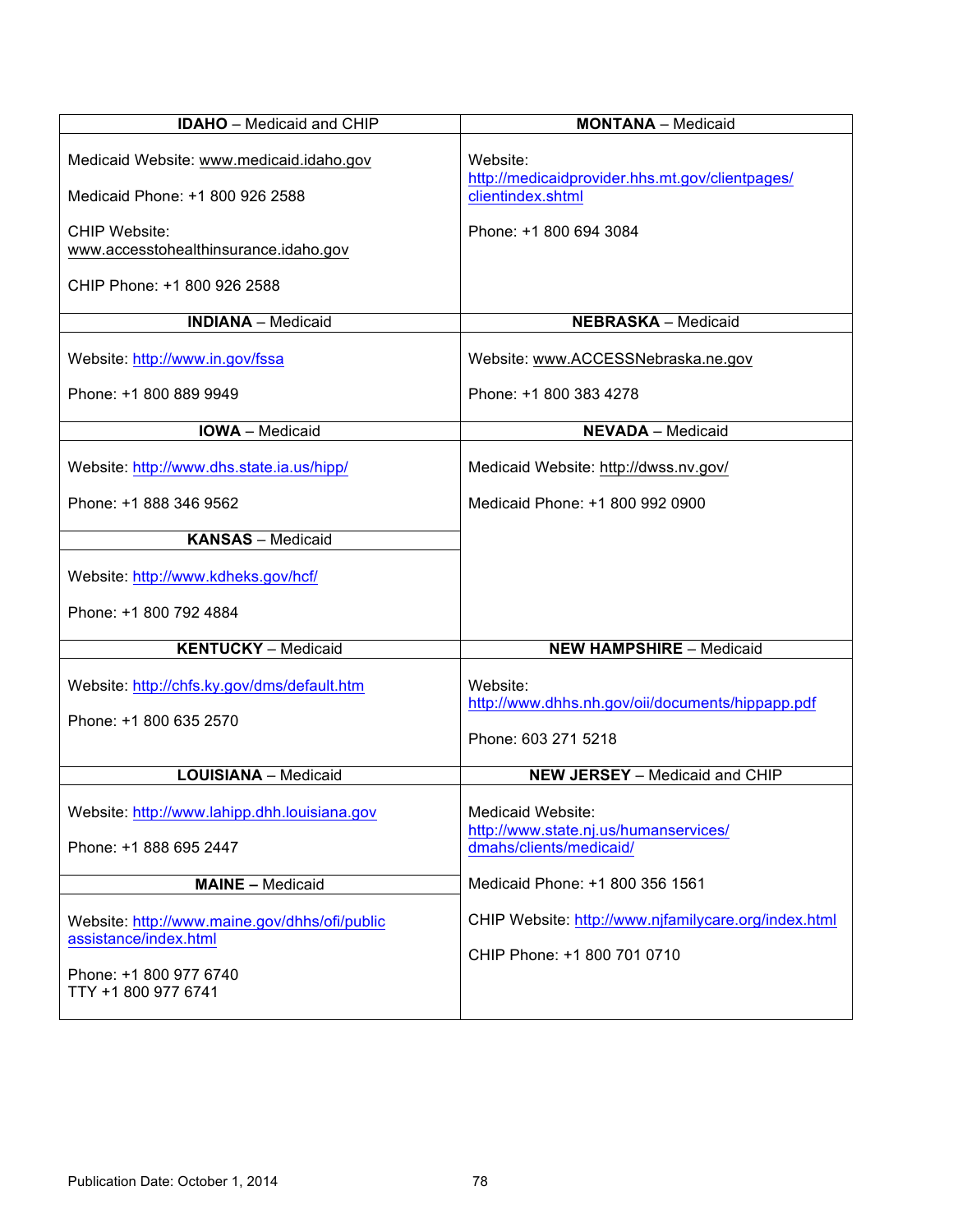| **IDAHO** – Medicaid and CHIP | **MONTANA** – Medicaid |
|---|---|
| Medicaid Website: www.medicaid.idaho.gov<br><br>Medicaid Phone: +1 800 926 2588<br><br>CHIP Website: www.accesstohealthinsurance.idaho.gov<br><br>CHIP Phone: +1 800 926 2588 | Website: http://medicaidprovider.hhs.mt.gov/clientpages/clientindex.shtml<br><br>Phone: +1 800 694 3084 |
| **INDIANA** – Medicaid | **NEBRASKA** – Medicaid |
| Website: http://www.in.gov/fssa<br><br>Phone: +1 800 889 9949 | Website: www.ACCESSNebraska.ne.gov<br><br>Phone: +1 800 383 4278 |
| **IOWA** – Medicaid | **NEVADA** – Medicaid |
| Website: http://www.dhs.state.ia.us/hipp/<br><br>Phone: +1 888 346 9562 | Medicaid Website: http://dwss.nv.gov/<br><br>Medicaid Phone: +1 800 992 0900 |
| **KANSAS** – Medicaid | |
| Website: http://www.kdheks.gov/hcf/<br><br>Phone: +1 800 792 4884 | |
| **KENTUCKY** – Medicaid | **NEW HAMPSHIRE** – Medicaid |
| Website: http://chfs.ky.gov/dms/default.htm<br><br>Phone: +1 800 635 2570 | Website: http://www.dhhs.nh.gov/oii/documents/hippapp.pdf<br><br>Phone: 603 271 5218 |
| **LOUISIANA** – Medicaid | **NEW JERSEY** – Medicaid and CHIP |
| Website: http://www.lahipp.dhh.louisiana.gov<br><br>Phone: +1 888 695 2447 | Medicaid Website: http://www.state.nj.us/humanservices/dmahs/clients/medicaid/<br><br>Medicaid Phone: +1 800 356 1561<br><br>CHIP Website: http://www.njfamilycare.org/index.html<br><br>CHIP Phone: +1 800 701 0710 |
| **MAINE –** Medicaid | |
| Website: http://www.maine.gov/dhhs/ofi/public assistance/index.html<br><br>Phone: +1 800 977 6740<br>TTY +1 800 977 6741 | |

Publication Date: October 1, 2014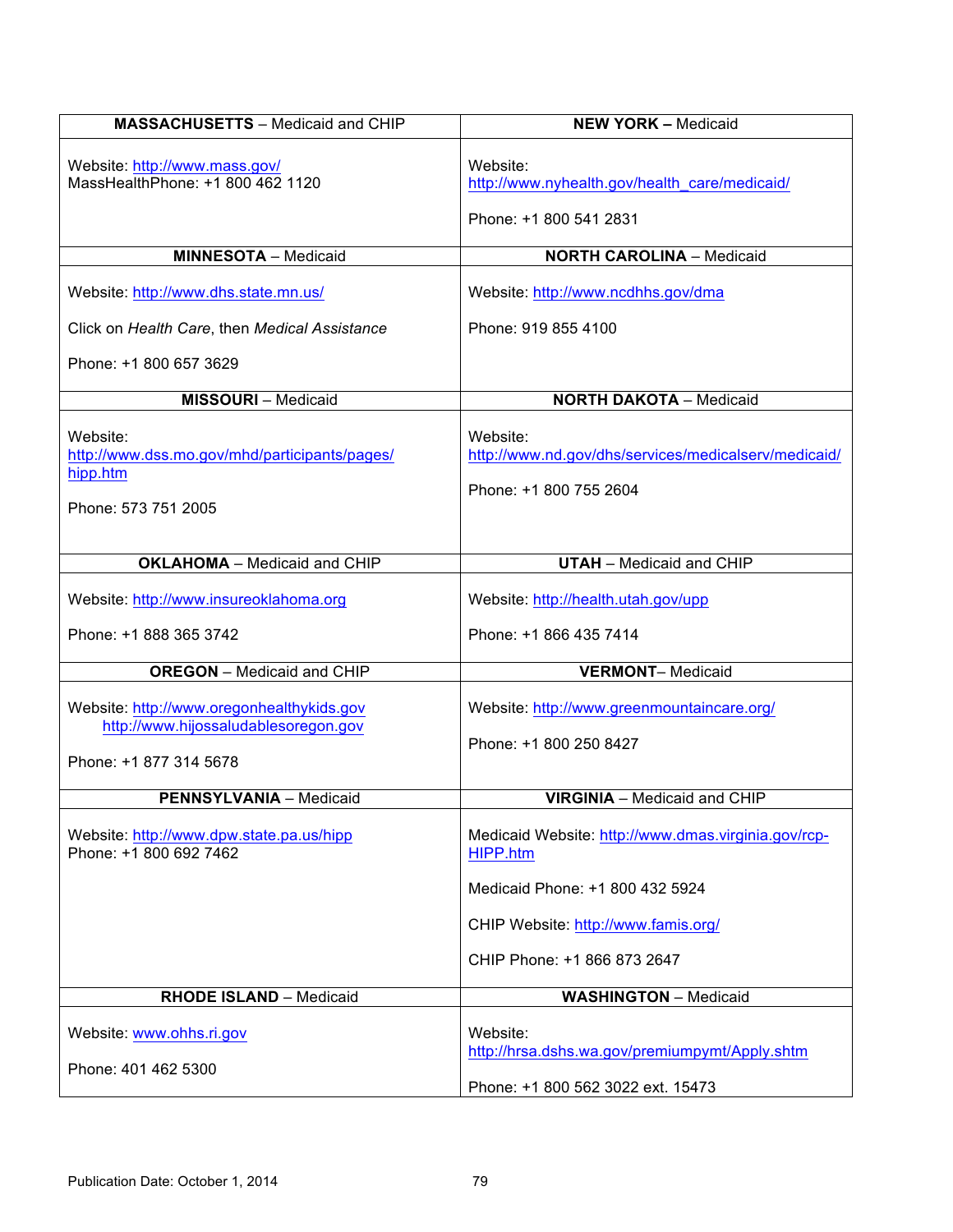| **MASSACHUSETTS** – Medicaid and CHIP | **NEW YORK –** Medicaid |
|---|---|
| Website: http://www.mass.gov/<br>MassHealthPhone: +1 800 462 1120 | Website:<br>http://www.nyhealth.gov/health_care/medicaid/<br><br>Phone: +1 800 541 2831 |
| **MINNESOTA** – Medicaid | **NORTH CAROLINA** – Medicaid |
| Website: http://www.dhs.state.mn.us/<br><br>Click on *Health Care*, then *Medical Assistance*<br><br>Phone: +1 800 657 3629 | Website: http://www.ncdhhs.gov/dma<br><br>Phone: 919 855 4100 |
| **MISSOURI** – Medicaid | **NORTH DAKOTA** – Medicaid |
| Website:<br>http://www.dss.mo.gov/mhd/participants/pages/hipp.htm<br><br>Phone: 573 751 2005 | Website:<br>http://www.nd.gov/dhs/services/medicalserv/medicaid/<br><br>Phone: +1 800 755 2604 |
| **OKLAHOMA** – Medicaid and CHIP | **UTAH** – Medicaid and CHIP |
| Website: http://www.insureoklahoma.org<br><br>Phone: +1 888 365 3742 | Website: http://health.utah.gov/upp<br><br>Phone: +1 866 435 7414 |
| **OREGON** – Medicaid and CHIP | **VERMONT**– Medicaid |
| Website: http://www.oregonhealthykids.gov<br>http://www.hijossaludablesoregon.gov<br><br>Phone: +1 877 314 5678 | Website: http://www.greenmountaincare.org/<br><br>Phone: +1 800 250 8427 |
| **PENNSYLVANIA** – Medicaid | **VIRGINIA** – Medicaid and CHIP |
| Website: http://www.dpw.state.pa.us/hipp<br>Phone: +1 800 692 7462 | Medicaid Website: http://www.dmas.virginia.gov/rcp-HIPP.htm<br><br>Medicaid Phone: +1 800 432 5924<br><br>CHIP Website: http://www.famis.org/<br><br>CHIP Phone: +1 866 873 2647 |
| **RHODE ISLAND** – Medicaid | **WASHINGTON** – Medicaid |
| Website: www.ohhs.ri.gov<br><br>Phone: 401 462 5300 | Website:<br>http://hrsa.dshs.wa.gov/premiumpymt/Apply.shtm<br><br>Phone: +1 800 562 3022 ext. 15473 |

Publication Date: October 1, 2014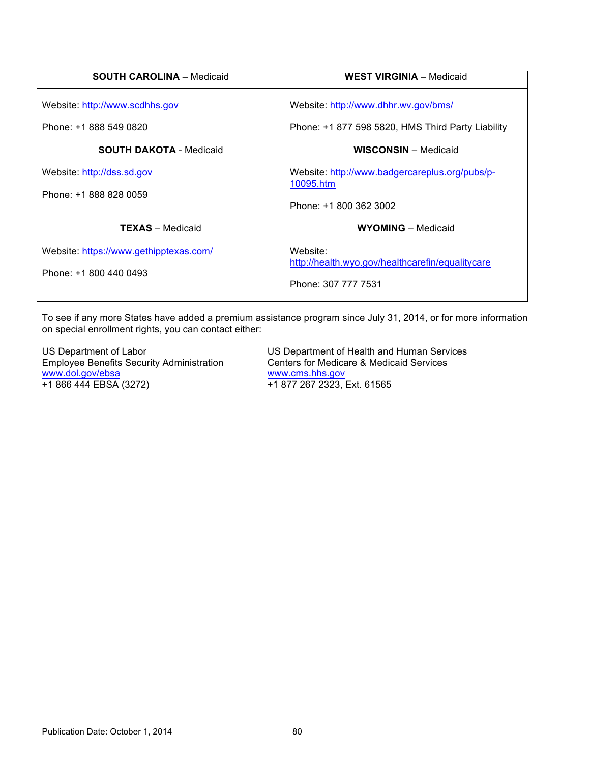| SOUTH CAROLINA – Medicaid | WEST VIRGINIA – Medicaid |
|---|---|
| Website: http://www.scdhhs.gov<br><br>Phone: +1 888 549 0820 | Website: http://www.dhhr.wv.gov/bms/<br><br>Phone: +1 877 598 5820, HMS Third Party Liability |
| **SOUTH DAKOTA** - Medicaid | **WISCONSIN** – Medicaid |
| Website: http://dss.sd.gov<br><br>Phone: +1 888 828 0059 | Website: http://www.badgercareplus.org/pubs/p-10095.htm<br><br>Phone: +1 800 362 3002 |
| **TEXAS** – Medicaid | **WYOMING** – Medicaid |
| Website: https://www.gethipptexas.com/<br><br>Phone: +1 800 440 0493 | Website: http://health.wyo.gov/healthcarefin/equalitycare<br><br>Phone: 307 777 7531 |

To see if any more States have added a premium assistance program since July 31, 2014, or for more information on special enrollment rights, you can contact either:

US Department of Labor
Employee Benefits Security Administration
www.dol.gov/ebsa
+1 866 444 EBSA (3272)

US Department of Health and Human Services
Centers for Medicare & Medicaid Services
www.cms.hhs.gov
+1 877 267 2323, Ext. 61565

Publication Date: October 1, 2014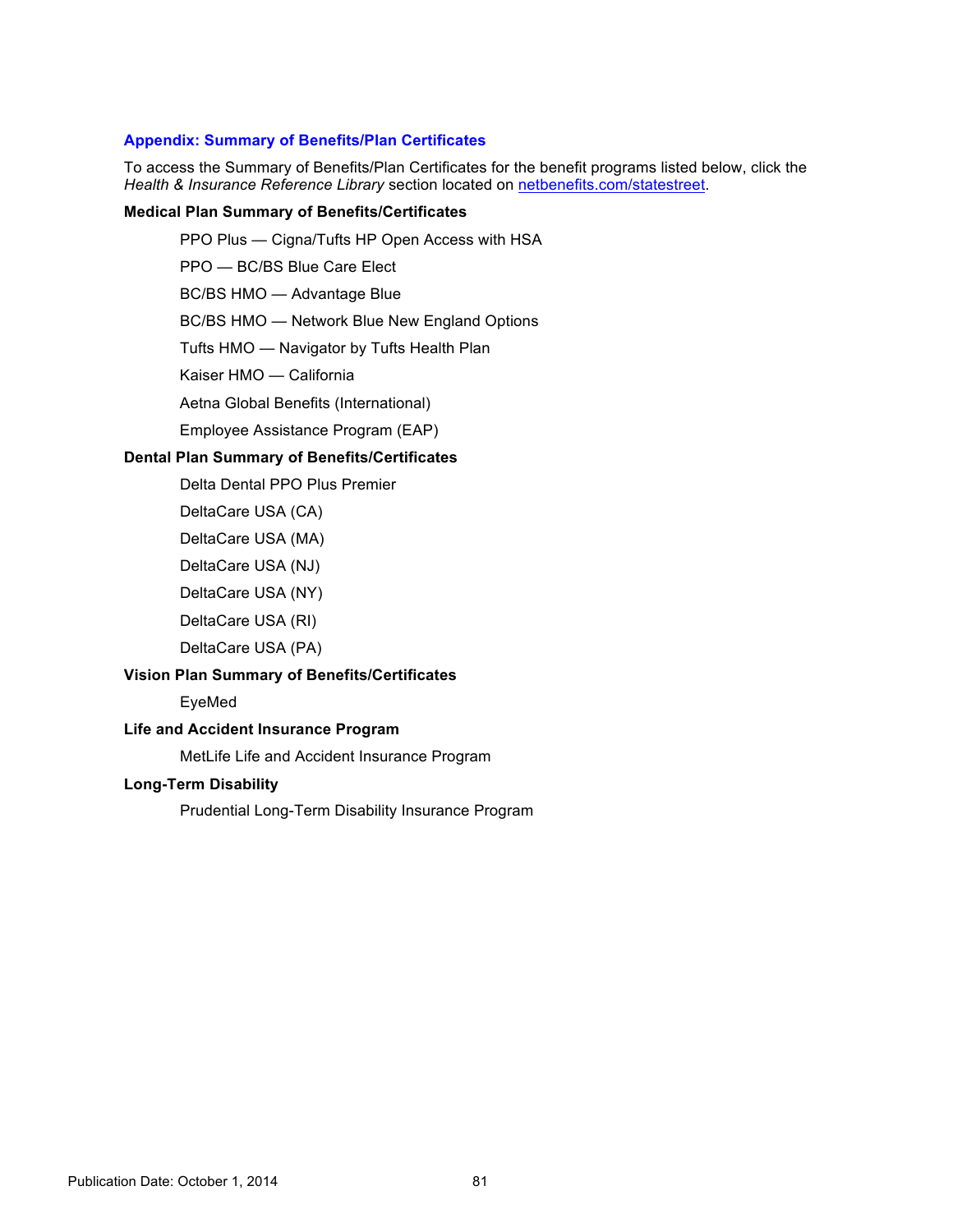## Appendix: Summary of Benefits/Plan Certificates

To access the Summary of Benefits/Plan Certificates for the benefit programs listed below, click the *Health & Insurance Reference Library* section located on netbenefits.com/statestreet.

**Medical Plan Summary of Benefits/Certificates**

- PPO Plus — Cigna/Tufts HP Open Access with HSA
- PPO — BC/BS Blue Care Elect
- BC/BS HMO — Advantage Blue
- BC/BS HMO — Network Blue New England Options
- Tufts HMO — Navigator by Tufts Health Plan
- Kaiser HMO — California
- Aetna Global Benefits (International)
- Employee Assistance Program (EAP)

**Dental Plan Summary of Benefits/Certificates**

- Delta Dental PPO Plus Premier
- DeltaCare USA (CA)
- DeltaCare USA (MA)
- DeltaCare USA (NJ)
- DeltaCare USA (NY)
- DeltaCare USA (RI)
- DeltaCare USA (PA)

**Vision Plan Summary of Benefits/Certificates**

- EyeMed

**Life and Accident Insurance Program**

- MetLife Life and Accident Insurance Program

**Long-Term Disability**

- Prudential Long-Term Disability Insurance Program

Publication Date: October 1, 2014